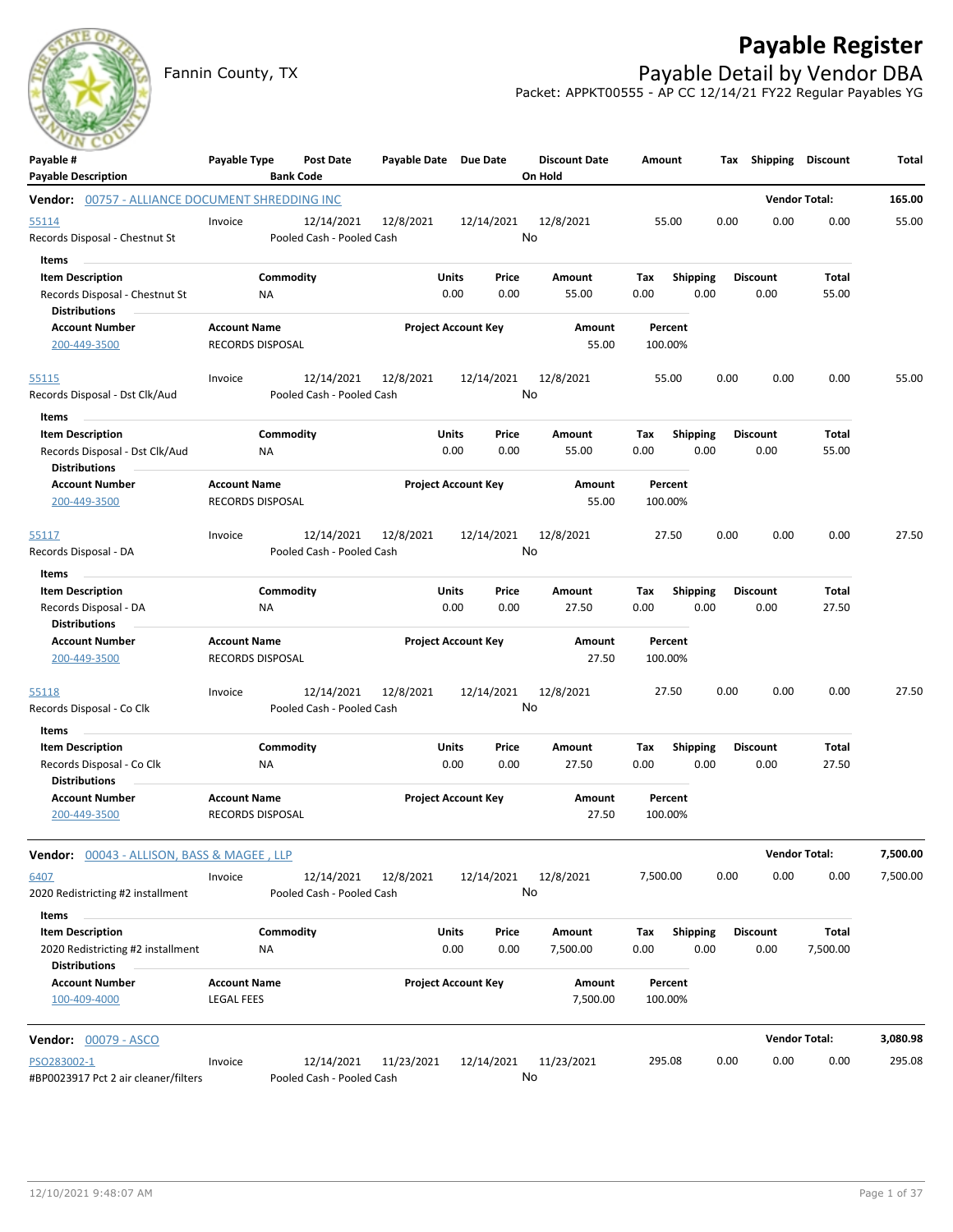# Payable Register

Fannin County, TX

## Payable Detail by Vendor DBA

Packet: APPKT00555 - AP CC 12/14/21 FY22 Regular Payables YG

| Payable # / Payable Description | Payable Type | Post Date / Bank Code | Payable Date | Due Date | Discount Date / On Hold | Amount | Tax | Shipping | Discount | Total |
|---|---|---|---|---|---|---|---|---|---|---|

**Vendor: 00757 - ALLIANCE DOCUMENT SHREDDING INC** — Vendor Total: **165.00**

| Payable # | Payable Type | Post Date | Payable Date | Due Date | Discount Date | Amount | Tax | Shipping | Discount | Total |
|---|---|---|---|---|---|---|---|---|---|---|
| 55114 | Invoice | 12/14/2021 | 12/8/2021 | 12/14/2021 | 12/8/2021 | 55.00 | 0.00 | 0.00 | 0.00 | 55.00 |

Records Disposal - Chestnut St — Pooled Cash - Pooled Cash — On Hold: No

Items

| Item Description | Commodity | Units | Price | Amount | Tax | Shipping | Discount | Total |
|---|---|---|---|---|---|---|---|---|
| Records Disposal - Chestnut St | NA | 0.00 | 0.00 | 55.00 | 0.00 | 0.00 | 0.00 | 55.00 |

Distributions

| Account Number | Account Name | Project Account Key | Amount | Percent |
|---|---|---|---|---|
| 200-449-3500 | RECORDS DISPOSAL | | 55.00 | 100.00% |

| Payable # | Payable Type | Post Date | Payable Date | Due Date | Discount Date | Amount | Tax | Shipping | Discount | Total |
|---|---|---|---|---|---|---|---|---|---|---|
| 55115 | Invoice | 12/14/2021 | 12/8/2021 | 12/14/2021 | 12/8/2021 | 55.00 | 0.00 | 0.00 | 0.00 | 55.00 |

Records Disposal - Dst Clk/Aud — Pooled Cash - Pooled Cash — On Hold: No

Items

| Item Description | Commodity | Units | Price | Amount | Tax | Shipping | Discount | Total |
|---|---|---|---|---|---|---|---|---|
| Records Disposal - Dst Clk/Aud | NA | 0.00 | 0.00 | 55.00 | 0.00 | 0.00 | 0.00 | 55.00 |

Distributions

| Account Number | Account Name | Project Account Key | Amount | Percent |
|---|---|---|---|---|
| 200-449-3500 | RECORDS DISPOSAL | | 55.00 | 100.00% |

| Payable # | Payable Type | Post Date | Payable Date | Due Date | Discount Date | Amount | Tax | Shipping | Discount | Total |
|---|---|---|---|---|---|---|---|---|---|---|
| 55117 | Invoice | 12/14/2021 | 12/8/2021 | 12/14/2021 | 12/8/2021 | 27.50 | 0.00 | 0.00 | 0.00 | 27.50 |

Records Disposal - DA — Pooled Cash - Pooled Cash — On Hold: No

Items

| Item Description | Commodity | Units | Price | Amount | Tax | Shipping | Discount | Total |
|---|---|---|---|---|---|---|---|---|
| Records Disposal - DA | NA | 0.00 | 0.00 | 27.50 | 0.00 | 0.00 | 0.00 | 27.50 |

Distributions

| Account Number | Account Name | Project Account Key | Amount | Percent |
|---|---|---|---|---|
| 200-449-3500 | RECORDS DISPOSAL | | 27.50 | 100.00% |

| Payable # | Payable Type | Post Date | Payable Date | Due Date | Discount Date | Amount | Tax | Shipping | Discount | Total |
|---|---|---|---|---|---|---|---|---|---|---|
| 55118 | Invoice | 12/14/2021 | 12/8/2021 | 12/14/2021 | 12/8/2021 | 27.50 | 0.00 | 0.00 | 0.00 | 27.50 |

Records Disposal - Co Clk — Pooled Cash - Pooled Cash — On Hold: No

Items

| Item Description | Commodity | Units | Price | Amount | Tax | Shipping | Discount | Total |
|---|---|---|---|---|---|---|---|---|
| Records Disposal - Co Clk | NA | 0.00 | 0.00 | 27.50 | 0.00 | 0.00 | 0.00 | 27.50 |

Distributions

| Account Number | Account Name | Project Account Key | Amount | Percent |
|---|---|---|---|---|
| 200-449-3500 | RECORDS DISPOSAL | | 27.50 | 100.00% |

**Vendor: 00043 - ALLISON, BASS & MAGEE , LLP** — Vendor Total: **7,500.00**

| Payable # | Payable Type | Post Date | Payable Date | Due Date | Discount Date | Amount | Tax | Shipping | Discount | Total |
|---|---|---|---|---|---|---|---|---|---|---|
| 6407 | Invoice | 12/14/2021 | 12/8/2021 | 12/14/2021 | 12/8/2021 | 7,500.00 | 0.00 | 0.00 | 0.00 | 7,500.00 |

2020 Redistricting #2 installment — Pooled Cash - Pooled Cash — On Hold: No

Items

| Item Description | Commodity | Units | Price | Amount | Tax | Shipping | Discount | Total |
|---|---|---|---|---|---|---|---|---|
| 2020 Redistricting #2 installment | NA | 0.00 | 0.00 | 7,500.00 | 0.00 | 0.00 | 0.00 | 7,500.00 |

Distributions

| Account Number | Account Name | Project Account Key | Amount | Percent |
|---|---|---|---|---|
| 100-409-4000 | LEGAL FEES | | 7,500.00 | 100.00% |

**Vendor: 00079 - ASCO** — Vendor Total: **3,080.98**

| Payable # | Payable Type | Post Date | Payable Date | Due Date | Discount Date | Amount | Tax | Shipping | Discount | Total |
|---|---|---|---|---|---|---|---|---|---|---|
| PSO283002-1 | Invoice | 12/14/2021 | 11/23/2021 | 12/14/2021 | 11/23/2021 | 295.08 | 0.00 | 0.00 | 0.00 | 295.08 |

#BP0023917 Pct 2 air cleaner/filters — Pooled Cash - Pooled Cash — On Hold: No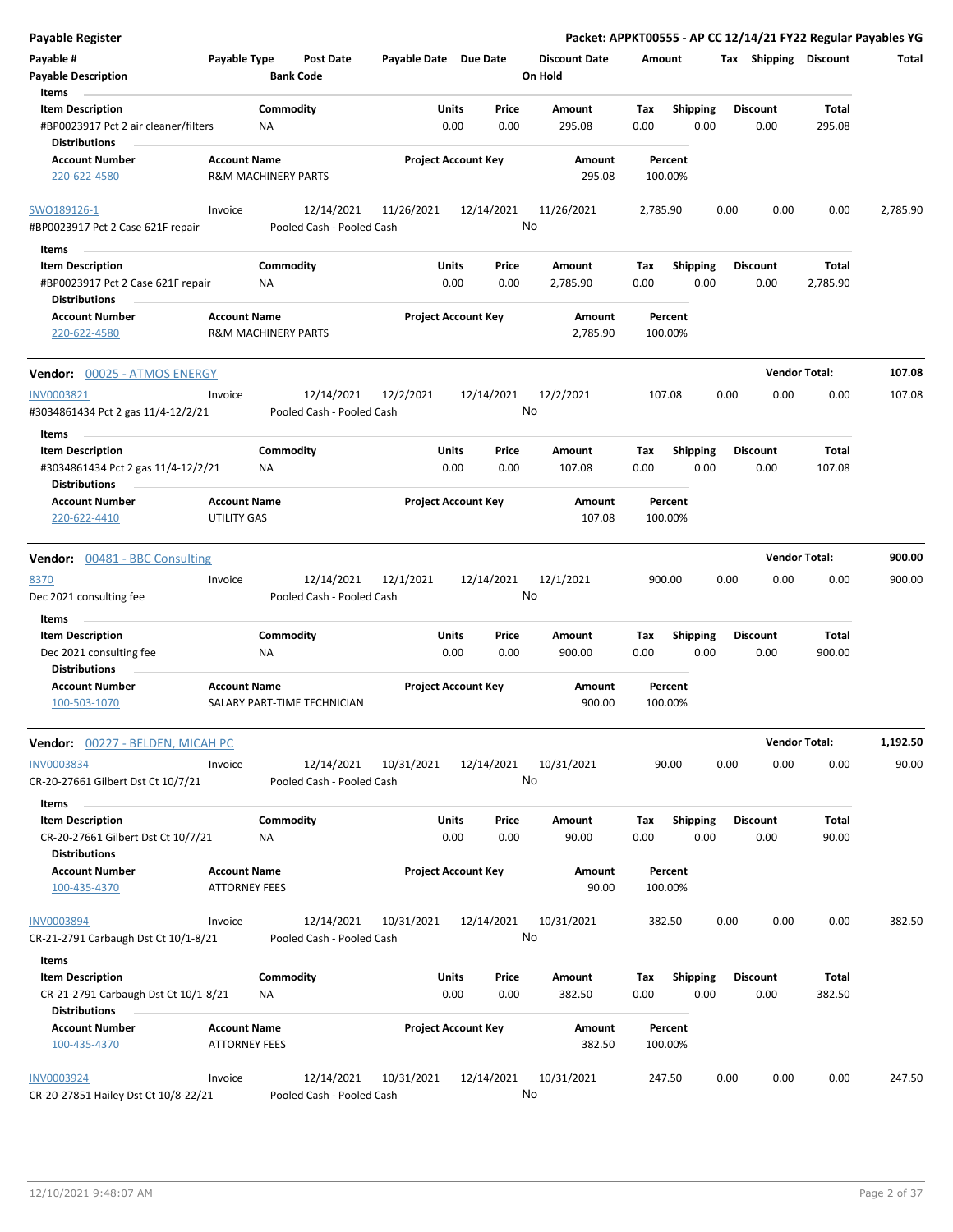# Payable Register

**Packet: APPKT00555 - AP CC 12/14/21 FY22 Regular Payables YG**

| Payable # | Payable Type | Post Date | Payable Date | Due Date | Discount Date | Amount | Tax | Shipping | Discount | Total |
|---|---|---|---|---|---|---|---|---|---|---|
| Payable Description | | Bank Code | | | On Hold | | | | | |

**Items**

| Item Description | Commodity | Units | Price | Amount | Tax | Shipping | Discount | Total |
|---|---|---|---|---|---|---|---|---|
| #BP0023917 Pct 2 air cleaner/filters | NA | 0.00 | 0.00 | 295.08 | 0.00 | 0.00 | 0.00 | 295.08 |

**Distributions**

| Account Number | Account Name | Project Account Key | Amount | Percent |
|---|---|---|---|---|
| 220-622-4580 | R&M MACHINERY PARTS | | 295.08 | 100.00% |

| Payable # | Payable Type | Post Date | Payable Date | Due Date | Discount Date | Amount | Tax | Shipping | Discount | Total |
|---|---|---|---|---|---|---|---|---|---|---|
| SWO189126-1 | Invoice | 12/14/2021 | 11/26/2021 | 12/14/2021 | 11/26/2021 | 2,785.90 | 0.00 | 0.00 | 0.00 | 2,785.90 |
| #BP0023917 Pct 2 Case 621F repair | | Pooled Cash - Pooled Cash | | | No | | | | | |

**Items**

| Item Description | Commodity | Units | Price | Amount | Tax | Shipping | Discount | Total |
|---|---|---|---|---|---|---|---|---|
| #BP0023917 Pct 2 Case 621F repair | NA | 0.00 | 0.00 | 2,785.90 | 0.00 | 0.00 | 0.00 | 2,785.90 |

**Distributions**

| Account Number | Account Name | Project Account Key | Amount | Percent |
|---|---|---|---|---|
| 220-622-4580 | R&M MACHINERY PARTS | | 2,785.90 | 100.00% |

## Vendor: 00025 - ATMOS ENERGY — Vendor Total: 107.08

| Payable # | Payable Type | Post Date | Payable Date | Due Date | Discount Date | Amount | Tax | Shipping | Discount | Total |
|---|---|---|---|---|---|---|---|---|---|---|
| INV0003821 | Invoice | 12/14/2021 | 12/2/2021 | 12/14/2021 | 12/2/2021 | 107.08 | 0.00 | 0.00 | 0.00 | 107.08 |
| #3034861434 Pct 2 gas 11/4-12/2/21 | | Pooled Cash - Pooled Cash | | | No | | | | | |

**Items**

| Item Description | Commodity | Units | Price | Amount | Tax | Shipping | Discount | Total |
|---|---|---|---|---|---|---|---|---|
| #3034861434 Pct 2 gas 11/4-12/2/21 | NA | 0.00 | 0.00 | 107.08 | 0.00 | 0.00 | 0.00 | 107.08 |

**Distributions**

| Account Number | Account Name | Project Account Key | Amount | Percent |
|---|---|---|---|---|
| 220-622-4410 | UTILITY GAS | | 107.08 | 100.00% |

## Vendor: 00481 - BBC Consulting — Vendor Total: 900.00

| Payable # | Payable Type | Post Date | Payable Date | Due Date | Discount Date | Amount | Tax | Shipping | Discount | Total |
|---|---|---|---|---|---|---|---|---|---|---|
| 8370 | Invoice | 12/14/2021 | 12/1/2021 | 12/14/2021 | 12/1/2021 | 900.00 | 0.00 | 0.00 | 0.00 | 900.00 |
| Dec 2021 consulting fee | | Pooled Cash - Pooled Cash | | | No | | | | | |

**Items**

| Item Description | Commodity | Units | Price | Amount | Tax | Shipping | Discount | Total |
|---|---|---|---|---|---|---|---|---|
| Dec 2021 consulting fee | NA | 0.00 | 0.00 | 900.00 | 0.00 | 0.00 | 0.00 | 900.00 |

**Distributions**

| Account Number | Account Name | Project Account Key | Amount | Percent |
|---|---|---|---|---|
| 100-503-1070 | SALARY PART-TIME TECHNICIAN | | 900.00 | 100.00% |

## Vendor: 00227 - BELDEN, MICAH PC — Vendor Total: 1,192.50

| Payable # | Payable Type | Post Date | Payable Date | Due Date | Discount Date | Amount | Tax | Shipping | Discount | Total |
|---|---|---|---|---|---|---|---|---|---|---|
| INV0003834 | Invoice | 12/14/2021 | 10/31/2021 | 12/14/2021 | 10/31/2021 | 90.00 | 0.00 | 0.00 | 0.00 | 90.00 |
| CR-20-27661 Gilbert Dst Ct 10/7/21 | | Pooled Cash - Pooled Cash | | | No | | | | | |

**Items**

| Item Description | Commodity | Units | Price | Amount | Tax | Shipping | Discount | Total |
|---|---|---|---|---|---|---|---|---|
| CR-20-27661 Gilbert Dst Ct 10/7/21 | NA | 0.00 | 0.00 | 90.00 | 0.00 | 0.00 | 0.00 | 90.00 |

**Distributions**

| Account Number | Account Name | Project Account Key | Amount | Percent |
|---|---|---|---|---|
| 100-435-4370 | ATTORNEY FEES | | 90.00 | 100.00% |

| Payable # | Payable Type | Post Date | Payable Date | Due Date | Discount Date | Amount | Tax | Shipping | Discount | Total |
|---|---|---|---|---|---|---|---|---|---|---|
| INV0003894 | Invoice | 12/14/2021 | 10/31/2021 | 12/14/2021 | 10/31/2021 | 382.50 | 0.00 | 0.00 | 0.00 | 382.50 |
| CR-21-2791 Carbaugh Dst Ct 10/1-8/21 | | Pooled Cash - Pooled Cash | | | No | | | | | |

**Items**

| Item Description | Commodity | Units | Price | Amount | Tax | Shipping | Discount | Total |
|---|---|---|---|---|---|---|---|---|
| CR-21-2791 Carbaugh Dst Ct 10/1-8/21 | NA | 0.00 | 0.00 | 382.50 | 0.00 | 0.00 | 0.00 | 382.50 |

**Distributions**

| Account Number | Account Name | Project Account Key | Amount | Percent |
|---|---|---|---|---|
| 100-435-4370 | ATTORNEY FEES | | 382.50 | 100.00% |

| Payable # | Payable Type | Post Date | Payable Date | Due Date | Discount Date | Amount | Tax | Shipping | Discount | Total |
|---|---|---|---|---|---|---|---|---|---|---|
| INV0003924 | Invoice | 12/14/2021 | 10/31/2021 | 12/14/2021 | 10/31/2021 | 247.50 | 0.00 | 0.00 | 0.00 | 247.50 |
| CR-20-27851 Hailey Dst Ct 10/8-22/21 | | Pooled Cash - Pooled Cash | | | No | | | | | |

12/10/2021 9:48:07 AM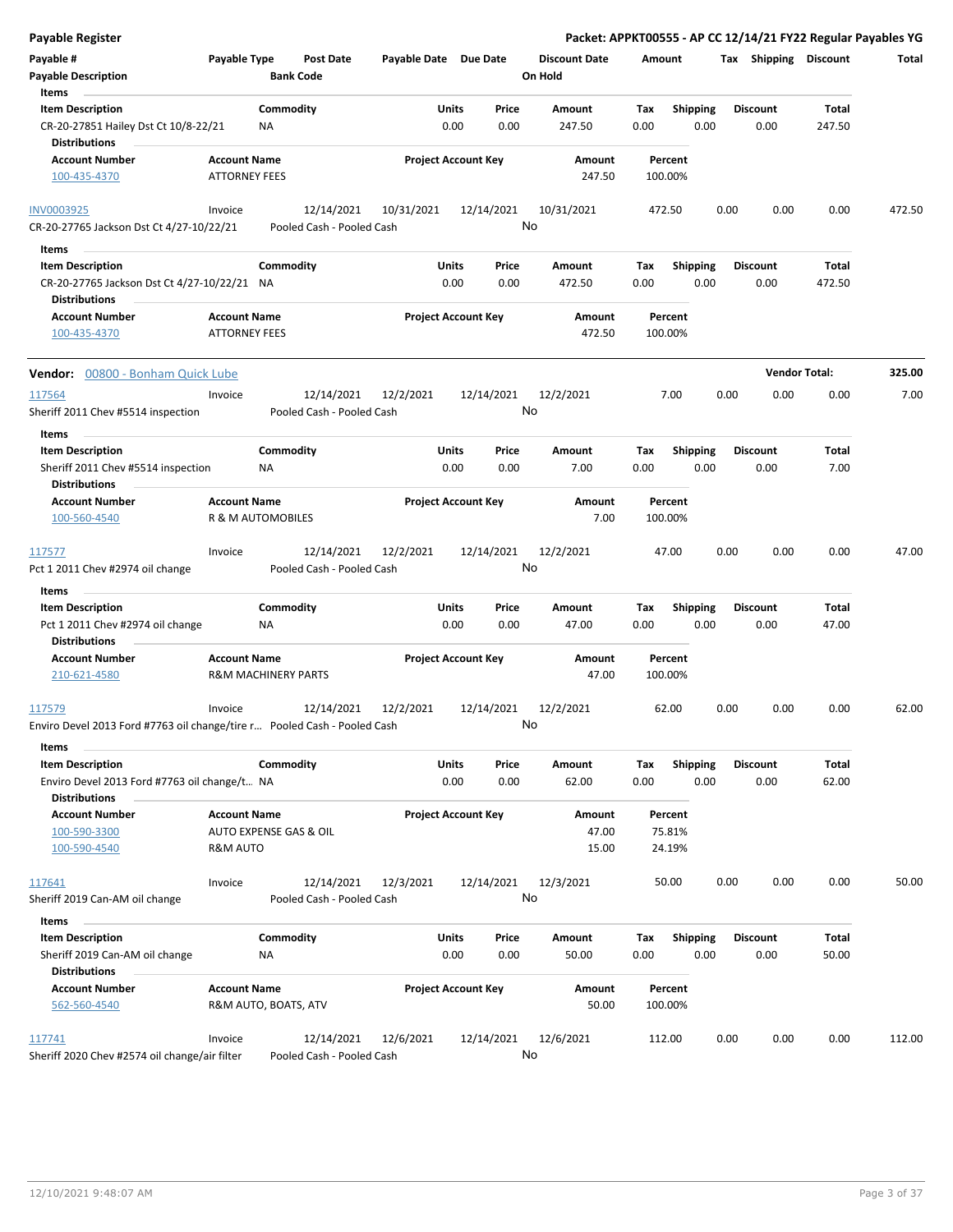**Payable Register** — **Packet: APPKT00555 - AP CC 12/14/21 FY22 Regular Payables YG**

| Payable # | Payable Type | Post Date | Payable Date | Due Date | Discount Date | Amount | Tax | Shipping | Discount | Total |
|---|---|---|---|---|---|---|---|---|---|---|
| Payable Description | | Bank Code | | | On Hold | | | | | |

| Item Description | Commodity | Units | Price | Amount | Tax | Shipping | Discount | Total |
|---|---|---|---|---|---|---|---|---|
| CR-20-27851 Hailey Dst Ct 10/8-22/21 | NA | 0.00 | 0.00 | 247.50 | 0.00 | 0.00 | 0.00 | 247.50 |

**Distributions**

| Account Number | Account Name | Project Account Key | Amount | Percent |
|---|---|---|---|---|
| 100-435-4370 | ATTORNEY FEES | | 247.50 | 100.00% |

| Payable # | Payable Type | Post Date | Payable Date | Due Date | Discount Date | Amount | Tax | Shipping | Discount | Total |
|---|---|---|---|---|---|---|---|---|---|---|
| INV0003925 | Invoice | 12/14/2021 | 10/31/2021 | 12/14/2021 | 10/31/2021 | 472.50 | 0.00 | 0.00 | 0.00 | 472.50 |
| CR-20-27765 Jackson Dst Ct 4/27-10/22/21 | | Pooled Cash - Pooled Cash | | | No | | | | | |

| Item Description | Commodity | Units | Price | Amount | Tax | Shipping | Discount | Total |
|---|---|---|---|---|---|---|---|---|
| CR-20-27765 Jackson Dst Ct 4/27-10/22/21 | NA | 0.00 | 0.00 | 472.50 | 0.00 | 0.00 | 0.00 | 472.50 |

**Distributions**

| Account Number | Account Name | Project Account Key | Amount | Percent |
|---|---|---|---|---|
| 100-435-4370 | ATTORNEY FEES | | 472.50 | 100.00% |

**Vendor:** 00800 - Bonham Quick Lube — **Vendor Total: 325.00**

| Payable # | Payable Type | Post Date | Payable Date | Due Date | Discount Date | Amount | Tax | Shipping | Discount | Total |
|---|---|---|---|---|---|---|---|---|---|---|
| 117564 | Invoice | 12/14/2021 | 12/2/2021 | 12/14/2021 | 12/2/2021 | 7.00 | 0.00 | 0.00 | 0.00 | 7.00 |
| Sheriff 2011 Chev #5514 inspection | | Pooled Cash - Pooled Cash | | | No | | | | | |

| Item Description | Commodity | Units | Price | Amount | Tax | Shipping | Discount | Total |
|---|---|---|---|---|---|---|---|---|
| Sheriff 2011 Chev #5514 inspection | NA | 0.00 | 0.00 | 7.00 | 0.00 | 0.00 | 0.00 | 7.00 |

**Distributions**

| Account Number | Account Name | Project Account Key | Amount | Percent |
|---|---|---|---|---|
| 100-560-4540 | R & M AUTOMOBILES | | 7.00 | 100.00% |

| Payable # | Payable Type | Post Date | Payable Date | Due Date | Discount Date | Amount | Tax | Shipping | Discount | Total |
|---|---|---|---|---|---|---|---|---|---|---|
| 117577 | Invoice | 12/14/2021 | 12/2/2021 | 12/14/2021 | 12/2/2021 | 47.00 | 0.00 | 0.00 | 0.00 | 47.00 |
| Pct 1 2011 Chev #2974 oil change | | Pooled Cash - Pooled Cash | | | No | | | | | |

| Item Description | Commodity | Units | Price | Amount | Tax | Shipping | Discount | Total |
|---|---|---|---|---|---|---|---|---|
| Pct 1 2011 Chev #2974 oil change | NA | 0.00 | 0.00 | 47.00 | 0.00 | 0.00 | 0.00 | 47.00 |

**Distributions**

| Account Number | Account Name | Project Account Key | Amount | Percent |
|---|---|---|---|---|
| 210-621-4580 | R&M MACHINERY PARTS | | 47.00 | 100.00% |

| Payable # | Payable Type | Post Date | Payable Date | Due Date | Discount Date | Amount | Tax | Shipping | Discount | Total |
|---|---|---|---|---|---|---|---|---|---|---|
| 117579 | Invoice | 12/14/2021 | 12/2/2021 | 12/14/2021 | 12/2/2021 | 62.00 | 0.00 | 0.00 | 0.00 | 62.00 |
| Enviro Devel 2013 Ford #7763 oil change/tire r... | | Pooled Cash - Pooled Cash | | | No | | | | | |

| Item Description | Commodity | Units | Price | Amount | Tax | Shipping | Discount | Total |
|---|---|---|---|---|---|---|---|---|
| Enviro Devel 2013 Ford #7763 oil change/t... | NA | 0.00 | 0.00 | 62.00 | 0.00 | 0.00 | 0.00 | 62.00 |

**Distributions**

| Account Number | Account Name | Project Account Key | Amount | Percent |
|---|---|---|---|---|
| 100-590-3300 | AUTO EXPENSE GAS & OIL | | 47.00 | 75.81% |
| 100-590-4540 | R&M AUTO | | 15.00 | 24.19% |

| Payable # | Payable Type | Post Date | Payable Date | Due Date | Discount Date | Amount | Tax | Shipping | Discount | Total |
|---|---|---|---|---|---|---|---|---|---|---|
| 117641 | Invoice | 12/14/2021 | 12/3/2021 | 12/14/2021 | 12/3/2021 | 50.00 | 0.00 | 0.00 | 0.00 | 50.00 |
| Sheriff 2019 Can-AM oil change | | Pooled Cash - Pooled Cash | | | No | | | | | |

| Item Description | Commodity | Units | Price | Amount | Tax | Shipping | Discount | Total |
|---|---|---|---|---|---|---|---|---|
| Sheriff 2019 Can-AM oil change | NA | 0.00 | 0.00 | 50.00 | 0.00 | 0.00 | 0.00 | 50.00 |

**Distributions**

| Account Number | Account Name | Project Account Key | Amount | Percent |
|---|---|---|---|---|
| 562-560-4540 | R&M AUTO, BOATS, ATV | | 50.00 | 100.00% |

| Payable # | Payable Type | Post Date | Payable Date | Due Date | Discount Date | Amount | Tax | Shipping | Discount | Total |
|---|---|---|---|---|---|---|---|---|---|---|
| 117741 | Invoice | 12/14/2021 | 12/6/2021 | 12/14/2021 | 12/6/2021 | 112.00 | 0.00 | 0.00 | 0.00 | 112.00 |
| Sheriff 2020 Chev #2574 oil change/air filter | | Pooled Cash - Pooled Cash | | | No | | | | | |

12/10/2021 9:48:07 AM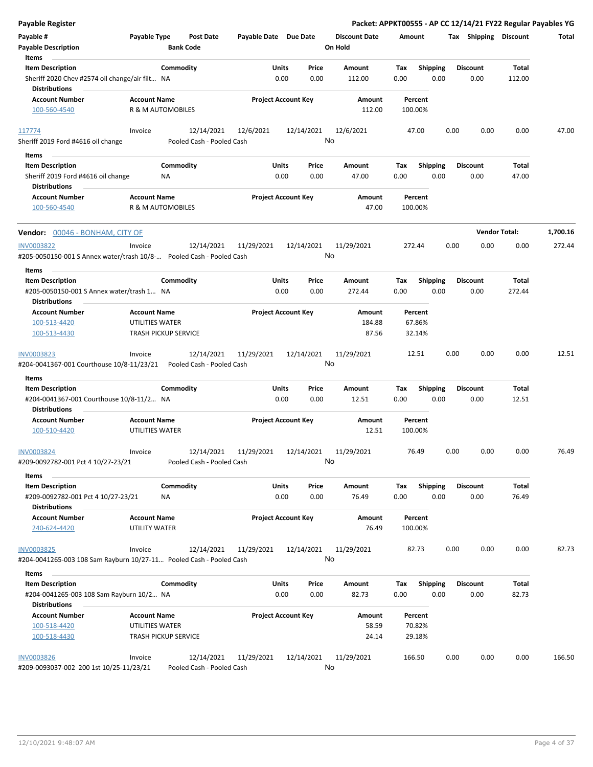**Payable Register**

**Packet: APPKT00555 - AP CC 12/14/21 FY22 Regular Payables YG**

| Payable # | Payable Type | Post Date | Payable Date | Due Date | Discount Date | Amount | Tax | Shipping | Discount | Total |
|---|---|---|---|---|---|---|---|---|---|---|
| **Payable Description** | | **Bank Code** | | | **On Hold** | | | | | |

**Items**

| Item Description | Commodity | Units | Price | Amount | Tax | Shipping | Discount | Total |
|---|---|---|---|---|---|---|---|---|
| Sheriff 2020 Chev #2574 oil change/air filt... | NA | 0.00 | 0.00 | 112.00 | 0.00 | 0.00 | 0.00 | 112.00 |

**Distributions**

| Account Number | Account Name | Project Account Key | Amount | Percent |
|---|---|---|---|---|
| 100-560-4540 | R & M AUTOMOBILES | | 112.00 | 100.00% |

| 117774 | Invoice | 12/14/2021 | 12/6/2021 | 12/14/2021 | 12/6/2021 | 47.00 | 0.00 | 0.00 | 0.00 | 47.00 |
|---|---|---|---|---|---|---|---|---|---|---|
| Sheriff 2019 Ford #4616 oil change | | Pooled Cash - Pooled Cash | | | No | | | | | |

**Items**

| Item Description | Commodity | Units | Price | Amount | Tax | Shipping | Discount | Total |
|---|---|---|---|---|---|---|---|---|
| Sheriff 2019 Ford #4616 oil change | NA | 0.00 | 0.00 | 47.00 | 0.00 | 0.00 | 0.00 | 47.00 |

**Distributions**

| Account Number | Account Name | Project Account Key | Amount | Percent |
|---|---|---|---|---|
| 100-560-4540 | R & M AUTOMOBILES | | 47.00 | 100.00% |

**Vendor:** 00046 - BONHAM, CITY OF — **Vendor Total:** 1,700.16

| INV0003822 | Invoice | 12/14/2021 | 11/29/2021 | 12/14/2021 | 11/29/2021 | 272.44 | 0.00 | 0.00 | 0.00 | 272.44 |
|---|---|---|---|---|---|---|---|---|---|---|
| #205-0050150-001 S Annex water/trash 10/8-... | | Pooled Cash - Pooled Cash | | | No | | | | | |

**Items**

| Item Description | Commodity | Units | Price | Amount | Tax | Shipping | Discount | Total |
|---|---|---|---|---|---|---|---|---|
| #205-0050150-001 S Annex water/trash 1... | NA | 0.00 | 0.00 | 272.44 | 0.00 | 0.00 | 0.00 | 272.44 |

**Distributions**

| Account Number | Account Name | Project Account Key | Amount | Percent |
|---|---|---|---|---|
| 100-513-4420 | UTILITIES WATER | | 184.88 | 67.86% |
| 100-513-4430 | TRASH PICKUP SERVICE | | 87.56 | 32.14% |

| INV0003823 | Invoice | 12/14/2021 | 11/29/2021 | 12/14/2021 | 11/29/2021 | 12.51 | 0.00 | 0.00 | 0.00 | 12.51 |
|---|---|---|---|---|---|---|---|---|---|---|
| #204-0041367-001 Courthouse 10/8-11/23/21 | | Pooled Cash - Pooled Cash | | | No | | | | | |

**Items**

| Item Description | Commodity | Units | Price | Amount | Tax | Shipping | Discount | Total |
|---|---|---|---|---|---|---|---|---|
| #204-0041367-001 Courthouse 10/8-11/2... | NA | 0.00 | 0.00 | 12.51 | 0.00 | 0.00 | 0.00 | 12.51 |

**Distributions**

| Account Number | Account Name | Project Account Key | Amount | Percent |
|---|---|---|---|---|
| 100-510-4420 | UTILITIES WATER | | 12.51 | 100.00% |

| INV0003824 | Invoice | 12/14/2021 | 11/29/2021 | 12/14/2021 | 11/29/2021 | 76.49 | 0.00 | 0.00 | 0.00 | 76.49 |
|---|---|---|---|---|---|---|---|---|---|---|
| #209-0092782-001 Pct 4 10/27-23/21 | | Pooled Cash - Pooled Cash | | | No | | | | | |

**Items**

| Item Description | Commodity | Units | Price | Amount | Tax | Shipping | Discount | Total |
|---|---|---|---|---|---|---|---|---|
| #209-0092782-001 Pct 4 10/27-23/21 | NA | 0.00 | 0.00 | 76.49 | 0.00 | 0.00 | 0.00 | 76.49 |

**Distributions**

| Account Number | Account Name | Project Account Key | Amount | Percent |
|---|---|---|---|---|
| 240-624-4420 | UTILITY WATER | | 76.49 | 100.00% |

| INV0003825 | Invoice | 12/14/2021 | 11/29/2021 | 12/14/2021 | 11/29/2021 | 82.73 | 0.00 | 0.00 | 0.00 | 82.73 |
|---|---|---|---|---|---|---|---|---|---|---|
| #204-0041265-003 108 Sam Rayburn 10/27-11... | | Pooled Cash - Pooled Cash | | | No | | | | | |

**Items**

| Item Description | Commodity | Units | Price | Amount | Tax | Shipping | Discount | Total |
|---|---|---|---|---|---|---|---|---|
| #204-0041265-003 108 Sam Rayburn 10/2... | NA | 0.00 | 0.00 | 82.73 | 0.00 | 0.00 | 0.00 | 82.73 |

**Distributions**

| Account Number | Account Name | Project Account Key | Amount | Percent |
|---|---|---|---|---|
| 100-518-4420 | UTILITIES WATER | | 58.59 | 70.82% |
| 100-518-4430 | TRASH PICKUP SERVICE | | 24.14 | 29.18% |

| INV0003826 | Invoice | 12/14/2021 | 11/29/2021 | 12/14/2021 | 11/29/2021 | 166.50 | 0.00 | 0.00 | 0.00 | 166.50 |
|---|---|---|---|---|---|---|---|---|---|---|
| #209-0093037-002 200 1st 10/25-11/23/21 | | Pooled Cash - Pooled Cash | | | No | | | | | |

12/10/2021 9:48:07 AM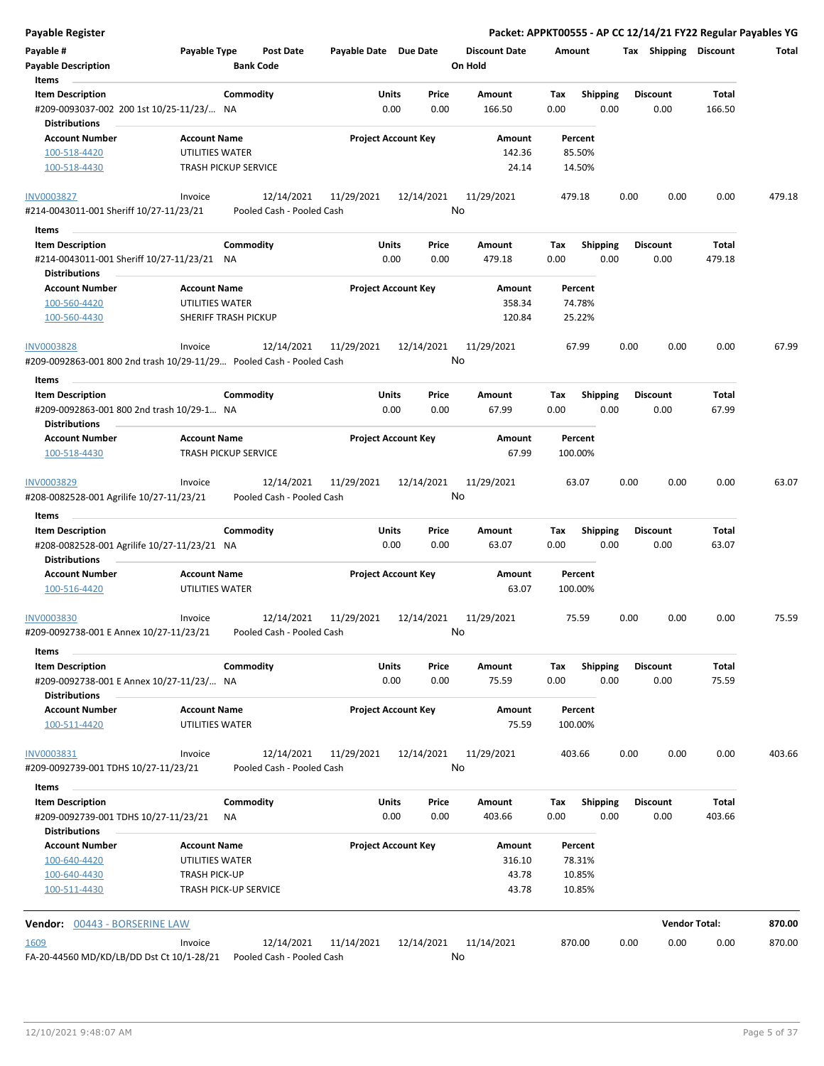**Payable Register** — **Packet: APPKT00555 - AP CC 12/14/21 FY22 Regular Payables YG**

| Payable # | Payable Type | Post Date | Payable Date | Due Date | Discount Date | Amount | Tax | Shipping | Discount | Total |
|---|---|---|---|---|---|---|---|---|---|---|
| Payable Description | | Bank Code | | | On Hold | | | | | |

**Items**

| Item Description | Commodity | Units | Price | Amount | Tax | Shipping | Discount | Total |
|---|---|---|---|---|---|---|---|---|
| #209-0093037-002 200 1st 10/25-11/23/... | NA | 0.00 | 0.00 | 166.50 | 0.00 | 0.00 | 0.00 | 166.50 |

**Distributions**

| Account Number | Account Name | Project Account Key | Amount | Percent |
|---|---|---|---|---|
| 100-518-4420 | UTILITIES WATER | | 142.36 | 85.50% |
| 100-518-4430 | TRASH PICKUP SERVICE | | 24.14 | 14.50% |

| Payable # | Payable Type | Post Date | Payable Date | Due Date | Discount Date | Amount | Tax | Shipping | Discount | Total |
|---|---|---|---|---|---|---|---|---|---|---|
| INV0003827 | Invoice | 12/14/2021 | 11/29/2021 | 12/14/2021 | 11/29/2021 | 479.18 | 0.00 | 0.00 | 0.00 | 479.18 |
| #214-0043011-001 Sheriff 10/27-11/23/21 | | Pooled Cash - Pooled Cash | | | No | | | | | |

**Items**

| Item Description | Commodity | Units | Price | Amount | Tax | Shipping | Discount | Total |
|---|---|---|---|---|---|---|---|---|
| #214-0043011-001 Sheriff 10/27-11/23/21 | NA | 0.00 | 0.00 | 479.18 | 0.00 | 0.00 | 0.00 | 479.18 |

**Distributions**

| Account Number | Account Name | Project Account Key | Amount | Percent |
|---|---|---|---|---|
| 100-560-4420 | UTILITIES WATER | | 358.34 | 74.78% |
| 100-560-4430 | SHERIFF TRASH PICKUP | | 120.84 | 25.22% |

| Payable # | Payable Type | Post Date | Payable Date | Due Date | Discount Date | Amount | Tax | Shipping | Discount | Total |
|---|---|---|---|---|---|---|---|---|---|---|
| INV0003828 | Invoice | 12/14/2021 | 11/29/2021 | 12/14/2021 | 11/29/2021 | 67.99 | 0.00 | 0.00 | 0.00 | 67.99 |
| #209-0092863-001 800 2nd trash 10/29-11/29... | | Pooled Cash - Pooled Cash | | | No | | | | | |

**Items**

| Item Description | Commodity | Units | Price | Amount | Tax | Shipping | Discount | Total |
|---|---|---|---|---|---|---|---|---|
| #209-0092863-001 800 2nd trash 10/29-1... | NA | 0.00 | 0.00 | 67.99 | 0.00 | 0.00 | 0.00 | 67.99 |

**Distributions**

| Account Number | Account Name | Project Account Key | Amount | Percent |
|---|---|---|---|---|
| 100-518-4430 | TRASH PICKUP SERVICE | | 67.99 | 100.00% |

| Payable # | Payable Type | Post Date | Payable Date | Due Date | Discount Date | Amount | Tax | Shipping | Discount | Total |
|---|---|---|---|---|---|---|---|---|---|---|
| INV0003829 | Invoice | 12/14/2021 | 11/29/2021 | 12/14/2021 | 11/29/2021 | 63.07 | 0.00 | 0.00 | 0.00 | 63.07 |
| #208-0082528-001 Agrilife 10/27-11/23/21 | | Pooled Cash - Pooled Cash | | | No | | | | | |

**Items**

| Item Description | Commodity | Units | Price | Amount | Tax | Shipping | Discount | Total |
|---|---|---|---|---|---|---|---|---|
| #208-0082528-001 Agrilife 10/27-11/23/21 | NA | 0.00 | 0.00 | 63.07 | 0.00 | 0.00 | 0.00 | 63.07 |

**Distributions**

| Account Number | Account Name | Project Account Key | Amount | Percent |
|---|---|---|---|---|
| 100-516-4420 | UTILITIES WATER | | 63.07 | 100.00% |

| Payable # | Payable Type | Post Date | Payable Date | Due Date | Discount Date | Amount | Tax | Shipping | Discount | Total |
|---|---|---|---|---|---|---|---|---|---|---|
| INV0003830 | Invoice | 12/14/2021 | 11/29/2021 | 12/14/2021 | 11/29/2021 | 75.59 | 0.00 | 0.00 | 0.00 | 75.59 |
| #209-0092738-001 E Annex 10/27-11/23/21 | | Pooled Cash - Pooled Cash | | | No | | | | | |

**Items**

| Item Description | Commodity | Units | Price | Amount | Tax | Shipping | Discount | Total |
|---|---|---|---|---|---|---|---|---|
| #209-0092738-001 E Annex 10/27-11/23/... | NA | 0.00 | 0.00 | 75.59 | 0.00 | 0.00 | 0.00 | 75.59 |

**Distributions**

| Account Number | Account Name | Project Account Key | Amount | Percent |
|---|---|---|---|---|
| 100-511-4420 | UTILITIES WATER | | 75.59 | 100.00% |

| Payable # | Payable Type | Post Date | Payable Date | Due Date | Discount Date | Amount | Tax | Shipping | Discount | Total |
|---|---|---|---|---|---|---|---|---|---|---|
| INV0003831 | Invoice | 12/14/2021 | 11/29/2021 | 12/14/2021 | 11/29/2021 | 403.66 | 0.00 | 0.00 | 0.00 | 403.66 |
| #209-0092739-001 TDHS 10/27-11/23/21 | | Pooled Cash - Pooled Cash | | | No | | | | | |

**Items**

| Item Description | Commodity | Units | Price | Amount | Tax | Shipping | Discount | Total |
|---|---|---|---|---|---|---|---|---|
| #209-0092739-001 TDHS 10/27-11/23/21 | NA | 0.00 | 0.00 | 403.66 | 0.00 | 0.00 | 0.00 | 403.66 |

**Distributions**

| Account Number | Account Name | Project Account Key | Amount | Percent |
|---|---|---|---|---|
| 100-640-4420 | UTILITIES WATER | | 316.10 | 78.31% |
| 100-640-4430 | TRASH PICK-UP | | 43.78 | 10.85% |
| 100-511-4430 | TRASH PICK-UP SERVICE | | 43.78 | 10.85% |

**Vendor:** 00443 - BORSERINE LAW — **Vendor Total:** 870.00

| Payable # | Payable Type | Post Date | Payable Date | Due Date | Discount Date | Amount | Tax | Shipping | Discount | Total |
|---|---|---|---|---|---|---|---|---|---|---|
| 1609 | Invoice | 12/14/2021 | 11/14/2021 | 12/14/2021 | 11/14/2021 | 870.00 | 0.00 | 0.00 | 0.00 | 870.00 |
| FA-20-44560 MD/KD/LB/DD Dst Ct 10/1-28/21 | | Pooled Cash - Pooled Cash | | | No | | | | | |

12/10/2021 9:48:07 AM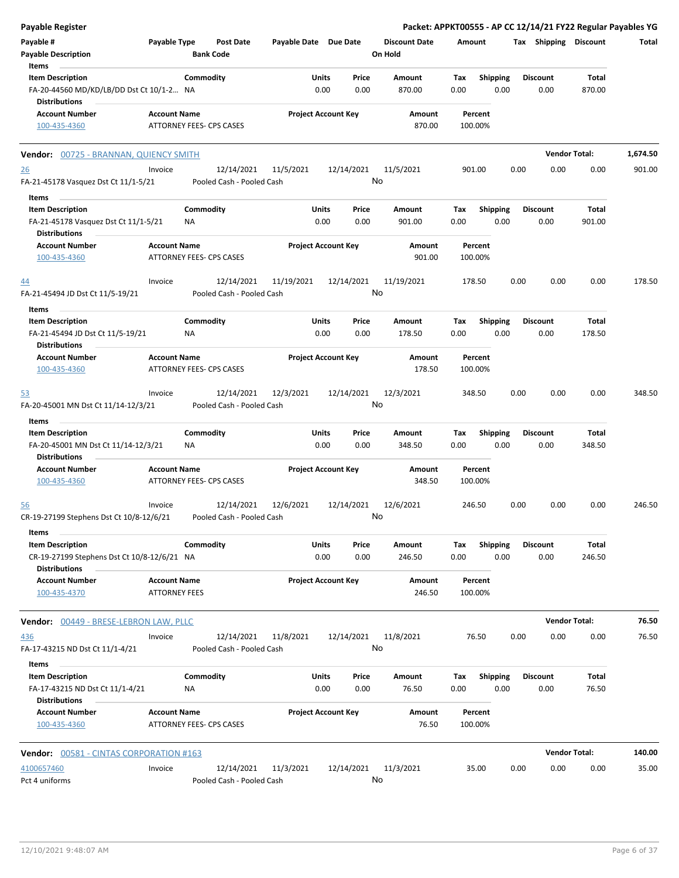# Payable Register

**Packet: APPKT00555 - AP CC 12/14/21 FY22 Regular Payables YG**

| Payable # | Payable Type | Post Date | Payable Date | Due Date | Discount Date | Amount | Tax | Shipping | Discount | Total |
|---|---|---|---|---|---|---|---|---|---|---|
| Payable Description | | Bank Code | | | On Hold | | | | | |

**Items**

| Item Description | Commodity | Units | Price | Amount | Tax | Shipping | Discount | Total |
|---|---|---|---|---|---|---|---|---|
| FA-20-44560 MD/KD/LB/DD Dst Ct 10/1-2... | NA | 0.00 | 0.00 | 870.00 | 0.00 | 0.00 | 0.00 | 870.00 |

**Distributions**

| Account Number | Account Name | Project Account Key | Amount | Percent |
|---|---|---|---|---|
| 100-435-4360 | ATTORNEY FEES- CPS CASES | | 870.00 | 100.00% |

## Vendor: 00725 - BRANNAN, QUIENCY SMITH — Vendor Total: 1,674.50

| Payable # | Payable Type | Post Date | Payable Date | Due Date | Discount Date | Amount | Tax | Shipping | Discount | Total |
|---|---|---|---|---|---|---|---|---|---|---|
| 26 | Invoice | 12/14/2021 | 11/5/2021 | 12/14/2021 | 11/5/2021 | 901.00 | 0.00 | 0.00 | 0.00 | 901.00 |
| FA-21-45178 Vasquez Dst Ct 11/1-5/21 | | Pooled Cash - Pooled Cash | | | No | | | | | |

**Items**

| Item Description | Commodity | Units | Price | Amount | Tax | Shipping | Discount | Total |
|---|---|---|---|---|---|---|---|---|
| FA-21-45178 Vasquez Dst Ct 11/1-5/21 | NA | 0.00 | 0.00 | 901.00 | 0.00 | 0.00 | 0.00 | 901.00 |

**Distributions**

| Account Number | Account Name | Project Account Key | Amount | Percent |
|---|---|---|---|---|
| 100-435-4360 | ATTORNEY FEES- CPS CASES | | 901.00 | 100.00% |

| Payable # | Payable Type | Post Date | Payable Date | Due Date | Discount Date | Amount | Tax | Shipping | Discount | Total |
|---|---|---|---|---|---|---|---|---|---|---|
| 44 | Invoice | 12/14/2021 | 11/19/2021 | 12/14/2021 | 11/19/2021 | 178.50 | 0.00 | 0.00 | 0.00 | 178.50 |
| FA-21-45494 JD Dst Ct 11/5-19/21 | | Pooled Cash - Pooled Cash | | | No | | | | | |

**Items**

| Item Description | Commodity | Units | Price | Amount | Tax | Shipping | Discount | Total |
|---|---|---|---|---|---|---|---|---|
| FA-21-45494 JD Dst Ct 11/5-19/21 | NA | 0.00 | 0.00 | 178.50 | 0.00 | 0.00 | 0.00 | 178.50 |

**Distributions**

| Account Number | Account Name | Project Account Key | Amount | Percent |
|---|---|---|---|---|
| 100-435-4360 | ATTORNEY FEES- CPS CASES | | 178.50 | 100.00% |

| Payable # | Payable Type | Post Date | Payable Date | Due Date | Discount Date | Amount | Tax | Shipping | Discount | Total |
|---|---|---|---|---|---|---|---|---|---|---|
| 53 | Invoice | 12/14/2021 | 12/3/2021 | 12/14/2021 | 12/3/2021 | 348.50 | 0.00 | 0.00 | 0.00 | 348.50 |
| FA-20-45001 MN Dst Ct 11/14-12/3/21 | | Pooled Cash - Pooled Cash | | | No | | | | | |

**Items**

| Item Description | Commodity | Units | Price | Amount | Tax | Shipping | Discount | Total |
|---|---|---|---|---|---|---|---|---|
| FA-20-45001 MN Dst Ct 11/14-12/3/21 | NA | 0.00 | 0.00 | 348.50 | 0.00 | 0.00 | 0.00 | 348.50 |

**Distributions**

| Account Number | Account Name | Project Account Key | Amount | Percent |
|---|---|---|---|---|
| 100-435-4360 | ATTORNEY FEES- CPS CASES | | 348.50 | 100.00% |

| Payable # | Payable Type | Post Date | Payable Date | Due Date | Discount Date | Amount | Tax | Shipping | Discount | Total |
|---|---|---|---|---|---|---|---|---|---|---|
| 56 | Invoice | 12/14/2021 | 12/6/2021 | 12/14/2021 | 12/6/2021 | 246.50 | 0.00 | 0.00 | 0.00 | 246.50 |
| CR-19-27199 Stephens Dst Ct 10/8-12/6/21 | | Pooled Cash - Pooled Cash | | | No | | | | | |

**Items**

| Item Description | Commodity | Units | Price | Amount | Tax | Shipping | Discount | Total |
|---|---|---|---|---|---|---|---|---|
| CR-19-27199 Stephens Dst Ct 10/8-12/6/21 | NA | 0.00 | 0.00 | 246.50 | 0.00 | 0.00 | 0.00 | 246.50 |

**Distributions**

| Account Number | Account Name | Project Account Key | Amount | Percent |
|---|---|---|---|---|
| 100-435-4370 | ATTORNEY FEES | | 246.50 | 100.00% |

## Vendor: 00449 - BRESE-LEBRON LAW, PLLC — Vendor Total: 76.50

| Payable # | Payable Type | Post Date | Payable Date | Due Date | Discount Date | Amount | Tax | Shipping | Discount | Total |
|---|---|---|---|---|---|---|---|---|---|---|
| 436 | Invoice | 12/14/2021 | 11/8/2021 | 12/14/2021 | 11/8/2021 | 76.50 | 0.00 | 0.00 | 0.00 | 76.50 |
| FA-17-43215 ND Dst Ct 11/1-4/21 | | Pooled Cash - Pooled Cash | | | No | | | | | |

**Items**

| Item Description | Commodity | Units | Price | Amount | Tax | Shipping | Discount | Total |
|---|---|---|---|---|---|---|---|---|
| FA-17-43215 ND Dst Ct 11/1-4/21 | NA | 0.00 | 0.00 | 76.50 | 0.00 | 0.00 | 0.00 | 76.50 |

**Distributions**

| Account Number | Account Name | Project Account Key | Amount | Percent |
|---|---|---|---|---|
| 100-435-4360 | ATTORNEY FEES- CPS CASES | | 76.50 | 100.00% |

## Vendor: 00581 - CINTAS CORPORATION #163 — Vendor Total: 140.00

| Payable # | Payable Type | Post Date | Payable Date | Due Date | Discount Date | Amount | Tax | Shipping | Discount | Total |
|---|---|---|---|---|---|---|---|---|---|---|
| 4100657460 | Invoice | 12/14/2021 | 11/3/2021 | 12/14/2021 | 11/3/2021 | 35.00 | 0.00 | 0.00 | 0.00 | 35.00 |
| Pct 4 uniforms | | Pooled Cash - Pooled Cash | | | No | | | | | |

12/10/2021 9:48:07 AM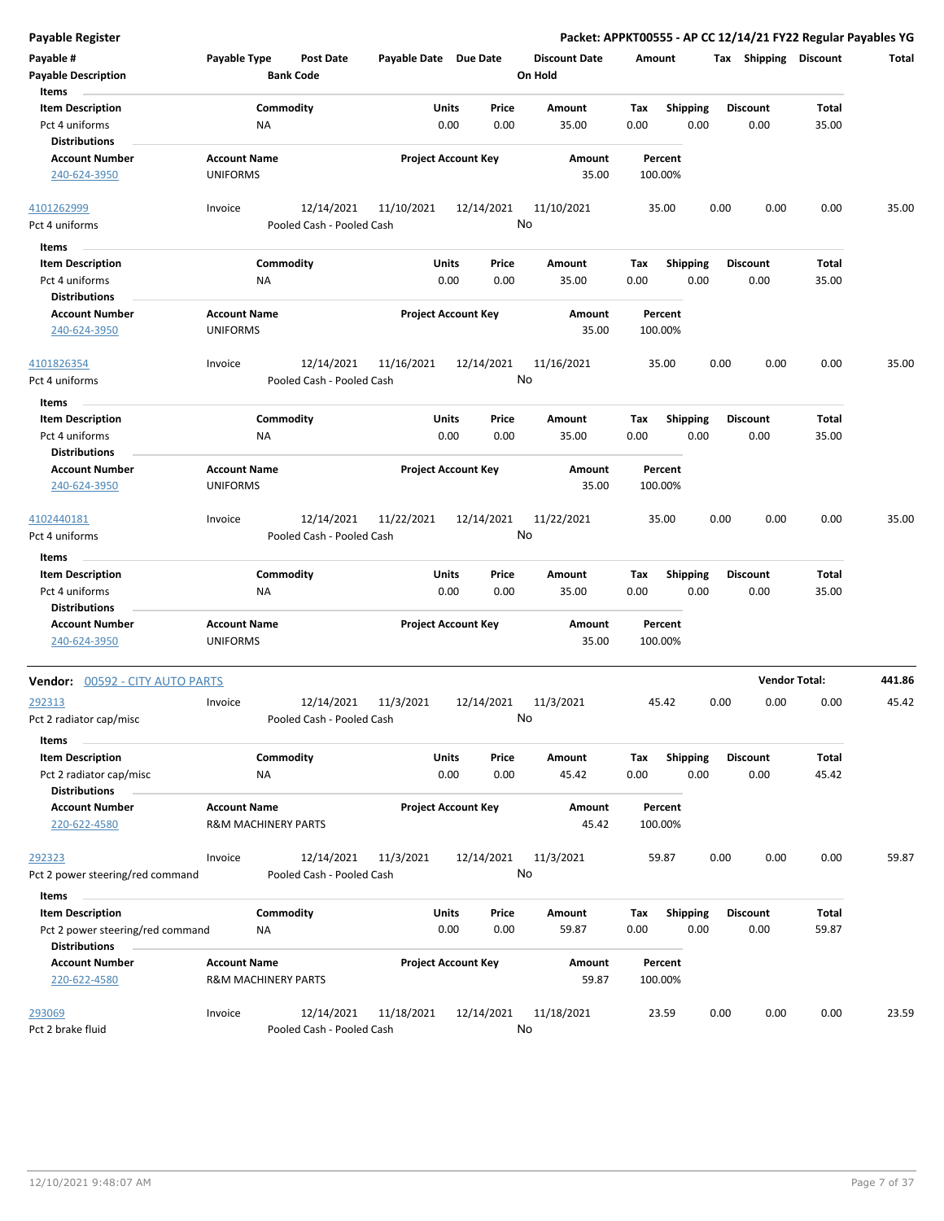**Payable Register** — Packet: APPKT00555 - AP CC 12/14/21 FY22 Regular Payables YG

| Payable # | Payable Type | Post Date | Payable Date | Due Date | Discount Date | Amount | Tax | Shipping | Discount | Total |
|---|---|---|---|---|---|---|---|---|---|---|
| Payable Description | | Bank Code | | | On Hold | | | | | |

**Items**

| Item Description | Commodity | Units | Price | Amount | Tax | Shipping | Discount | Total |
|---|---|---|---|---|---|---|---|---|
| Pct 4 uniforms | NA | 0.00 | 0.00 | 35.00 | 0.00 | 0.00 | 0.00 | 35.00 |

**Distributions**

| Account Number | Account Name | Project Account Key | Amount | Percent |
|---|---|---|---|---|
| 240-624-3950 | UNIFORMS | | 35.00 | 100.00% |

| Payable # | Payable Type | Post Date | Payable Date | Due Date | Discount Date | Amount | Tax | Shipping | Discount | Total |
|---|---|---|---|---|---|---|---|---|---|---|
| 4101262999 | Invoice | 12/14/2021 | 11/10/2021 | 12/14/2021 | 11/10/2021 | 35.00 | 0.00 | 0.00 | 0.00 | 35.00 |
| Pct 4 uniforms | | Pooled Cash - Pooled Cash | | | No | | | | | |

**Items**

| Item Description | Commodity | Units | Price | Amount | Tax | Shipping | Discount | Total |
|---|---|---|---|---|---|---|---|---|
| Pct 4 uniforms | NA | 0.00 | 0.00 | 35.00 | 0.00 | 0.00 | 0.00 | 35.00 |

**Distributions**

| Account Number | Account Name | Project Account Key | Amount | Percent |
|---|---|---|---|---|
| 240-624-3950 | UNIFORMS | | 35.00 | 100.00% |

| Payable # | Payable Type | Post Date | Payable Date | Due Date | Discount Date | Amount | Tax | Shipping | Discount | Total |
|---|---|---|---|---|---|---|---|---|---|---|
| 4101826354 | Invoice | 12/14/2021 | 11/16/2021 | 12/14/2021 | 11/16/2021 | 35.00 | 0.00 | 0.00 | 0.00 | 35.00 |
| Pct 4 uniforms | | Pooled Cash - Pooled Cash | | | No | | | | | |

**Items**

| Item Description | Commodity | Units | Price | Amount | Tax | Shipping | Discount | Total |
|---|---|---|---|---|---|---|---|---|
| Pct 4 uniforms | NA | 0.00 | 0.00 | 35.00 | 0.00 | 0.00 | 0.00 | 35.00 |

**Distributions**

| Account Number | Account Name | Project Account Key | Amount | Percent |
|---|---|---|---|---|
| 240-624-3950 | UNIFORMS | | 35.00 | 100.00% |

| Payable # | Payable Type | Post Date | Payable Date | Due Date | Discount Date | Amount | Tax | Shipping | Discount | Total |
|---|---|---|---|---|---|---|---|---|---|---|
| 4102440181 | Invoice | 12/14/2021 | 11/22/2021 | 12/14/2021 | 11/22/2021 | 35.00 | 0.00 | 0.00 | 0.00 | 35.00 |
| Pct 4 uniforms | | Pooled Cash - Pooled Cash | | | No | | | | | |

**Items**

| Item Description | Commodity | Units | Price | Amount | Tax | Shipping | Discount | Total |
|---|---|---|---|---|---|---|---|---|
| Pct 4 uniforms | NA | 0.00 | 0.00 | 35.00 | 0.00 | 0.00 | 0.00 | 35.00 |

**Distributions**

| Account Number | Account Name | Project Account Key | Amount | Percent |
|---|---|---|---|---|
| 240-624-3950 | UNIFORMS | | 35.00 | 100.00% |

## Vendor: 00592 - CITY AUTO PARTS — Vendor Total: 441.86

| Payable # | Payable Type | Post Date | Payable Date | Due Date | Discount Date | Amount | Tax | Shipping | Discount | Total |
|---|---|---|---|---|---|---|---|---|---|---|
| 292313 | Invoice | 12/14/2021 | 11/3/2021 | 12/14/2021 | 11/3/2021 | 45.42 | 0.00 | 0.00 | 0.00 | 45.42 |
| Pct 2 radiator cap/misc | | Pooled Cash - Pooled Cash | | | No | | | | | |

**Items**

| Item Description | Commodity | Units | Price | Amount | Tax | Shipping | Discount | Total |
|---|---|---|---|---|---|---|---|---|
| Pct 2 radiator cap/misc | NA | 0.00 | 0.00 | 45.42 | 0.00 | 0.00 | 0.00 | 45.42 |

**Distributions**

| Account Number | Account Name | Project Account Key | Amount | Percent |
|---|---|---|---|---|
| 220-622-4580 | R&M MACHINERY PARTS | | 45.42 | 100.00% |

| Payable # | Payable Type | Post Date | Payable Date | Due Date | Discount Date | Amount | Tax | Shipping | Discount | Total |
|---|---|---|---|---|---|---|---|---|---|---|
| 292323 | Invoice | 12/14/2021 | 11/3/2021 | 12/14/2021 | 11/3/2021 | 59.87 | 0.00 | 0.00 | 0.00 | 59.87 |
| Pct 2 power steering/red command | | Pooled Cash - Pooled Cash | | | No | | | | | |

**Items**

| Item Description | Commodity | Units | Price | Amount | Tax | Shipping | Discount | Total |
|---|---|---|---|---|---|---|---|---|
| Pct 2 power steering/red command | NA | 0.00 | 0.00 | 59.87 | 0.00 | 0.00 | 0.00 | 59.87 |

**Distributions**

| Account Number | Account Name | Project Account Key | Amount | Percent |
|---|---|---|---|---|
| 220-622-4580 | R&M MACHINERY PARTS | | 59.87 | 100.00% |

| Payable # | Payable Type | Post Date | Payable Date | Due Date | Discount Date | Amount | Tax | Shipping | Discount | Total |
|---|---|---|---|---|---|---|---|---|---|---|
| 293069 | Invoice | 12/14/2021 | 11/18/2021 | 12/14/2021 | 11/18/2021 | 23.59 | 0.00 | 0.00 | 0.00 | 23.59 |
| Pct 2 brake fluid | | Pooled Cash - Pooled Cash | | | No | | | | | |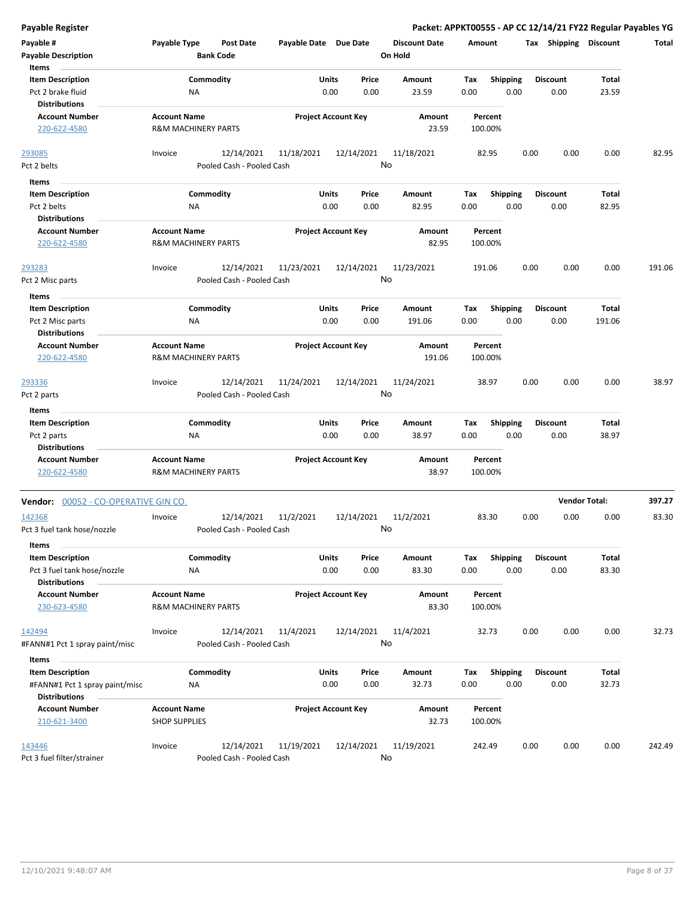# Payable Register

**Packet: APPKT00555 - AP CC 12/14/21 FY22 Regular Payables YG**

| Payable # | Payable Type | Post Date | Payable Date | Due Date | Discount Date | Amount | Tax | Shipping | Discount | Total |
|---|---|---|---|---|---|---|---|---|---|---|
| Payable Description | | Bank Code | | | On Hold | | | | | |

**Items**

| Item Description | Commodity | Units | Price | Amount | Tax | Shipping | Discount | Total |
|---|---|---|---|---|---|---|---|---|
| Pct 2 brake fluid | NA | 0.00 | 0.00 | 23.59 | 0.00 | 0.00 | 0.00 | 23.59 |

**Distributions**

| Account Number | Account Name | Project Account Key | Amount | Percent |
|---|---|---|---|---|
| 220-622-4580 | R&M MACHINERY PARTS | | 23.59 | 100.00% |

| Payable # | Payable Type | Post Date | Payable Date | Due Date | Discount Date | Amount | Tax | Shipping | Discount | Total |
|---|---|---|---|---|---|---|---|---|---|---|
| 293085 | Invoice | 12/14/2021 | 11/18/2021 | 12/14/2021 | 11/18/2021 | 82.95 | 0.00 | 0.00 | 0.00 | 82.95 |
| Pct 2 belts | | Pooled Cash - Pooled Cash | | | No | | | | | |

**Items**

| Item Description | Commodity | Units | Price | Amount | Tax | Shipping | Discount | Total |
|---|---|---|---|---|---|---|---|---|
| Pct 2 belts | NA | 0.00 | 0.00 | 82.95 | 0.00 | 0.00 | 0.00 | 82.95 |

**Distributions**

| Account Number | Account Name | Project Account Key | Amount | Percent |
|---|---|---|---|---|
| 220-622-4580 | R&M MACHINERY PARTS | | 82.95 | 100.00% |

| Payable # | Payable Type | Post Date | Payable Date | Due Date | Discount Date | Amount | Tax | Shipping | Discount | Total |
|---|---|---|---|---|---|---|---|---|---|---|
| 293283 | Invoice | 12/14/2021 | 11/23/2021 | 12/14/2021 | 11/23/2021 | 191.06 | 0.00 | 0.00 | 0.00 | 191.06 |
| Pct 2 Misc parts | | Pooled Cash - Pooled Cash | | | No | | | | | |

**Items**

| Item Description | Commodity | Units | Price | Amount | Tax | Shipping | Discount | Total |
|---|---|---|---|---|---|---|---|---|
| Pct 2 Misc parts | NA | 0.00 | 0.00 | 191.06 | 0.00 | 0.00 | 0.00 | 191.06 |

**Distributions**

| Account Number | Account Name | Project Account Key | Amount | Percent |
|---|---|---|---|---|
| 220-622-4580 | R&M MACHINERY PARTS | | 191.06 | 100.00% |

| Payable # | Payable Type | Post Date | Payable Date | Due Date | Discount Date | Amount | Tax | Shipping | Discount | Total |
|---|---|---|---|---|---|---|---|---|---|---|
| 293336 | Invoice | 12/14/2021 | 11/24/2021 | 12/14/2021 | 11/24/2021 | 38.97 | 0.00 | 0.00 | 0.00 | 38.97 |
| Pct 2 parts | | Pooled Cash - Pooled Cash | | | No | | | | | |

**Items**

| Item Description | Commodity | Units | Price | Amount | Tax | Shipping | Discount | Total |
|---|---|---|---|---|---|---|---|---|
| Pct 2 parts | NA | 0.00 | 0.00 | 38.97 | 0.00 | 0.00 | 0.00 | 38.97 |

**Distributions**

| Account Number | Account Name | Project Account Key | Amount | Percent |
|---|---|---|---|---|
| 220-622-4580 | R&M MACHINERY PARTS | | 38.97 | 100.00% |

**Vendor: 00052 - CO-OPERATIVE GIN CO.** — **Vendor Total: 397.27**

| Payable # | Payable Type | Post Date | Payable Date | Due Date | Discount Date | Amount | Tax | Shipping | Discount | Total |
|---|---|---|---|---|---|---|---|---|---|---|
| 142368 | Invoice | 12/14/2021 | 11/2/2021 | 12/14/2021 | 11/2/2021 | 83.30 | 0.00 | 0.00 | 0.00 | 83.30 |
| Pct 3 fuel tank hose/nozzle | | Pooled Cash - Pooled Cash | | | No | | | | | |

**Items**

| Item Description | Commodity | Units | Price | Amount | Tax | Shipping | Discount | Total |
|---|---|---|---|---|---|---|---|---|
| Pct 3 fuel tank hose/nozzle | NA | 0.00 | 0.00 | 83.30 | 0.00 | 0.00 | 0.00 | 83.30 |

**Distributions**

| Account Number | Account Name | Project Account Key | Amount | Percent |
|---|---|---|---|---|
| 230-623-4580 | R&M MACHINERY PARTS | | 83.30 | 100.00% |

| Payable # | Payable Type | Post Date | Payable Date | Due Date | Discount Date | Amount | Tax | Shipping | Discount | Total |
|---|---|---|---|---|---|---|---|---|---|---|
| 142494 | Invoice | 12/14/2021 | 11/4/2021 | 12/14/2021 | 11/4/2021 | 32.73 | 0.00 | 0.00 | 0.00 | 32.73 |
| #FANN#1 Pct 1 spray paint/misc | | Pooled Cash - Pooled Cash | | | No | | | | | |

**Items**

| Item Description | Commodity | Units | Price | Amount | Tax | Shipping | Discount | Total |
|---|---|---|---|---|---|---|---|---|
| #FANN#1 Pct 1 spray paint/misc | NA | 0.00 | 0.00 | 32.73 | 0.00 | 0.00 | 0.00 | 32.73 |

**Distributions**

| Account Number | Account Name | Project Account Key | Amount | Percent |
|---|---|---|---|---|
| 210-621-3400 | SHOP SUPPLIES | | 32.73 | 100.00% |

| Payable # | Payable Type | Post Date | Payable Date | Due Date | Discount Date | Amount | Tax | Shipping | Discount | Total |
|---|---|---|---|---|---|---|---|---|---|---|
| 143446 | Invoice | 12/14/2021 | 11/19/2021 | 12/14/2021 | 11/19/2021 | 242.49 | 0.00 | 0.00 | 0.00 | 242.49 |
| Pct 3 fuel filter/strainer | | Pooled Cash - Pooled Cash | | | No | | | | | |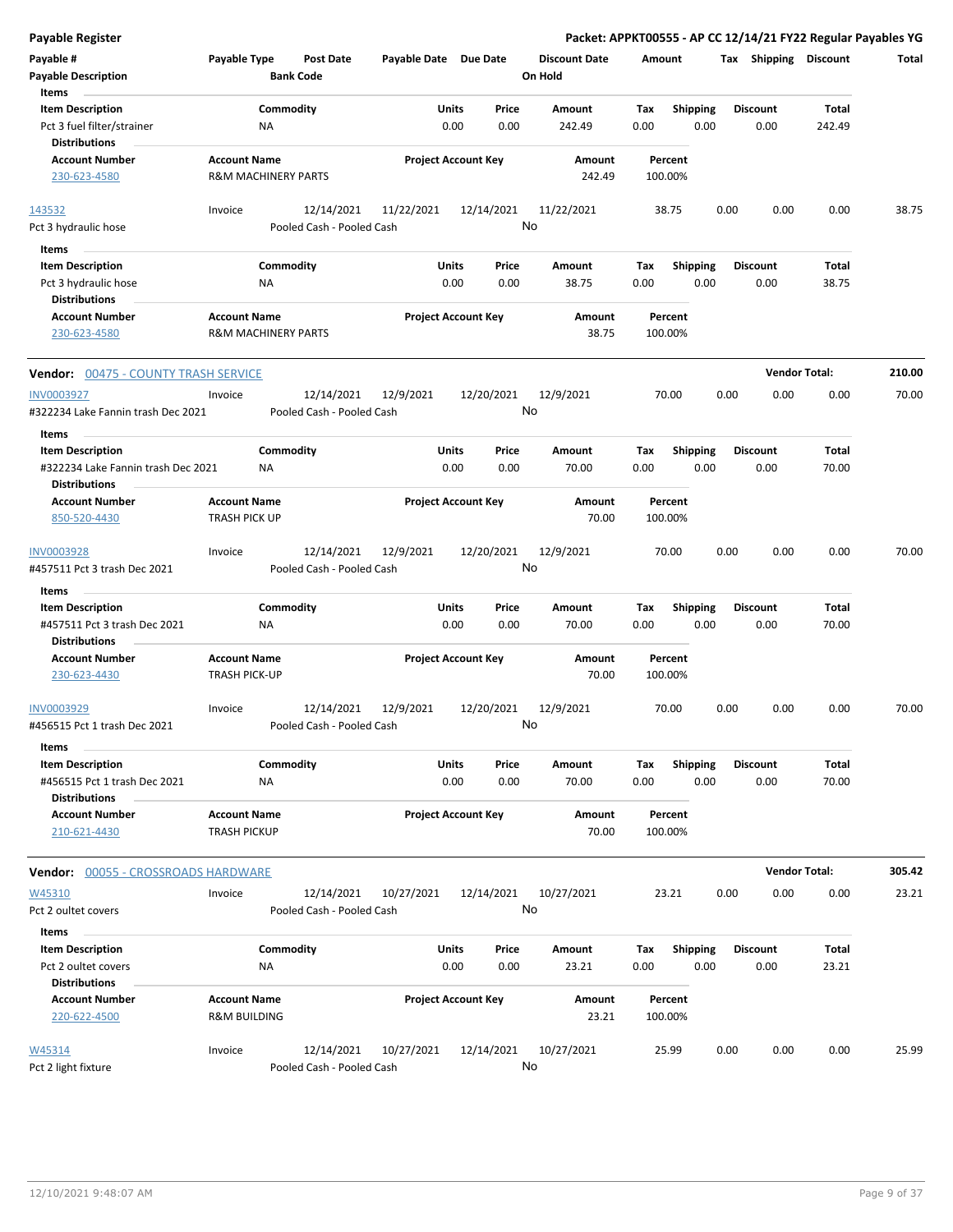| Payable # | Payable Type | Post Date | Payable Date | Due Date | Discount Date | Amount | Tax | Shipping | Discount | Total |
|---|---|---|---|---|---|---|---|---|---|---|
| **Payable Description** | | **Bank Code** | | | **On Hold** | | | | | |

**Items**

| Item Description | Commodity | Units | Price | Amount | Tax | Shipping | Discount | Total |
|---|---|---|---|---|---|---|---|---|
| Pct 3 fuel filter/strainer | NA | 0.00 | 0.00 | 242.49 | 0.00 | 0.00 | 0.00 | 242.49 |

**Distributions**

| Account Number | Account Name | Project Account Key | Amount | Percent |
|---|---|---|---|---|
| 230-623-4580 | R&M MACHINERY PARTS | | 242.49 | 100.00% |

| Payable # | Payable Type | Post Date | Payable Date | Due Date | Discount Date | Amount | Tax | Shipping | Discount | Total |
|---|---|---|---|---|---|---|---|---|---|---|
| 143532 | Invoice | 12/14/2021 | 11/22/2021 | 12/14/2021 | 11/22/2021 | 38.75 | 0.00 | 0.00 | 0.00 | 38.75 |
| Pct 3 hydraulic hose | | Pooled Cash - Pooled Cash | | | No | | | | | |

**Items**

| Item Description | Commodity | Units | Price | Amount | Tax | Shipping | Discount | Total |
|---|---|---|---|---|---|---|---|---|
| Pct 3 hydraulic hose | NA | 0.00 | 0.00 | 38.75 | 0.00 | 0.00 | 0.00 | 38.75 |

**Distributions**

| Account Number | Account Name | Project Account Key | Amount | Percent |
|---|---|---|---|---|
| 230-623-4580 | R&M MACHINERY PARTS | | 38.75 | 100.00% |

**Vendor:** 00475 - COUNTY TRASH SERVICE — **Vendor Total: 210.00**

| Payable # | Payable Type | Post Date | Payable Date | Due Date | Discount Date | Amount | Tax | Shipping | Discount | Total |
|---|---|---|---|---|---|---|---|---|---|---|
| INV0003927 | Invoice | 12/14/2021 | 12/9/2021 | 12/20/2021 | 12/9/2021 | 70.00 | 0.00 | 0.00 | 0.00 | 70.00 |
| #322234 Lake Fannin trash Dec 2021 | | Pooled Cash - Pooled Cash | | | No | | | | | |

**Items**

| Item Description | Commodity | Units | Price | Amount | Tax | Shipping | Discount | Total |
|---|---|---|---|---|---|---|---|---|
| #322234 Lake Fannin trash Dec 2021 | NA | 0.00 | 0.00 | 70.00 | 0.00 | 0.00 | 0.00 | 70.00 |

**Distributions**

| Account Number | Account Name | Project Account Key | Amount | Percent |
|---|---|---|---|---|
| 850-520-4430 | TRASH PICK UP | | 70.00 | 100.00% |

| Payable # | Payable Type | Post Date | Payable Date | Due Date | Discount Date | Amount | Tax | Shipping | Discount | Total |
|---|---|---|---|---|---|---|---|---|---|---|
| INV0003928 | Invoice | 12/14/2021 | 12/9/2021 | 12/20/2021 | 12/9/2021 | 70.00 | 0.00 | 0.00 | 0.00 | 70.00 |
| #457511 Pct 3 trash Dec 2021 | | Pooled Cash - Pooled Cash | | | No | | | | | |

**Items**

| Item Description | Commodity | Units | Price | Amount | Tax | Shipping | Discount | Total |
|---|---|---|---|---|---|---|---|---|
| #457511 Pct 3 trash Dec 2021 | NA | 0.00 | 0.00 | 70.00 | 0.00 | 0.00 | 0.00 | 70.00 |

**Distributions**

| Account Number | Account Name | Project Account Key | Amount | Percent |
|---|---|---|---|---|
| 230-623-4430 | TRASH PICK-UP | | 70.00 | 100.00% |

| Payable # | Payable Type | Post Date | Payable Date | Due Date | Discount Date | Amount | Tax | Shipping | Discount | Total |
|---|---|---|---|---|---|---|---|---|---|---|
| INV0003929 | Invoice | 12/14/2021 | 12/9/2021 | 12/20/2021 | 12/9/2021 | 70.00 | 0.00 | 0.00 | 0.00 | 70.00 |
| #456515 Pct 1 trash Dec 2021 | | Pooled Cash - Pooled Cash | | | No | | | | | |

**Items**

| Item Description | Commodity | Units | Price | Amount | Tax | Shipping | Discount | Total |
|---|---|---|---|---|---|---|---|---|
| #456515 Pct 1 trash Dec 2021 | NA | 0.00 | 0.00 | 70.00 | 0.00 | 0.00 | 0.00 | 70.00 |

**Distributions**

| Account Number | Account Name | Project Account Key | Amount | Percent |
|---|---|---|---|---|
| 210-621-4430 | TRASH PICKUP | | 70.00 | 100.00% |

**Vendor:** 00055 - CROSSROADS HARDWARE — **Vendor Total: 305.42**

| Payable # | Payable Type | Post Date | Payable Date | Due Date | Discount Date | Amount | Tax | Shipping | Discount | Total |
|---|---|---|---|---|---|---|---|---|---|---|
| W45310 | Invoice | 12/14/2021 | 10/27/2021 | 12/14/2021 | 10/27/2021 | 23.21 | 0.00 | 0.00 | 0.00 | 23.21 |
| Pct 2 oultet covers | | Pooled Cash - Pooled Cash | | | No | | | | | |

**Items**

| Item Description | Commodity | Units | Price | Amount | Tax | Shipping | Discount | Total |
|---|---|---|---|---|---|---|---|---|
| Pct 2 oultet covers | NA | 0.00 | 0.00 | 23.21 | 0.00 | 0.00 | 0.00 | 23.21 |

**Distributions**

| Account Number | Account Name | Project Account Key | Amount | Percent |
|---|---|---|---|---|
| 220-622-4500 | R&M BUILDING | | 23.21 | 100.00% |

| Payable # | Payable Type | Post Date | Payable Date | Due Date | Discount Date | Amount | Tax | Shipping | Discount | Total |
|---|---|---|---|---|---|---|---|---|---|---|
| W45314 | Invoice | 12/14/2021 | 10/27/2021 | 12/14/2021 | 10/27/2021 | 25.99 | 0.00 | 0.00 | 0.00 | 25.99 |
| Pct 2 light fixture | | Pooled Cash - Pooled Cash | | | No | | | | | |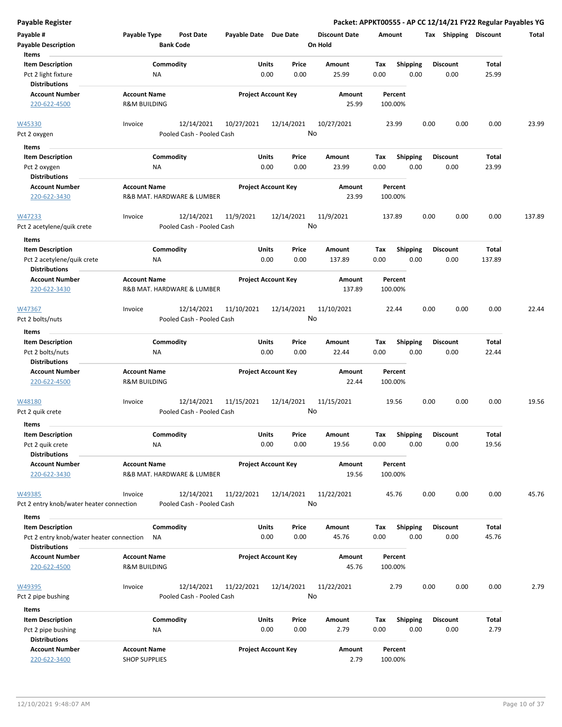**Payable Register** — **Packet: APPKT00555 - AP CC 12/14/21 FY22 Regular Payables YG**

| Payable # | Payable Type | Post Date | Payable Date | Due Date | Discount Date | Amount | Tax | Shipping | Discount | Total |
|---|---|---|---|---|---|---|---|---|---|---|
| Payable Description | | Bank Code | | | On Hold | | | | | |

**Items**

| Item Description | Commodity | Units | Price | Amount | Tax | Shipping | Discount | Total |
|---|---|---|---|---|---|---|---|---|
| Pct 2 light fixture | NA | 0.00 | 0.00 | 25.99 | 0.00 | 0.00 | 0.00 | 25.99 |

**Distributions**

| Account Number | Account Name | Project Account Key | Amount | Percent |
|---|---|---|---|---|
| 220-622-4500 | R&M BUILDING | | 25.99 | 100.00% |

| Payable # | Payable Type | Post Date | Payable Date | Due Date | Discount Date | Amount | Tax | Shipping | Discount | Total |
|---|---|---|---|---|---|---|---|---|---|---|
| W45330 | Invoice | 12/14/2021 | 10/27/2021 | 12/14/2021 | 10/27/2021 | 23.99 | 0.00 | 0.00 | 0.00 | 23.99 |
| Pct 2 oxygen | | Pooled Cash - Pooled Cash | | | No | | | | | |

**Items**

| Item Description | Commodity | Units | Price | Amount | Tax | Shipping | Discount | Total |
|---|---|---|---|---|---|---|---|---|
| Pct 2 oxygen | NA | 0.00 | 0.00 | 23.99 | 0.00 | 0.00 | 0.00 | 23.99 |

**Distributions**

| Account Number | Account Name | Project Account Key | Amount | Percent |
|---|---|---|---|---|
| 220-622-3430 | R&B MAT. HARDWARE & LUMBER | | 23.99 | 100.00% |

| Payable # | Payable Type | Post Date | Payable Date | Due Date | Discount Date | Amount | Tax | Shipping | Discount | Total |
|---|---|---|---|---|---|---|---|---|---|---|
| W47233 | Invoice | 12/14/2021 | 11/9/2021 | 12/14/2021 | 11/9/2021 | 137.89 | 0.00 | 0.00 | 0.00 | 137.89 |
| Pct 2 acetylene/quik crete | | Pooled Cash - Pooled Cash | | | No | | | | | |

**Items**

| Item Description | Commodity | Units | Price | Amount | Tax | Shipping | Discount | Total |
|---|---|---|---|---|---|---|---|---|
| Pct 2 acetylene/quik crete | NA | 0.00 | 0.00 | 137.89 | 0.00 | 0.00 | 0.00 | 137.89 |

**Distributions**

| Account Number | Account Name | Project Account Key | Amount | Percent |
|---|---|---|---|---|
| 220-622-3430 | R&B MAT. HARDWARE & LUMBER | | 137.89 | 100.00% |

| Payable # | Payable Type | Post Date | Payable Date | Due Date | Discount Date | Amount | Tax | Shipping | Discount | Total |
|---|---|---|---|---|---|---|---|---|---|---|
| W47367 | Invoice | 12/14/2021 | 11/10/2021 | 12/14/2021 | 11/10/2021 | 22.44 | 0.00 | 0.00 | 0.00 | 22.44 |
| Pct 2 bolts/nuts | | Pooled Cash - Pooled Cash | | | No | | | | | |

**Items**

| Item Description | Commodity | Units | Price | Amount | Tax | Shipping | Discount | Total |
|---|---|---|---|---|---|---|---|---|
| Pct 2 bolts/nuts | NA | 0.00 | 0.00 | 22.44 | 0.00 | 0.00 | 0.00 | 22.44 |

**Distributions**

| Account Number | Account Name | Project Account Key | Amount | Percent |
|---|---|---|---|---|
| 220-622-4500 | R&M BUILDING | | 22.44 | 100.00% |

| Payable # | Payable Type | Post Date | Payable Date | Due Date | Discount Date | Amount | Tax | Shipping | Discount | Total |
|---|---|---|---|---|---|---|---|---|---|---|
| W48180 | Invoice | 12/14/2021 | 11/15/2021 | 12/14/2021 | 11/15/2021 | 19.56 | 0.00 | 0.00 | 0.00 | 19.56 |
| Pct 2 quik crete | | Pooled Cash - Pooled Cash | | | No | | | | | |

**Items**

| Item Description | Commodity | Units | Price | Amount | Tax | Shipping | Discount | Total |
|---|---|---|---|---|---|---|---|---|
| Pct 2 quik crete | NA | 0.00 | 0.00 | 19.56 | 0.00 | 0.00 | 0.00 | 19.56 |

**Distributions**

| Account Number | Account Name | Project Account Key | Amount | Percent |
|---|---|---|---|---|
| 220-622-3430 | R&B MAT. HARDWARE & LUMBER | | 19.56 | 100.00% |

| Payable # | Payable Type | Post Date | Payable Date | Due Date | Discount Date | Amount | Tax | Shipping | Discount | Total |
|---|---|---|---|---|---|---|---|---|---|---|
| W49385 | Invoice | 12/14/2021 | 11/22/2021 | 12/14/2021 | 11/22/2021 | 45.76 | 0.00 | 0.00 | 0.00 | 45.76 |
| Pct 2 entry knob/water heater connection | | Pooled Cash - Pooled Cash | | | No | | | | | |

**Items**

| Item Description | Commodity | Units | Price | Amount | Tax | Shipping | Discount | Total |
|---|---|---|---|---|---|---|---|---|
| Pct 2 entry knob/water heater connection | NA | 0.00 | 0.00 | 45.76 | 0.00 | 0.00 | 0.00 | 45.76 |

**Distributions**

| Account Number | Account Name | Project Account Key | Amount | Percent |
|---|---|---|---|---|
| 220-622-4500 | R&M BUILDING | | 45.76 | 100.00% |

| Payable # | Payable Type | Post Date | Payable Date | Due Date | Discount Date | Amount | Tax | Shipping | Discount | Total |
|---|---|---|---|---|---|---|---|---|---|---|
| W49395 | Invoice | 12/14/2021 | 11/22/2021 | 12/14/2021 | 11/22/2021 | 2.79 | 0.00 | 0.00 | 0.00 | 2.79 |
| Pct 2 pipe bushing | | Pooled Cash - Pooled Cash | | | No | | | | | |

**Items**

| Item Description | Commodity | Units | Price | Amount | Tax | Shipping | Discount | Total |
|---|---|---|---|---|---|---|---|---|
| Pct 2 pipe bushing | NA | 0.00 | 0.00 | 2.79 | 0.00 | 0.00 | 0.00 | 2.79 |

**Distributions**

| Account Number | Account Name | Project Account Key | Amount | Percent |
|---|---|---|---|---|
| 220-622-3400 | SHOP SUPPLIES | | 2.79 | 100.00% |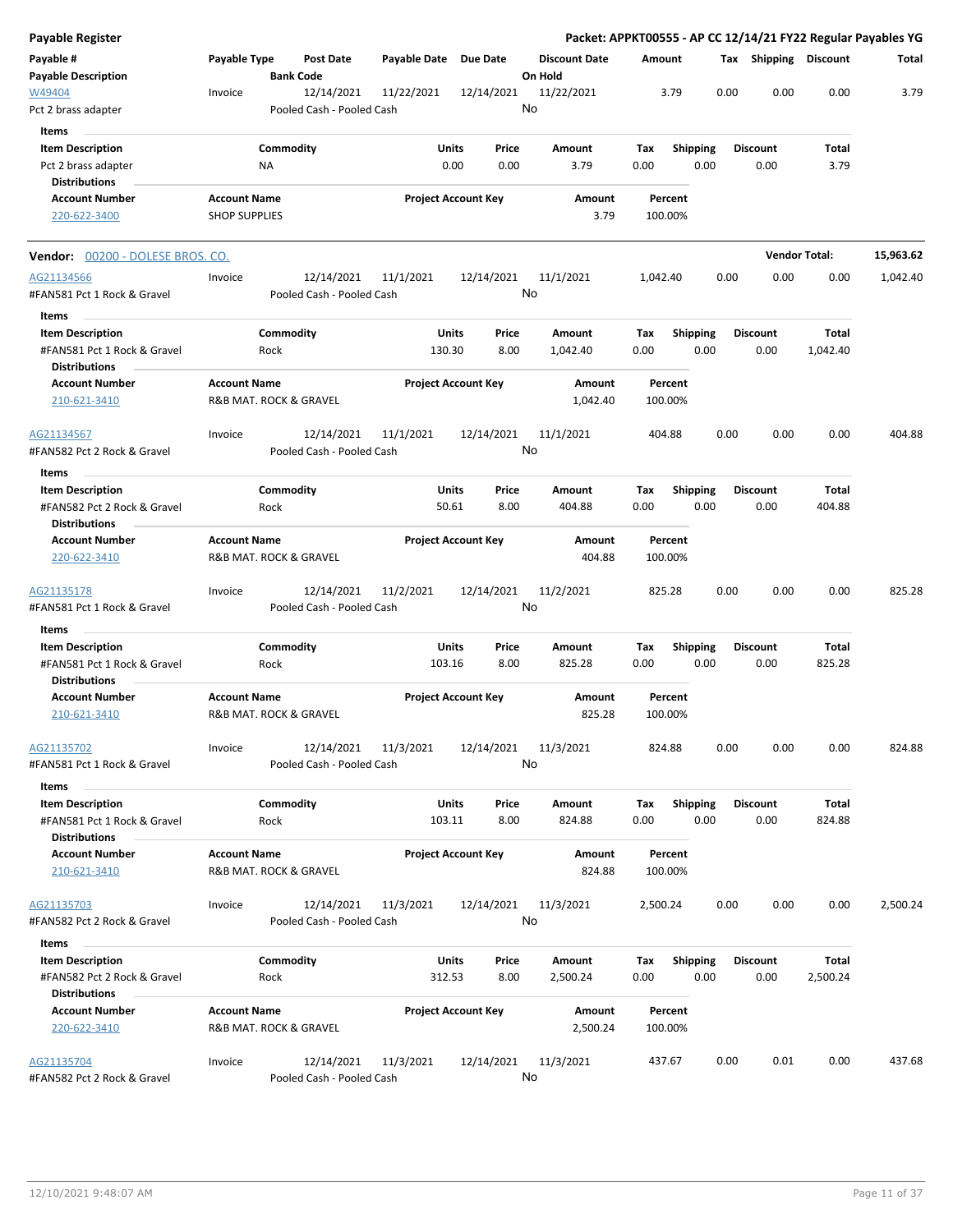# Payable Register

**Packet: APPKT00555 - AP CC 12/14/21 FY22 Regular Payables YG**

| Payable # / Payable Description | Payable Type | Post Date / Bank Code | Payable Date | Due Date | Discount Date / On Hold | Amount | Tax | Shipping | Discount | Total |
|---|---|---|---|---|---|---|---|---|---|---|
| W49404 | Invoice | 12/14/2021 | 11/22/2021 | 12/14/2021 | 11/22/2021 | 3.79 | 0.00 | 0.00 | 0.00 | 3.79 |
| Pct 2 brass adapter | | Pooled Cash - Pooled Cash | | | No | | | | | |

**Items**

| Item Description | Commodity | Units | Price | Amount | Tax | Shipping | Discount | Total |
|---|---|---|---|---|---|---|---|---|
| Pct 2 brass adapter | NA | 0.00 | 0.00 | 3.79 | 0.00 | 0.00 | 0.00 | 3.79 |

**Distributions**

| Account Number | Account Name | Project Account Key | Amount | Percent |
|---|---|---|---|---|
| 220-622-3400 | SHOP SUPPLIES | | 3.79 | 100.00% |

## Vendor: 00200 - DOLESE BROS. CO.

**Vendor Total: 15,963.62**

| Payable # / Payable Description | Payable Type | Post Date / Bank Code | Payable Date | Due Date | Discount Date / On Hold | Amount | Tax | Shipping | Discount | Total |
|---|---|---|---|---|---|---|---|---|---|---|
| AG21134566 | Invoice | 12/14/2021 | 11/1/2021 | 12/14/2021 | 11/1/2021 | 1,042.40 | 0.00 | 0.00 | 0.00 | 1,042.40 |
| #FAN581 Pct 1 Rock & Gravel | | Pooled Cash - Pooled Cash | | | No | | | | | |

**Items**

| Item Description | Commodity | Units | Price | Amount | Tax | Shipping | Discount | Total |
|---|---|---|---|---|---|---|---|---|
| #FAN581 Pct 1 Rock & Gravel | Rock | 130.30 | 8.00 | 1,042.40 | 0.00 | 0.00 | 0.00 | 1,042.40 |

**Distributions**

| Account Number | Account Name | Project Account Key | Amount | Percent |
|---|---|---|---|---|
| 210-621-3410 | R&B MAT. ROCK & GRAVEL | | 1,042.40 | 100.00% |

| Payable # / Payable Description | Payable Type | Post Date / Bank Code | Payable Date | Due Date | Discount Date / On Hold | Amount | Tax | Shipping | Discount | Total |
|---|---|---|---|---|---|---|---|---|---|---|
| AG21134567 | Invoice | 12/14/2021 | 11/1/2021 | 12/14/2021 | 11/1/2021 | 404.88 | 0.00 | 0.00 | 0.00 | 404.88 |
| #FAN582 Pct 2 Rock & Gravel | | Pooled Cash - Pooled Cash | | | No | | | | | |

**Items**

| Item Description | Commodity | Units | Price | Amount | Tax | Shipping | Discount | Total |
|---|---|---|---|---|---|---|---|---|
| #FAN582 Pct 2 Rock & Gravel | Rock | 50.61 | 8.00 | 404.88 | 0.00 | 0.00 | 0.00 | 404.88 |

**Distributions**

| Account Number | Account Name | Project Account Key | Amount | Percent |
|---|---|---|---|---|
| 220-622-3410 | R&B MAT. ROCK & GRAVEL | | 404.88 | 100.00% |

| Payable # / Payable Description | Payable Type | Post Date / Bank Code | Payable Date | Due Date | Discount Date / On Hold | Amount | Tax | Shipping | Discount | Total |
|---|---|---|---|---|---|---|---|---|---|---|
| AG21135178 | Invoice | 12/14/2021 | 11/2/2021 | 12/14/2021 | 11/2/2021 | 825.28 | 0.00 | 0.00 | 0.00 | 825.28 |
| #FAN581 Pct 1 Rock & Gravel | | Pooled Cash - Pooled Cash | | | No | | | | | |

**Items**

| Item Description | Commodity | Units | Price | Amount | Tax | Shipping | Discount | Total |
|---|---|---|---|---|---|---|---|---|
| #FAN581 Pct 1 Rock & Gravel | Rock | 103.16 | 8.00 | 825.28 | 0.00 | 0.00 | 0.00 | 825.28 |

**Distributions**

| Account Number | Account Name | Project Account Key | Amount | Percent |
|---|---|---|---|---|
| 210-621-3410 | R&B MAT. ROCK & GRAVEL | | 825.28 | 100.00% |

| Payable # / Payable Description | Payable Type | Post Date / Bank Code | Payable Date | Due Date | Discount Date / On Hold | Amount | Tax | Shipping | Discount | Total |
|---|---|---|---|---|---|---|---|---|---|---|
| AG21135702 | Invoice | 12/14/2021 | 11/3/2021 | 12/14/2021 | 11/3/2021 | 824.88 | 0.00 | 0.00 | 0.00 | 824.88 |
| #FAN581 Pct 1 Rock & Gravel | | Pooled Cash - Pooled Cash | | | No | | | | | |

**Items**

| Item Description | Commodity | Units | Price | Amount | Tax | Shipping | Discount | Total |
|---|---|---|---|---|---|---|---|---|
| #FAN581 Pct 1 Rock & Gravel | Rock | 103.11 | 8.00 | 824.88 | 0.00 | 0.00 | 0.00 | 824.88 |

**Distributions**

| Account Number | Account Name | Project Account Key | Amount | Percent |
|---|---|---|---|---|
| 210-621-3410 | R&B MAT. ROCK & GRAVEL | | 824.88 | 100.00% |

| Payable # / Payable Description | Payable Type | Post Date / Bank Code | Payable Date | Due Date | Discount Date / On Hold | Amount | Tax | Shipping | Discount | Total |
|---|---|---|---|---|---|---|---|---|---|---|
| AG21135703 | Invoice | 12/14/2021 | 11/3/2021 | 12/14/2021 | 11/3/2021 | 2,500.24 | 0.00 | 0.00 | 0.00 | 2,500.24 |
| #FAN582 Pct 2 Rock & Gravel | | Pooled Cash - Pooled Cash | | | No | | | | | |

**Items**

| Item Description | Commodity | Units | Price | Amount | Tax | Shipping | Discount | Total |
|---|---|---|---|---|---|---|---|---|
| #FAN582 Pct 2 Rock & Gravel | Rock | 312.53 | 8.00 | 2,500.24 | 0.00 | 0.00 | 0.00 | 2,500.24 |

**Distributions**

| Account Number | Account Name | Project Account Key | Amount | Percent |
|---|---|---|---|---|
| 220-622-3410 | R&B MAT. ROCK & GRAVEL | | 2,500.24 | 100.00% |

| Payable # / Payable Description | Payable Type | Post Date / Bank Code | Payable Date | Due Date | Discount Date / On Hold | Amount | Tax | Shipping | Discount | Total |
|---|---|---|---|---|---|---|---|---|---|---|
| AG21135704 | Invoice | 12/14/2021 | 11/3/2021 | 12/14/2021 | 11/3/2021 | 437.67 | 0.00 | 0.01 | 0.00 | 437.68 |
| #FAN582 Pct 2 Rock & Gravel | | Pooled Cash - Pooled Cash | | | No | | | | | |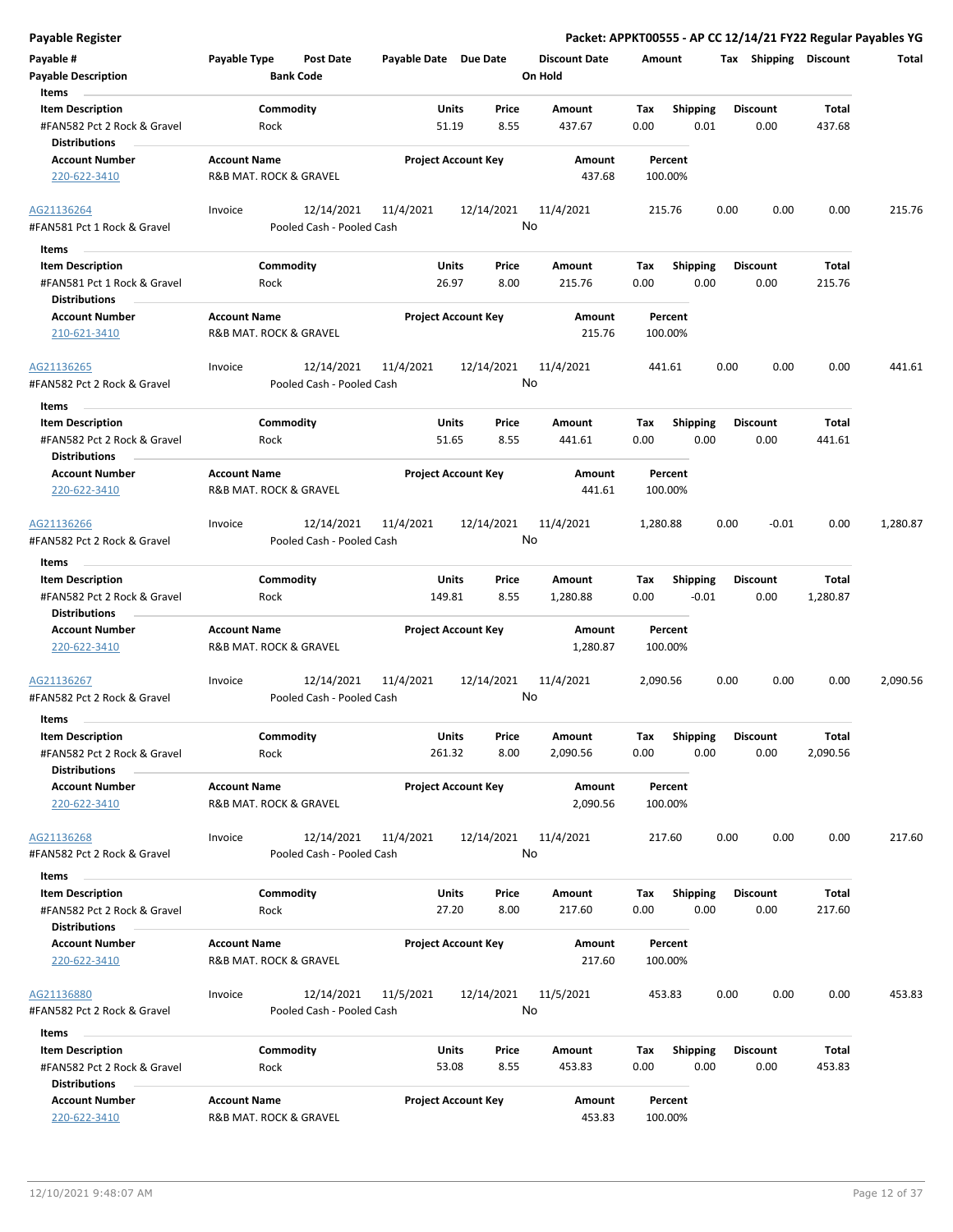**Payable Register**

**Packet: APPKT00555 - AP CC 12/14/21 FY22 Regular Payables YG**

| Payable # | Payable Type | Post Date | Payable Date | Due Date | Discount Date | Amount | Tax | Shipping | Discount | Total |
|---|---|---|---|---|---|---|---|---|---|---|
| Payable Description | | Bank Code | | | On Hold | | | | | |

**Items**

| Item Description | Commodity | Units | Price | Amount | Tax | Shipping | Discount | Total |
|---|---|---|---|---|---|---|---|---|
| #FAN582 Pct 2 Rock & Gravel | Rock | 51.19 | 8.55 | 437.67 | 0.00 | 0.01 | 0.00 | 437.68 |

**Distributions**

| Account Number | Account Name | Project Account Key | Amount | Percent |
|---|---|---|---|---|
| 220-622-3410 | R&B MAT. ROCK & GRAVEL | | 437.68 | 100.00% |

---

| Payable # | Payable Type | Post Date | Payable Date | Due Date | Discount Date | Amount | Tax | Shipping | Discount | Total |
|---|---|---|---|---|---|---|---|---|---|---|
| AG21136264 | Invoice | 12/14/2021 | 11/4/2021 | 12/14/2021 | 11/4/2021 | 215.76 | 0.00 | 0.00 | 0.00 | 215.76 |
| #FAN581 Pct 1 Rock & Gravel | | Pooled Cash - Pooled Cash | | | No | | | | | |

**Items**

| Item Description | Commodity | Units | Price | Amount | Tax | Shipping | Discount | Total |
|---|---|---|---|---|---|---|---|---|
| #FAN581 Pct 1 Rock & Gravel | Rock | 26.97 | 8.00 | 215.76 | 0.00 | 0.00 | 0.00 | 215.76 |

**Distributions**

| Account Number | Account Name | Project Account Key | Amount | Percent |
|---|---|---|---|---|
| 210-621-3410 | R&B MAT. ROCK & GRAVEL | | 215.76 | 100.00% |

---

| Payable # | Payable Type | Post Date | Payable Date | Due Date | Discount Date | Amount | Tax | Shipping | Discount | Total |
|---|---|---|---|---|---|---|---|---|---|---|
| AG21136265 | Invoice | 12/14/2021 | 11/4/2021 | 12/14/2021 | 11/4/2021 | 441.61 | 0.00 | 0.00 | 0.00 | 441.61 |
| #FAN582 Pct 2 Rock & Gravel | | Pooled Cash - Pooled Cash | | | No | | | | | |

**Items**

| Item Description | Commodity | Units | Price | Amount | Tax | Shipping | Discount | Total |
|---|---|---|---|---|---|---|---|---|
| #FAN582 Pct 2 Rock & Gravel | Rock | 51.65 | 8.55 | 441.61 | 0.00 | 0.00 | 0.00 | 441.61 |

**Distributions**

| Account Number | Account Name | Project Account Key | Amount | Percent |
|---|---|---|---|---|
| 220-622-3410 | R&B MAT. ROCK & GRAVEL | | 441.61 | 100.00% |

---

| Payable # | Payable Type | Post Date | Payable Date | Due Date | Discount Date | Amount | Tax | Shipping | Discount | Total |
|---|---|---|---|---|---|---|---|---|---|---|
| AG21136266 | Invoice | 12/14/2021 | 11/4/2021 | 12/14/2021 | 11/4/2021 | 1,280.88 | 0.00 | -0.01 | 0.00 | 1,280.87 |
| #FAN582 Pct 2 Rock & Gravel | | Pooled Cash - Pooled Cash | | | No | | | | | |

**Items**

| Item Description | Commodity | Units | Price | Amount | Tax | Shipping | Discount | Total |
|---|---|---|---|---|---|---|---|---|
| #FAN582 Pct 2 Rock & Gravel | Rock | 149.81 | 8.55 | 1,280.88 | 0.00 | -0.01 | 0.00 | 1,280.87 |

**Distributions**

| Account Number | Account Name | Project Account Key | Amount | Percent |
|---|---|---|---|---|
| 220-622-3410 | R&B MAT. ROCK & GRAVEL | | 1,280.87 | 100.00% |

---

| Payable # | Payable Type | Post Date | Payable Date | Due Date | Discount Date | Amount | Tax | Shipping | Discount | Total |
|---|---|---|---|---|---|---|---|---|---|---|
| AG21136267 | Invoice | 12/14/2021 | 11/4/2021 | 12/14/2021 | 11/4/2021 | 2,090.56 | 0.00 | 0.00 | 0.00 | 2,090.56 |
| #FAN582 Pct 2 Rock & Gravel | | Pooled Cash - Pooled Cash | | | No | | | | | |

**Items**

| Item Description | Commodity | Units | Price | Amount | Tax | Shipping | Discount | Total |
|---|---|---|---|---|---|---|---|---|
| #FAN582 Pct 2 Rock & Gravel | Rock | 261.32 | 8.00 | 2,090.56 | 0.00 | 0.00 | 0.00 | 2,090.56 |

**Distributions**

| Account Number | Account Name | Project Account Key | Amount | Percent |
|---|---|---|---|---|
| 220-622-3410 | R&B MAT. ROCK & GRAVEL | | 2,090.56 | 100.00% |

---

| Payable # | Payable Type | Post Date | Payable Date | Due Date | Discount Date | Amount | Tax | Shipping | Discount | Total |
|---|---|---|---|---|---|---|---|---|---|---|
| AG21136268 | Invoice | 12/14/2021 | 11/4/2021 | 12/14/2021 | 11/4/2021 | 217.60 | 0.00 | 0.00 | 0.00 | 217.60 |
| #FAN582 Pct 2 Rock & Gravel | | Pooled Cash - Pooled Cash | | | No | | | | | |

**Items**

| Item Description | Commodity | Units | Price | Amount | Tax | Shipping | Discount | Total |
|---|---|---|---|---|---|---|---|---|
| #FAN582 Pct 2 Rock & Gravel | Rock | 27.20 | 8.00 | 217.60 | 0.00 | 0.00 | 0.00 | 217.60 |

**Distributions**

| Account Number | Account Name | Project Account Key | Amount | Percent |
|---|---|---|---|---|
| 220-622-3410 | R&B MAT. ROCK & GRAVEL | | 217.60 | 100.00% |

---

| Payable # | Payable Type | Post Date | Payable Date | Due Date | Discount Date | Amount | Tax | Shipping | Discount | Total |
|---|---|---|---|---|---|---|---|---|---|---|
| AG21136880 | Invoice | 12/14/2021 | 11/5/2021 | 12/14/2021 | 11/5/2021 | 453.83 | 0.00 | 0.00 | 0.00 | 453.83 |
| #FAN582 Pct 2 Rock & Gravel | | Pooled Cash - Pooled Cash | | | No | | | | | |

**Items**

| Item Description | Commodity | Units | Price | Amount | Tax | Shipping | Discount | Total |
|---|---|---|---|---|---|---|---|---|
| #FAN582 Pct 2 Rock & Gravel | Rock | 53.08 | 8.55 | 453.83 | 0.00 | 0.00 | 0.00 | 453.83 |

**Distributions**

| Account Number | Account Name | Project Account Key | Amount | Percent |
|---|---|---|---|---|
| 220-622-3410 | R&B MAT. ROCK & GRAVEL | | 453.83 | 100.00% |

12/10/2021 9:48:07 AM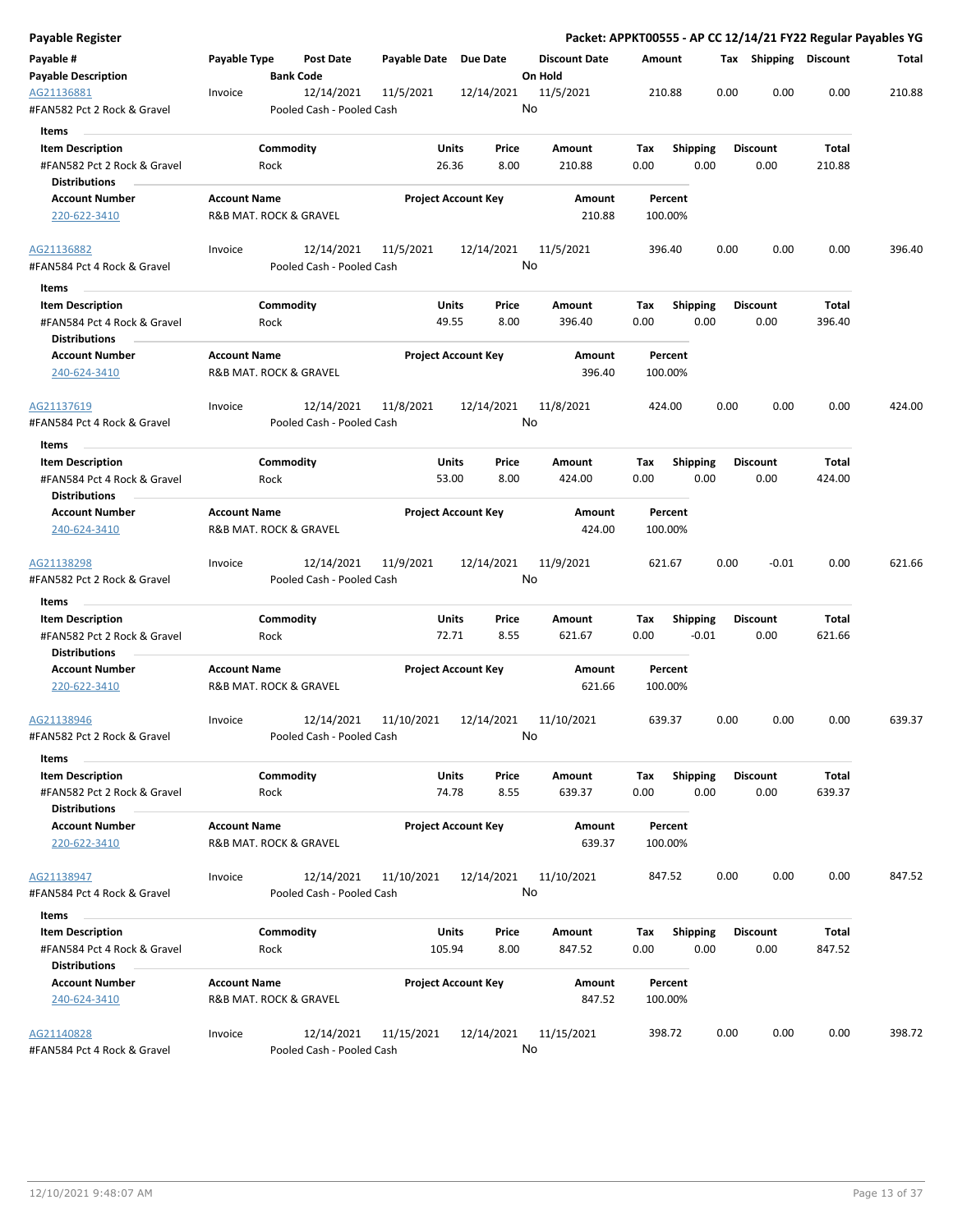# Payable Register

**Packet: APPKT00555 - AP CC 12/14/21 FY22 Regular Payables YG**

| Payable # | Payable Type | Post Date | Payable Date | Due Date | Discount Date | Amount | Tax | Shipping | Discount | Total |
|---|---|---|---|---|---|---|---|---|---|---|
| **Payable Description** | | **Bank Code** | | | **On Hold** | | | | | |
| AG21136881 | Invoice | 12/14/2021 | 11/5/2021 | 12/14/2021 | 11/5/2021 | 210.88 | 0.00 | 0.00 | 0.00 | 210.88 |
| #FAN582 Pct 2 Rock & Gravel | | Pooled Cash - Pooled Cash | | | No | | | | | |

**Items**

| Item Description | Commodity | Units | Price | Amount | Tax | Shipping | Discount | Total |
|---|---|---|---|---|---|---|---|---|
| #FAN582 Pct 2 Rock & Gravel | Rock | 26.36 | 8.00 | 210.88 | 0.00 | 0.00 | 0.00 | 210.88 |

**Distributions**

| Account Number | Account Name | Project Account Key | Amount | Percent |
|---|---|---|---|---|
| 220-622-3410 | R&B MAT. ROCK & GRAVEL | | 210.88 | 100.00% |

| Payable # | Payable Type | Post Date | Payable Date | Due Date | Discount Date | Amount | Tax | Shipping | Discount | Total |
|---|---|---|---|---|---|---|---|---|---|---|
| AG21136882 | Invoice | 12/14/2021 | 11/5/2021 | 12/14/2021 | 11/5/2021 | 396.40 | 0.00 | 0.00 | 0.00 | 396.40 |
| #FAN584 Pct 4 Rock & Gravel | | Pooled Cash - Pooled Cash | | | No | | | | | |

**Items**

| Item Description | Commodity | Units | Price | Amount | Tax | Shipping | Discount | Total |
|---|---|---|---|---|---|---|---|---|
| #FAN584 Pct 4 Rock & Gravel | Rock | 49.55 | 8.00 | 396.40 | 0.00 | 0.00 | 0.00 | 396.40 |

**Distributions**

| Account Number | Account Name | Project Account Key | Amount | Percent |
|---|---|---|---|---|
| 240-624-3410 | R&B MAT. ROCK & GRAVEL | | 396.40 | 100.00% |

| Payable # | Payable Type | Post Date | Payable Date | Due Date | Discount Date | Amount | Tax | Shipping | Discount | Total |
|---|---|---|---|---|---|---|---|---|---|---|
| AG21137619 | Invoice | 12/14/2021 | 11/8/2021 | 12/14/2021 | 11/8/2021 | 424.00 | 0.00 | 0.00 | 0.00 | 424.00 |
| #FAN584 Pct 4 Rock & Gravel | | Pooled Cash - Pooled Cash | | | No | | | | | |

**Items**

| Item Description | Commodity | Units | Price | Amount | Tax | Shipping | Discount | Total |
|---|---|---|---|---|---|---|---|---|
| #FAN584 Pct 4 Rock & Gravel | Rock | 53.00 | 8.00 | 424.00 | 0.00 | 0.00 | 0.00 | 424.00 |

**Distributions**

| Account Number | Account Name | Project Account Key | Amount | Percent |
|---|---|---|---|---|
| 240-624-3410 | R&B MAT. ROCK & GRAVEL | | 424.00 | 100.00% |

| Payable # | Payable Type | Post Date | Payable Date | Due Date | Discount Date | Amount | Tax | Shipping | Discount | Total |
|---|---|---|---|---|---|---|---|---|---|---|
| AG21138298 | Invoice | 12/14/2021 | 11/9/2021 | 12/14/2021 | 11/9/2021 | 621.67 | 0.00 | -0.01 | 0.00 | 621.66 |
| #FAN582 Pct 2 Rock & Gravel | | Pooled Cash - Pooled Cash | | | No | | | | | |

**Items**

| Item Description | Commodity | Units | Price | Amount | Tax | Shipping | Discount | Total |
|---|---|---|---|---|---|---|---|---|
| #FAN582 Pct 2 Rock & Gravel | Rock | 72.71 | 8.55 | 621.67 | 0.00 | -0.01 | 0.00 | 621.66 |

**Distributions**

| Account Number | Account Name | Project Account Key | Amount | Percent |
|---|---|---|---|---|
| 220-622-3410 | R&B MAT. ROCK & GRAVEL | | 621.66 | 100.00% |

| Payable # | Payable Type | Post Date | Payable Date | Due Date | Discount Date | Amount | Tax | Shipping | Discount | Total |
|---|---|---|---|---|---|---|---|---|---|---|
| AG21138946 | Invoice | 12/14/2021 | 11/10/2021 | 12/14/2021 | 11/10/2021 | 639.37 | 0.00 | 0.00 | 0.00 | 639.37 |
| #FAN582 Pct 2 Rock & Gravel | | Pooled Cash - Pooled Cash | | | No | | | | | |

**Items**

| Item Description | Commodity | Units | Price | Amount | Tax | Shipping | Discount | Total |
|---|---|---|---|---|---|---|---|---|
| #FAN582 Pct 2 Rock & Gravel | Rock | 74.78 | 8.55 | 639.37 | 0.00 | 0.00 | 0.00 | 639.37 |

**Distributions**

| Account Number | Account Name | Project Account Key | Amount | Percent |
|---|---|---|---|---|
| 220-622-3410 | R&B MAT. ROCK & GRAVEL | | 639.37 | 100.00% |

| Payable # | Payable Type | Post Date | Payable Date | Due Date | Discount Date | Amount | Tax | Shipping | Discount | Total |
|---|---|---|---|---|---|---|---|---|---|---|
| AG21138947 | Invoice | 12/14/2021 | 11/10/2021 | 12/14/2021 | 11/10/2021 | 847.52 | 0.00 | 0.00 | 0.00 | 847.52 |
| #FAN584 Pct 4 Rock & Gravel | | Pooled Cash - Pooled Cash | | | No | | | | | |

**Items**

| Item Description | Commodity | Units | Price | Amount | Tax | Shipping | Discount | Total |
|---|---|---|---|---|---|---|---|---|
| #FAN584 Pct 4 Rock & Gravel | Rock | 105.94 | 8.00 | 847.52 | 0.00 | 0.00 | 0.00 | 847.52 |

**Distributions**

| Account Number | Account Name | Project Account Key | Amount | Percent |
|---|---|---|---|---|
| 240-624-3410 | R&B MAT. ROCK & GRAVEL | | 847.52 | 100.00% |

| Payable # | Payable Type | Post Date | Payable Date | Due Date | Discount Date | Amount | Tax | Shipping | Discount | Total |
|---|---|---|---|---|---|---|---|---|---|---|
| AG21140828 | Invoice | 12/14/2021 | 11/15/2021 | 12/14/2021 | 11/15/2021 | 398.72 | 0.00 | 0.00 | 0.00 | 398.72 |
| #FAN584 Pct 4 Rock & Gravel | | Pooled Cash - Pooled Cash | | | No | | | | | |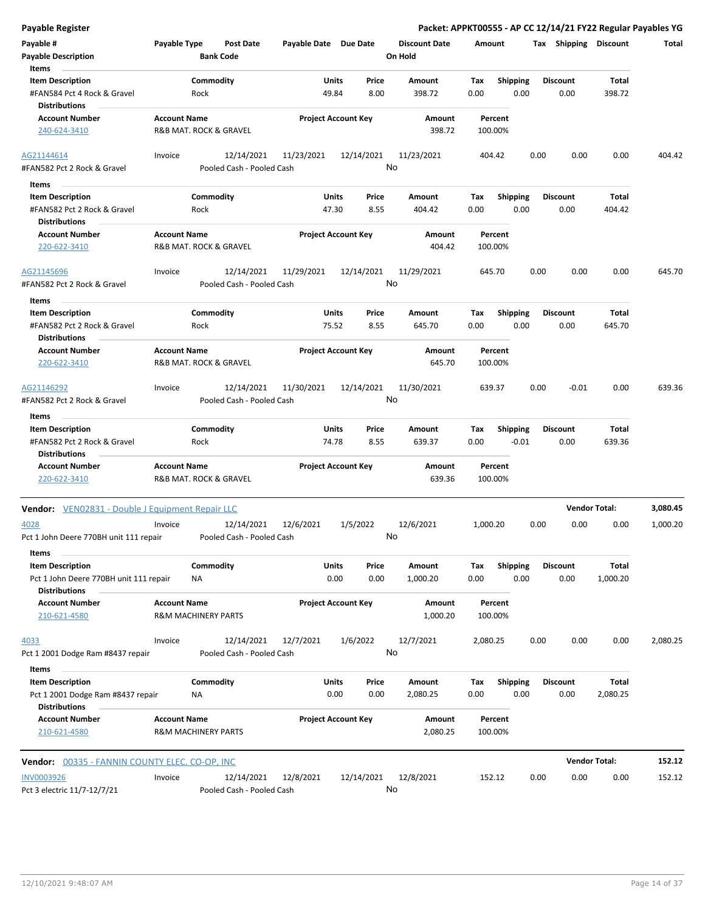**Payable Register** — **Packet: APPKT00555 - AP CC 12/14/21 FY22 Regular Payables YG**

| Payable # | Payable Type | Post Date | Payable Date | Due Date | Discount Date | Amount | Tax | Shipping | Discount | Total |
|---|---|---|---|---|---|---|---|---|---|---|
| Payable Description | | Bank Code | | | On Hold | | | | | |

**Items**

| Item Description | Commodity | Units | Price | Amount | Tax | Shipping | Discount | Total |
|---|---|---|---|---|---|---|---|---|
| #FAN584 Pct 4 Rock & Gravel | Rock | 49.84 | 8.00 | 398.72 | 0.00 | 0.00 | 0.00 | 398.72 |

**Distributions**

| Account Number | Account Name | Project Account Key | Amount | Percent |
|---|---|---|---|---|
| 240-624-3410 | R&B MAT. ROCK & GRAVEL | | 398.72 | 100.00% |

| Payable # | Payable Type | Post Date | Payable Date | Due Date | Discount Date | Amount | Tax | Shipping | Discount | Total |
|---|---|---|---|---|---|---|---|---|---|---|
| AG21144614 | Invoice | 12/14/2021 | 11/23/2021 | 12/14/2021 | 11/23/2021 | 404.42 | 0.00 | 0.00 | 0.00 | 404.42 |
| #FAN582 Pct 2 Rock & Gravel | | Pooled Cash - Pooled Cash | | | No | | | | | |

**Items**

| Item Description | Commodity | Units | Price | Amount | Tax | Shipping | Discount | Total |
|---|---|---|---|---|---|---|---|---|
| #FAN582 Pct 2 Rock & Gravel | Rock | 47.30 | 8.55 | 404.42 | 0.00 | 0.00 | 0.00 | 404.42 |

**Distributions**

| Account Number | Account Name | Project Account Key | Amount | Percent |
|---|---|---|---|---|
| 220-622-3410 | R&B MAT. ROCK & GRAVEL | | 404.42 | 100.00% |

| Payable # | Payable Type | Post Date | Payable Date | Due Date | Discount Date | Amount | Tax | Shipping | Discount | Total |
|---|---|---|---|---|---|---|---|---|---|---|
| AG21145696 | Invoice | 12/14/2021 | 11/29/2021 | 12/14/2021 | 11/29/2021 | 645.70 | 0.00 | 0.00 | 0.00 | 645.70 |
| #FAN582 Pct 2 Rock & Gravel | | Pooled Cash - Pooled Cash | | | No | | | | | |

**Items**

| Item Description | Commodity | Units | Price | Amount | Tax | Shipping | Discount | Total |
|---|---|---|---|---|---|---|---|---|
| #FAN582 Pct 2 Rock & Gravel | Rock | 75.52 | 8.55 | 645.70 | 0.00 | 0.00 | 0.00 | 645.70 |

**Distributions**

| Account Number | Account Name | Project Account Key | Amount | Percent |
|---|---|---|---|---|
| 220-622-3410 | R&B MAT. ROCK & GRAVEL | | 645.70 | 100.00% |

| Payable # | Payable Type | Post Date | Payable Date | Due Date | Discount Date | Amount | Tax | Shipping | Discount | Total |
|---|---|---|---|---|---|---|---|---|---|---|
| AG21146292 | Invoice | 12/14/2021 | 11/30/2021 | 12/14/2021 | 11/30/2021 | 639.37 | 0.00 | -0.01 | 0.00 | 639.36 |
| #FAN582 Pct 2 Rock & Gravel | | Pooled Cash - Pooled Cash | | | No | | | | | |

**Items**

| Item Description | Commodity | Units | Price | Amount | Tax | Shipping | Discount | Total |
|---|---|---|---|---|---|---|---|---|
| #FAN582 Pct 2 Rock & Gravel | Rock | 74.78 | 8.55 | 639.37 | 0.00 | -0.01 | 0.00 | 639.36 |

**Distributions**

| Account Number | Account Name | Project Account Key | Amount | Percent |
|---|---|---|---|---|
| 220-622-3410 | R&B MAT. ROCK & GRAVEL | | 639.36 | 100.00% |

**Vendor:** VEN02831 - Double J Equipment Repair LLC — **Vendor Total: 3,080.45**

| Payable # | Payable Type | Post Date | Payable Date | Due Date | Discount Date | Amount | Tax | Shipping | Discount | Total |
|---|---|---|---|---|---|---|---|---|---|---|
| 4028 | Invoice | 12/14/2021 | 12/6/2021 | 1/5/2022 | 12/6/2021 | 1,000.20 | 0.00 | 0.00 | 0.00 | 1,000.20 |
| Pct 1 John Deere 770BH unit 111 repair | | Pooled Cash - Pooled Cash | | | No | | | | | |

**Items**

| Item Description | Commodity | Units | Price | Amount | Tax | Shipping | Discount | Total |
|---|---|---|---|---|---|---|---|---|
| Pct 1 John Deere 770BH unit 111 repair | NA | 0.00 | 0.00 | 1,000.20 | 0.00 | 0.00 | 0.00 | 1,000.20 |

**Distributions**

| Account Number | Account Name | Project Account Key | Amount | Percent |
|---|---|---|---|---|
| 210-621-4580 | R&M MACHINERY PARTS | | 1,000.20 | 100.00% |

| Payable # | Payable Type | Post Date | Payable Date | Due Date | Discount Date | Amount | Tax | Shipping | Discount | Total |
|---|---|---|---|---|---|---|---|---|---|---|
| 4033 | Invoice | 12/14/2021 | 12/7/2021 | 1/6/2022 | 12/7/2021 | 2,080.25 | 0.00 | 0.00 | 0.00 | 2,080.25 |
| Pct 1 2001 Dodge Ram #8437 repair | | Pooled Cash - Pooled Cash | | | No | | | | | |

**Items**

| Item Description | Commodity | Units | Price | Amount | Tax | Shipping | Discount | Total |
|---|---|---|---|---|---|---|---|---|
| Pct 1 2001 Dodge Ram #8437 repair | NA | 0.00 | 0.00 | 2,080.25 | 0.00 | 0.00 | 0.00 | 2,080.25 |

**Distributions**

| Account Number | Account Name | Project Account Key | Amount | Percent |
|---|---|---|---|---|
| 210-621-4580 | R&M MACHINERY PARTS | | 2,080.25 | 100.00% |

**Vendor:** 00335 - FANNIN COUNTY ELEC. CO-OP, INC — **Vendor Total: 152.12**

| Payable # | Payable Type | Post Date | Payable Date | Due Date | Discount Date | Amount | Tax | Shipping | Discount | Total |
|---|---|---|---|---|---|---|---|---|---|---|
| INV0003926 | Invoice | 12/14/2021 | 12/8/2021 | 12/14/2021 | 12/8/2021 | 152.12 | 0.00 | 0.00 | 0.00 | 152.12 |
| Pct 3 electric 11/7-12/7/21 | | Pooled Cash - Pooled Cash | | | No | | | | | |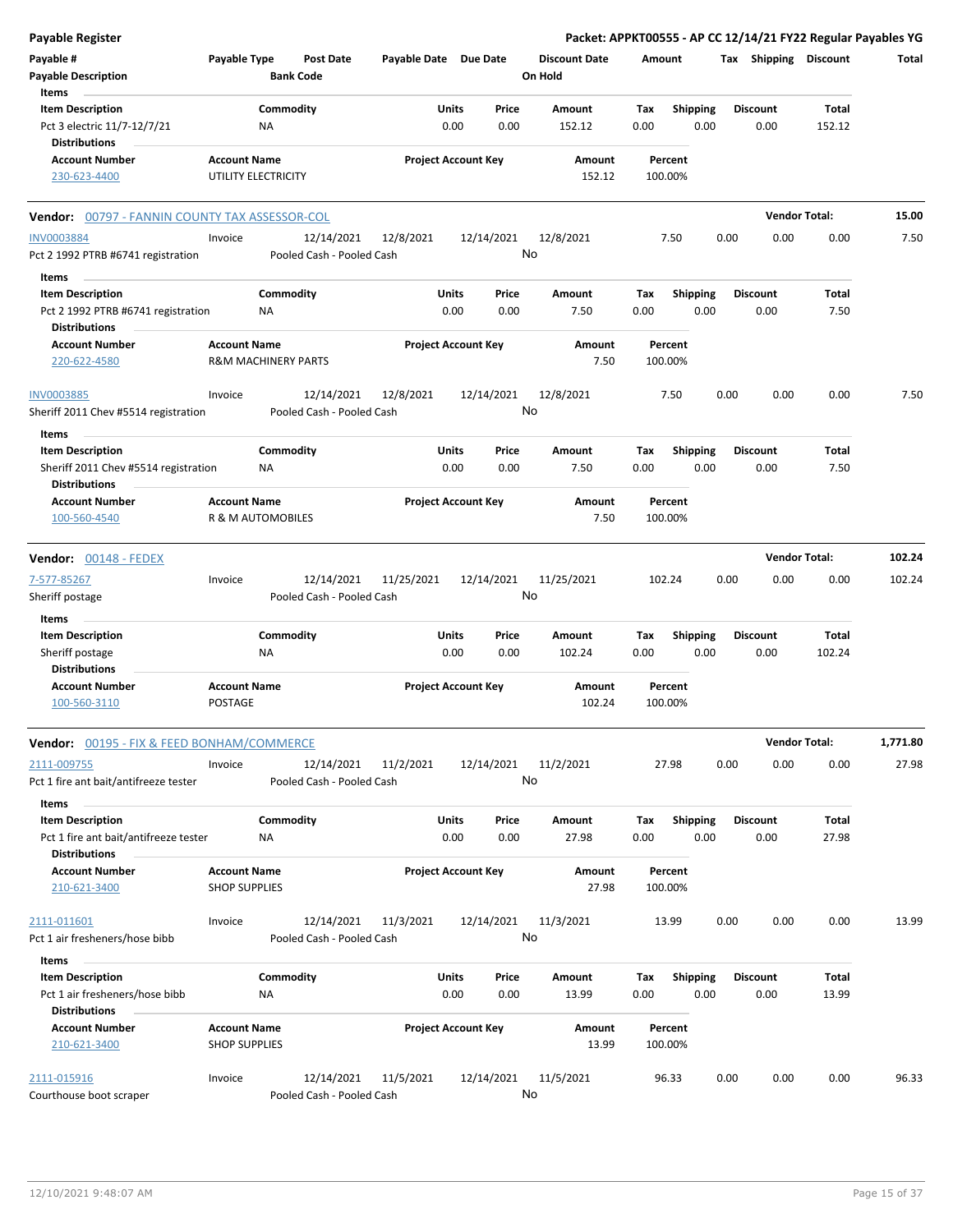**Payable Register** — Packet: APPKT00555 - AP CC 12/14/21 FY22 Regular Payables YG

| Payable # | Payable Type | Post Date | Payable Date | Due Date | Discount Date | Amount | Tax | Shipping | Discount | Total |
|---|---|---|---|---|---|---|---|---|---|---|
| Payable Description | | Bank Code | | | On Hold | | | | | |

**Items**

| Item Description | Commodity | Units | Price | Amount | Tax | Shipping | Discount | Total |
|---|---|---|---|---|---|---|---|---|
| Pct 3 electric 11/7-12/7/21 | NA | 0.00 | 0.00 | 152.12 | 0.00 | 0.00 | 0.00 | 152.12 |

**Distributions**

| Account Number | Account Name | Project Account Key | Amount | Percent |
|---|---|---|---|---|
| 230-623-4400 | UTILITY ELECTRICITY | | 152.12 | 100.00% |

## Vendor: 00797 - FANNIN COUNTY TAX ASSESSOR-COL — Vendor Total: 15.00

| Payable # | Payable Type | Post Date | Payable Date | Due Date | Discount Date | Amount | Tax | Shipping | Discount | Total |
|---|---|---|---|---|---|---|---|---|---|---|
| INV0003884 | Invoice | 12/14/2021 | 12/8/2021 | 12/14/2021 | 12/8/2021 | 7.50 | 0.00 | 0.00 | 0.00 | 7.50 |
| Pct 2 1992 PTRB #6741 registration | | Pooled Cash - Pooled Cash | | | No | | | | | |

**Items**

| Item Description | Commodity | Units | Price | Amount | Tax | Shipping | Discount | Total |
|---|---|---|---|---|---|---|---|---|
| Pct 2 1992 PTRB #6741 registration | NA | 0.00 | 0.00 | 7.50 | 0.00 | 0.00 | 0.00 | 7.50 |

**Distributions**

| Account Number | Account Name | Project Account Key | Amount | Percent |
|---|---|---|---|---|
| 220-622-4580 | R&M MACHINERY PARTS | | 7.50 | 100.00% |

| Payable # | Payable Type | Post Date | Payable Date | Due Date | Discount Date | Amount | Tax | Shipping | Discount | Total |
|---|---|---|---|---|---|---|---|---|---|---|
| INV0003885 | Invoice | 12/14/2021 | 12/8/2021 | 12/14/2021 | 12/8/2021 | 7.50 | 0.00 | 0.00 | 0.00 | 7.50 |
| Sheriff 2011 Chev #5514 registration | | Pooled Cash - Pooled Cash | | | No | | | | | |

**Items**

| Item Description | Commodity | Units | Price | Amount | Tax | Shipping | Discount | Total |
|---|---|---|---|---|---|---|---|---|
| Sheriff 2011 Chev #5514 registration | NA | 0.00 | 0.00 | 7.50 | 0.00 | 0.00 | 0.00 | 7.50 |

**Distributions**

| Account Number | Account Name | Project Account Key | Amount | Percent |
|---|---|---|---|---|
| 100-560-4540 | R & M AUTOMOBILES | | 7.50 | 100.00% |

## Vendor: 00148 - FEDEX — Vendor Total: 102.24

| Payable # | Payable Type | Post Date | Payable Date | Due Date | Discount Date | Amount | Tax | Shipping | Discount | Total |
|---|---|---|---|---|---|---|---|---|---|---|
| 7-577-85267 | Invoice | 12/14/2021 | 11/25/2021 | 12/14/2021 | 11/25/2021 | 102.24 | 0.00 | 0.00 | 0.00 | 102.24 |
| Sheriff postage | | Pooled Cash - Pooled Cash | | | No | | | | | |

**Items**

| Item Description | Commodity | Units | Price | Amount | Tax | Shipping | Discount | Total |
|---|---|---|---|---|---|---|---|---|
| Sheriff postage | NA | 0.00 | 0.00 | 102.24 | 0.00 | 0.00 | 0.00 | 102.24 |

**Distributions**

| Account Number | Account Name | Project Account Key | Amount | Percent |
|---|---|---|---|---|
| 100-560-3110 | POSTAGE | | 102.24 | 100.00% |

## Vendor: 00195 - FIX & FEED BONHAM/COMMERCE — Vendor Total: 1,771.80

| Payable # | Payable Type | Post Date | Payable Date | Due Date | Discount Date | Amount | Tax | Shipping | Discount | Total |
|---|---|---|---|---|---|---|---|---|---|---|
| 2111-009755 | Invoice | 12/14/2021 | 11/2/2021 | 12/14/2021 | 11/2/2021 | 27.98 | 0.00 | 0.00 | 0.00 | 27.98 |
| Pct 1 fire ant bait/antifreeze tester | | Pooled Cash - Pooled Cash | | | No | | | | | |

**Items**

| Item Description | Commodity | Units | Price | Amount | Tax | Shipping | Discount | Total |
|---|---|---|---|---|---|---|---|---|
| Pct 1 fire ant bait/antifreeze tester | NA | 0.00 | 0.00 | 27.98 | 0.00 | 0.00 | 0.00 | 27.98 |

**Distributions**

| Account Number | Account Name | Project Account Key | Amount | Percent |
|---|---|---|---|---|
| 210-621-3400 | SHOP SUPPLIES | | 27.98 | 100.00% |

| Payable # | Payable Type | Post Date | Payable Date | Due Date | Discount Date | Amount | Tax | Shipping | Discount | Total |
|---|---|---|---|---|---|---|---|---|---|---|
| 2111-011601 | Invoice | 12/14/2021 | 11/3/2021 | 12/14/2021 | 11/3/2021 | 13.99 | 0.00 | 0.00 | 0.00 | 13.99 |
| Pct 1 air fresheners/hose bibb | | Pooled Cash - Pooled Cash | | | No | | | | | |

**Items**

| Item Description | Commodity | Units | Price | Amount | Tax | Shipping | Discount | Total |
|---|---|---|---|---|---|---|---|---|
| Pct 1 air fresheners/hose bibb | NA | 0.00 | 0.00 | 13.99 | 0.00 | 0.00 | 0.00 | 13.99 |

**Distributions**

| Account Number | Account Name | Project Account Key | Amount | Percent |
|---|---|---|---|---|
| 210-621-3400 | SHOP SUPPLIES | | 13.99 | 100.00% |

| Payable # | Payable Type | Post Date | Payable Date | Due Date | Discount Date | Amount | Tax | Shipping | Discount | Total |
|---|---|---|---|---|---|---|---|---|---|---|
| 2111-015916 | Invoice | 12/14/2021 | 11/5/2021 | 12/14/2021 | 11/5/2021 | 96.33 | 0.00 | 0.00 | 0.00 | 96.33 |
| Courthouse boot scraper | | Pooled Cash - Pooled Cash | | | No | | | | | |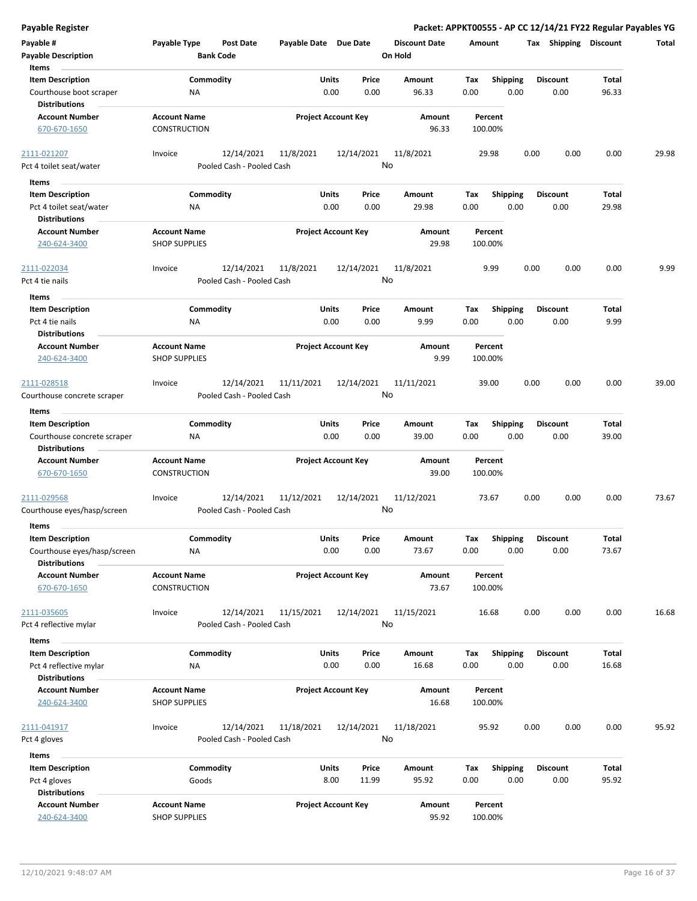**Payable Register**

**Packet: APPKT00555 - AP CC 12/14/21 FY22 Regular Payables YG**

| Payable # | Payable Type | Post Date | Payable Date | Due Date | Discount Date | Amount | Tax | Shipping | Discount | Total |
|---|---|---|---|---|---|---|---|---|---|---|
| **Payable Description** | | **Bank Code** | | | **On Hold** | | | | | |

**Items**

| Item Description | Commodity | Units | Price | Amount | Tax | Shipping | Discount | Total |
|---|---|---|---|---|---|---|---|---|
| Courthouse boot scraper | NA | 0.00 | 0.00 | 96.33 | 0.00 | 0.00 | 0.00 | 96.33 |

**Distributions**

| Account Number | Account Name | Project Account Key | Amount | Percent |
|---|---|---|---|---|
| 670-670-1650 | CONSTRUCTION | | 96.33 | 100.00% |

---

| Payable # | Payable Type | Post Date | Payable Date | Due Date | Discount Date | Amount | Tax | Shipping | Discount | Total |
|---|---|---|---|---|---|---|---|---|---|---|
| 2111-021207 | Invoice | 12/14/2021 | 11/8/2021 | 12/14/2021 | 11/8/2021 | 29.98 | 0.00 | 0.00 | 0.00 | 29.98 |
| Pct 4 toilet seat/water | | Pooled Cash - Pooled Cash | | | No | | | | | |

**Items**

| Item Description | Commodity | Units | Price | Amount | Tax | Shipping | Discount | Total |
|---|---|---|---|---|---|---|---|---|
| Pct 4 toilet seat/water | NA | 0.00 | 0.00 | 29.98 | 0.00 | 0.00 | 0.00 | 29.98 |

**Distributions**

| Account Number | Account Name | Project Account Key | Amount | Percent |
|---|---|---|---|---|
| 240-624-3400 | SHOP SUPPLIES | | 29.98 | 100.00% |

---

| Payable # | Payable Type | Post Date | Payable Date | Due Date | Discount Date | Amount | Tax | Shipping | Discount | Total |
|---|---|---|---|---|---|---|---|---|---|---|
| 2111-022034 | Invoice | 12/14/2021 | 11/8/2021 | 12/14/2021 | 11/8/2021 | 9.99 | 0.00 | 0.00 | 0.00 | 9.99 |
| Pct 4 tie nails | | Pooled Cash - Pooled Cash | | | No | | | | | |

**Items**

| Item Description | Commodity | Units | Price | Amount | Tax | Shipping | Discount | Total |
|---|---|---|---|---|---|---|---|---|
| Pct 4 tie nails | NA | 0.00 | 0.00 | 9.99 | 0.00 | 0.00 | 0.00 | 9.99 |

**Distributions**

| Account Number | Account Name | Project Account Key | Amount | Percent |
|---|---|---|---|---|
| 240-624-3400 | SHOP SUPPLIES | | 9.99 | 100.00% |

---

| Payable # | Payable Type | Post Date | Payable Date | Due Date | Discount Date | Amount | Tax | Shipping | Discount | Total |
|---|---|---|---|---|---|---|---|---|---|---|
| 2111-028518 | Invoice | 12/14/2021 | 11/11/2021 | 12/14/2021 | 11/11/2021 | 39.00 | 0.00 | 0.00 | 0.00 | 39.00 |
| Courthouse concrete scraper | | Pooled Cash - Pooled Cash | | | No | | | | | |

**Items**

| Item Description | Commodity | Units | Price | Amount | Tax | Shipping | Discount | Total |
|---|---|---|---|---|---|---|---|---|
| Courthouse concrete scraper | NA | 0.00 | 0.00 | 39.00 | 0.00 | 0.00 | 0.00 | 39.00 |

**Distributions**

| Account Number | Account Name | Project Account Key | Amount | Percent |
|---|---|---|---|---|
| 670-670-1650 | CONSTRUCTION | | 39.00 | 100.00% |

---

| Payable # | Payable Type | Post Date | Payable Date | Due Date | Discount Date | Amount | Tax | Shipping | Discount | Total |
|---|---|---|---|---|---|---|---|---|---|---|
| 2111-029568 | Invoice | 12/14/2021 | 11/12/2021 | 12/14/2021 | 11/12/2021 | 73.67 | 0.00 | 0.00 | 0.00 | 73.67 |
| Courthouse eyes/hasp/screen | | Pooled Cash - Pooled Cash | | | No | | | | | |

**Items**

| Item Description | Commodity | Units | Price | Amount | Tax | Shipping | Discount | Total |
|---|---|---|---|---|---|---|---|---|
| Courthouse eyes/hasp/screen | NA | 0.00 | 0.00 | 73.67 | 0.00 | 0.00 | 0.00 | 73.67 |

**Distributions**

| Account Number | Account Name | Project Account Key | Amount | Percent |
|---|---|---|---|---|
| 670-670-1650 | CONSTRUCTION | | 73.67 | 100.00% |

---

| Payable # | Payable Type | Post Date | Payable Date | Due Date | Discount Date | Amount | Tax | Shipping | Discount | Total |
|---|---|---|---|---|---|---|---|---|---|---|
| 2111-035605 | Invoice | 12/14/2021 | 11/15/2021 | 12/14/2021 | 11/15/2021 | 16.68 | 0.00 | 0.00 | 0.00 | 16.68 |
| Pct 4 reflective mylar | | Pooled Cash - Pooled Cash | | | No | | | | | |

**Items**

| Item Description | Commodity | Units | Price | Amount | Tax | Shipping | Discount | Total |
|---|---|---|---|---|---|---|---|---|
| Pct 4 reflective mylar | NA | 0.00 | 0.00 | 16.68 | 0.00 | 0.00 | 0.00 | 16.68 |

**Distributions**

| Account Number | Account Name | Project Account Key | Amount | Percent |
|---|---|---|---|---|
| 240-624-3400 | SHOP SUPPLIES | | 16.68 | 100.00% |

---

| Payable # | Payable Type | Post Date | Payable Date | Due Date | Discount Date | Amount | Tax | Shipping | Discount | Total |
|---|---|---|---|---|---|---|---|---|---|---|
| 2111-041917 | Invoice | 12/14/2021 | 11/18/2021 | 12/14/2021 | 11/18/2021 | 95.92 | 0.00 | 0.00 | 0.00 | 95.92 |
| Pct 4 gloves | | Pooled Cash - Pooled Cash | | | No | | | | | |

**Items**

| Item Description | Commodity | Units | Price | Amount | Tax | Shipping | Discount | Total |
|---|---|---|---|---|---|---|---|---|
| Pct 4 gloves | Goods | 8.00 | 11.99 | 95.92 | 0.00 | 0.00 | 0.00 | 95.92 |

**Distributions**

| Account Number | Account Name | Project Account Key | Amount | Percent |
|---|---|---|---|---|
| 240-624-3400 | SHOP SUPPLIES | | 95.92 | 100.00% |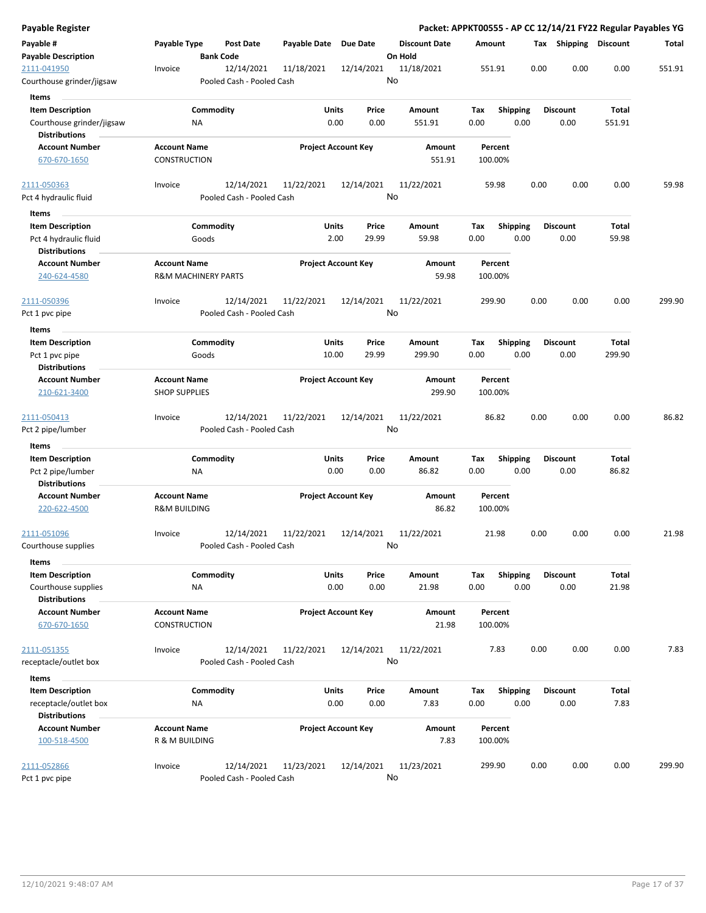## Payable Register

**Packet: APPKT00555 - AP CC 12/14/21 FY22 Regular Payables YG**

| Payable # / Payable Description | Payable Type | Post Date / Bank Code | Payable Date | Due Date | Discount Date / On Hold | Amount | Tax | Shipping | Discount | Total |
|---|---|---|---|---|---|---|---|---|---|---|
| 2111-041950 | Invoice | 12/14/2021 | 11/18/2021 | 12/14/2021 | 11/18/2021 | 551.91 | 0.00 | 0.00 | 0.00 | 551.91 |
| Courthouse grinder/jigsaw | | Pooled Cash - Pooled Cash | | | No | | | | | |

**Items**

| Item Description | Commodity | Units | Price | Amount | Tax | Shipping | Discount | Total |
|---|---|---|---|---|---|---|---|---|
| Courthouse grinder/jigsaw | NA | 0.00 | 0.00 | 551.91 | 0.00 | 0.00 | 0.00 | 551.91 |

**Distributions**

| Account Number | Account Name | Project Account Key | Amount | Percent |
|---|---|---|---|---|
| 670-670-1650 | CONSTRUCTION | | 551.91 | 100.00% |

| Payable # / Payable Description | Payable Type | Post Date / Bank Code | Payable Date | Due Date | Discount Date / On Hold | Amount | Tax | Shipping | Discount | Total |
|---|---|---|---|---|---|---|---|---|---|---|
| 2111-050363 | Invoice | 12/14/2021 | 11/22/2021 | 12/14/2021 | 11/22/2021 | 59.98 | 0.00 | 0.00 | 0.00 | 59.98 |
| Pct 4 hydraulic fluid | | Pooled Cash - Pooled Cash | | | No | | | | | |

**Items**

| Item Description | Commodity | Units | Price | Amount | Tax | Shipping | Discount | Total |
|---|---|---|---|---|---|---|---|---|
| Pct 4 hydraulic fluid | Goods | 2.00 | 29.99 | 59.98 | 0.00 | 0.00 | 0.00 | 59.98 |

**Distributions**

| Account Number | Account Name | Project Account Key | Amount | Percent |
|---|---|---|---|---|
| 240-624-4580 | R&M MACHINERY PARTS | | 59.98 | 100.00% |

| Payable # / Payable Description | Payable Type | Post Date / Bank Code | Payable Date | Due Date | Discount Date / On Hold | Amount | Tax | Shipping | Discount | Total |
|---|---|---|---|---|---|---|---|---|---|---|
| 2111-050396 | Invoice | 12/14/2021 | 11/22/2021 | 12/14/2021 | 11/22/2021 | 299.90 | 0.00 | 0.00 | 0.00 | 299.90 |
| Pct 1 pvc pipe | | Pooled Cash - Pooled Cash | | | No | | | | | |

**Items**

| Item Description | Commodity | Units | Price | Amount | Tax | Shipping | Discount | Total |
|---|---|---|---|---|---|---|---|---|
| Pct 1 pvc pipe | Goods | 10.00 | 29.99 | 299.90 | 0.00 | 0.00 | 0.00 | 299.90 |

**Distributions**

| Account Number | Account Name | Project Account Key | Amount | Percent |
|---|---|---|---|---|
| 210-621-3400 | SHOP SUPPLIES | | 299.90 | 100.00% |

| Payable # / Payable Description | Payable Type | Post Date / Bank Code | Payable Date | Due Date | Discount Date / On Hold | Amount | Tax | Shipping | Discount | Total |
|---|---|---|---|---|---|---|---|---|---|---|
| 2111-050413 | Invoice | 12/14/2021 | 11/22/2021 | 12/14/2021 | 11/22/2021 | 86.82 | 0.00 | 0.00 | 0.00 | 86.82 |
| Pct 2 pipe/lumber | | Pooled Cash - Pooled Cash | | | No | | | | | |

**Items**

| Item Description | Commodity | Units | Price | Amount | Tax | Shipping | Discount | Total |
|---|---|---|---|---|---|---|---|---|
| Pct 2 pipe/lumber | NA | 0.00 | 0.00 | 86.82 | 0.00 | 0.00 | 0.00 | 86.82 |

**Distributions**

| Account Number | Account Name | Project Account Key | Amount | Percent |
|---|---|---|---|---|
| 220-622-4500 | R&M BUILDING | | 86.82 | 100.00% |

| Payable # / Payable Description | Payable Type | Post Date / Bank Code | Payable Date | Due Date | Discount Date / On Hold | Amount | Tax | Shipping | Discount | Total |
|---|---|---|---|---|---|---|---|---|---|---|
| 2111-051096 | Invoice | 12/14/2021 | 11/22/2021 | 12/14/2021 | 11/22/2021 | 21.98 | 0.00 | 0.00 | 0.00 | 21.98 |
| Courthouse supplies | | Pooled Cash - Pooled Cash | | | No | | | | | |

**Items**

| Item Description | Commodity | Units | Price | Amount | Tax | Shipping | Discount | Total |
|---|---|---|---|---|---|---|---|---|
| Courthouse supplies | NA | 0.00 | 0.00 | 21.98 | 0.00 | 0.00 | 0.00 | 21.98 |

**Distributions**

| Account Number | Account Name | Project Account Key | Amount | Percent |
|---|---|---|---|---|
| 670-670-1650 | CONSTRUCTION | | 21.98 | 100.00% |

| Payable # / Payable Description | Payable Type | Post Date / Bank Code | Payable Date | Due Date | Discount Date / On Hold | Amount | Tax | Shipping | Discount | Total |
|---|---|---|---|---|---|---|---|---|---|---|
| 2111-051355 | Invoice | 12/14/2021 | 11/22/2021 | 12/14/2021 | 11/22/2021 | 7.83 | 0.00 | 0.00 | 0.00 | 7.83 |
| receptacle/outlet box | | Pooled Cash - Pooled Cash | | | No | | | | | |

**Items**

| Item Description | Commodity | Units | Price | Amount | Tax | Shipping | Discount | Total |
|---|---|---|---|---|---|---|---|---|
| receptacle/outlet box | NA | 0.00 | 0.00 | 7.83 | 0.00 | 0.00 | 0.00 | 7.83 |

**Distributions**

| Account Number | Account Name | Project Account Key | Amount | Percent |
|---|---|---|---|---|
| 100-518-4500 | R & M BUILDING | | 7.83 | 100.00% |

| Payable # / Payable Description | Payable Type | Post Date / Bank Code | Payable Date | Due Date | Discount Date / On Hold | Amount | Tax | Shipping | Discount | Total |
|---|---|---|---|---|---|---|---|---|---|---|
| 2111-052866 | Invoice | 12/14/2021 | 11/23/2021 | 12/14/2021 | 11/23/2021 | 299.90 | 0.00 | 0.00 | 0.00 | 299.90 |
| Pct 1 pvc pipe | | Pooled Cash - Pooled Cash | | | No | | | | | |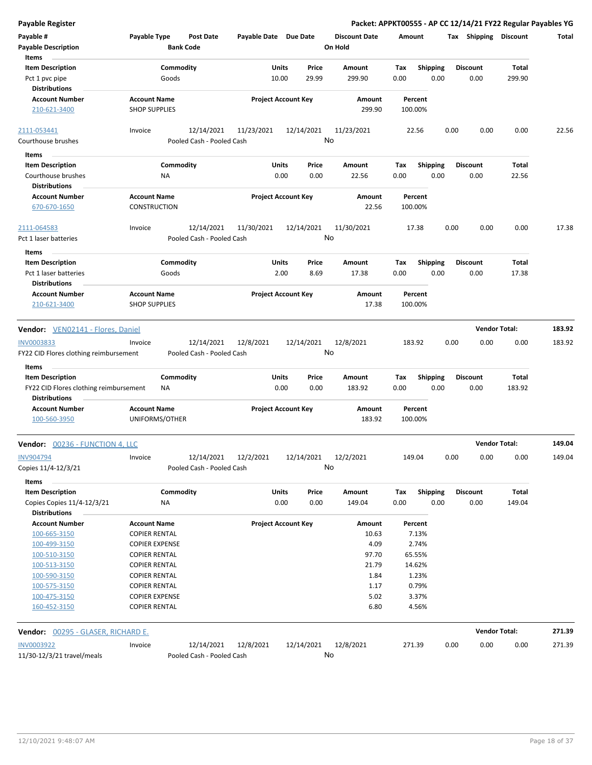**Payable Register** — Packet: APPKT00555 - AP CC 12/14/21 FY22 Regular Payables YG

| Payable # / Payable Description | Payable Type | Post Date / Bank Code | Payable Date | Due Date | Discount Date / On Hold | Amount | Tax | Shipping | Discount | Total |
|---|---|---|---|---|---|---|---|---|---|---|

**Items**

| Item Description | Commodity | Units | Price | Amount | Tax | Shipping | Discount | Total |
|---|---|---|---|---|---|---|---|---|
| Pct 1 pvc pipe | Goods | 10.00 | 29.99 | 299.90 | 0.00 | 0.00 | 0.00 | 299.90 |

**Distributions**

| Account Number | Account Name | Project Account Key | Amount | Percent |
|---|---|---|---|---|
| 210-621-3400 | SHOP SUPPLIES | | 299.90 | 100.00% |

| Payable # | Payable Type | Post Date | Payable Date | Due Date | Discount Date | Amount | Tax | Shipping | Discount | Total |
|---|---|---|---|---|---|---|---|---|---|---|
| 2111-053441 | Invoice | 12/14/2021 | 11/23/2021 | 12/14/2021 | 11/23/2021 | 22.56 | 0.00 | 0.00 | 0.00 | 22.56 |
| Courthouse brushes | | Pooled Cash - Pooled Cash | | | No | | | | | |

**Items**

| Item Description | Commodity | Units | Price | Amount | Tax | Shipping | Discount | Total |
|---|---|---|---|---|---|---|---|---|
| Courthouse brushes | NA | 0.00 | 0.00 | 22.56 | 0.00 | 0.00 | 0.00 | 22.56 |

**Distributions**

| Account Number | Account Name | Project Account Key | Amount | Percent |
|---|---|---|---|---|
| 670-670-1650 | CONSTRUCTION | | 22.56 | 100.00% |

| Payable # | Payable Type | Post Date | Payable Date | Due Date | Discount Date | Amount | Tax | Shipping | Discount | Total |
|---|---|---|---|---|---|---|---|---|---|---|
| 2111-064583 | Invoice | 12/14/2021 | 11/30/2021 | 12/14/2021 | 11/30/2021 | 17.38 | 0.00 | 0.00 | 0.00 | 17.38 |
| Pct 1 laser batteries | | Pooled Cash - Pooled Cash | | | No | | | | | |

**Items**

| Item Description | Commodity | Units | Price | Amount | Tax | Shipping | Discount | Total |
|---|---|---|---|---|---|---|---|---|
| Pct 1 laser batteries | Goods | 2.00 | 8.69 | 17.38 | 0.00 | 0.00 | 0.00 | 17.38 |

**Distributions**

| Account Number | Account Name | Project Account Key | Amount | Percent |
|---|---|---|---|---|
| 210-621-3400 | SHOP SUPPLIES | | 17.38 | 100.00% |

**Vendor:** VEN02141 - Flores, Daniel — **Vendor Total: 183.92**

| Payable # | Payable Type | Post Date | Payable Date | Due Date | Discount Date | Amount | Tax | Shipping | Discount | Total |
|---|---|---|---|---|---|---|---|---|---|---|
| INV0003833 | Invoice | 12/14/2021 | 12/8/2021 | 12/14/2021 | 12/8/2021 | 183.92 | 0.00 | 0.00 | 0.00 | 183.92 |
| FY22 CID Flores clothing reimbursement | | Pooled Cash - Pooled Cash | | | No | | | | | |

**Items**

| Item Description | Commodity | Units | Price | Amount | Tax | Shipping | Discount | Total |
|---|---|---|---|---|---|---|---|---|
| FY22 CID Flores clothing reimbursement | NA | 0.00 | 0.00 | 183.92 | 0.00 | 0.00 | 0.00 | 183.92 |

**Distributions**

| Account Number | Account Name | Project Account Key | Amount | Percent |
|---|---|---|---|---|
| 100-560-3950 | UNIFORMS/OTHER | | 183.92 | 100.00% |

**Vendor:** 00236 - FUNCTION 4, LLC — **Vendor Total: 149.04**

| Payable # | Payable Type | Post Date | Payable Date | Due Date | Discount Date | Amount | Tax | Shipping | Discount | Total |
|---|---|---|---|---|---|---|---|---|---|---|
| INV904794 | Invoice | 12/14/2021 | 12/2/2021 | 12/14/2021 | 12/2/2021 | 149.04 | 0.00 | 0.00 | 0.00 | 149.04 |
| Copies 11/4-12/3/21 | | Pooled Cash - Pooled Cash | | | No | | | | | |

**Items**

| Item Description | Commodity | Units | Price | Amount | Tax | Shipping | Discount | Total |
|---|---|---|---|---|---|---|---|---|
| Copies Copies 11/4-12/3/21 | NA | 0.00 | 0.00 | 149.04 | 0.00 | 0.00 | 0.00 | 149.04 |

**Distributions**

| Account Number | Account Name | Project Account Key | Amount | Percent |
|---|---|---|---|---|
| 100-665-3150 | COPIER RENTAL | | 10.63 | 7.13% |
| 100-499-3150 | COPIER EXPENSE | | 4.09 | 2.74% |
| 100-510-3150 | COPIER RENTAL | | 97.70 | 65.55% |
| 100-513-3150 | COPIER RENTAL | | 21.79 | 14.62% |
| 100-590-3150 | COPIER RENTAL | | 1.84 | 1.23% |
| 100-575-3150 | COPIER RENTAL | | 1.17 | 0.79% |
| 100-475-3150 | COPIER EXPENSE | | 5.02 | 3.37% |
| 160-452-3150 | COPIER RENTAL | | 6.80 | 4.56% |

**Vendor:** 00295 - GLASER, RICHARD E. — **Vendor Total: 271.39**

| Payable # | Payable Type | Post Date | Payable Date | Due Date | Discount Date | Amount | Tax | Shipping | Discount | Total |
|---|---|---|---|---|---|---|---|---|---|---|
| INV0003922 | Invoice | 12/14/2021 | 12/8/2021 | 12/14/2021 | 12/8/2021 | 271.39 | 0.00 | 0.00 | 0.00 | 271.39 |
| 11/30-12/3/21 travel/meals | | Pooled Cash - Pooled Cash | | | No | | | | | |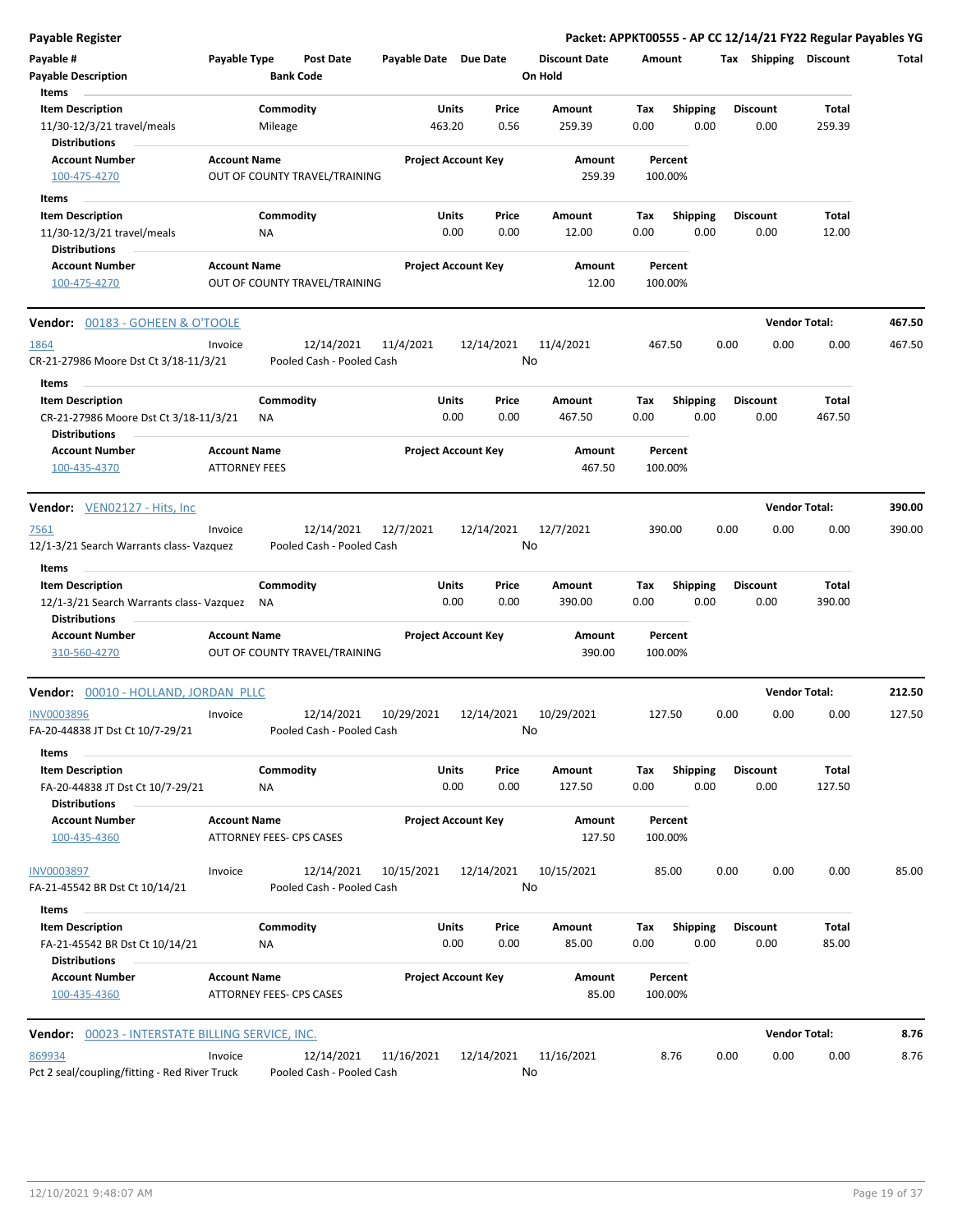| Payable # | Payable Type | Post Date | Payable Date | Due Date | Discount Date | Amount | Tax | Shipping | Discount | Total |
|---|---|---|---|---|---|---|---|---|---|---|
| Payable Description | | Bank Code | | | On Hold | | | | | |

**Items**

| Item Description | Commodity | Units | Price | Amount | Tax | Shipping | Discount | Total |
|---|---|---|---|---|---|---|---|---|
| 11/30-12/3/21 travel/meals | Mileage | 463.20 | 0.56 | 259.39 | 0.00 | 0.00 | 0.00 | 259.39 |

**Distributions**

| Account Number | Account Name | Project Account Key | Amount | Percent |
|---|---|---|---|---|
| 100-475-4270 | OUT OF COUNTY TRAVEL/TRAINING | | 259.39 | 100.00% |

**Items**

| Item Description | Commodity | Units | Price | Amount | Tax | Shipping | Discount | Total |
|---|---|---|---|---|---|---|---|---|
| 11/30-12/3/21 travel/meals | NA | 0.00 | 0.00 | 12.00 | 0.00 | 0.00 | 0.00 | 12.00 |

**Distributions**

| Account Number | Account Name | Project Account Key | Amount | Percent |
|---|---|---|---|---|
| 100-475-4270 | OUT OF COUNTY TRAVEL/TRAINING | | 12.00 | 100.00% |

## Vendor: 00183 - GOHEEN & O'TOOLE — Vendor Total: 467.50

| Payable # | Payable Type | Post Date | Payable Date | Due Date | Discount Date | Amount | Tax | Shipping | Discount | Total |
|---|---|---|---|---|---|---|---|---|---|---|
| 1864 | Invoice | 12/14/2021 | 11/4/2021 | 12/14/2021 | 11/4/2021 | 467.50 | 0.00 | 0.00 | 0.00 | 467.50 |
| CR-21-27986 Moore Dst Ct 3/18-11/3/21 | | Pooled Cash - Pooled Cash | | | No | | | | | |

**Items**

| Item Description | Commodity | Units | Price | Amount | Tax | Shipping | Discount | Total |
|---|---|---|---|---|---|---|---|---|
| CR-21-27986 Moore Dst Ct 3/18-11/3/21 | NA | 0.00 | 0.00 | 467.50 | 0.00 | 0.00 | 0.00 | 467.50 |

**Distributions**

| Account Number | Account Name | Project Account Key | Amount | Percent |
|---|---|---|---|---|
| 100-435-4370 | ATTORNEY FEES | | 467.50 | 100.00% |

## Vendor: VEN02127 - Hits, Inc — Vendor Total: 390.00

| Payable # | Payable Type | Post Date | Payable Date | Due Date | Discount Date | Amount | Tax | Shipping | Discount | Total |
|---|---|---|---|---|---|---|---|---|---|---|
| 7561 | Invoice | 12/14/2021 | 12/7/2021 | 12/14/2021 | 12/7/2021 | 390.00 | 0.00 | 0.00 | 0.00 | 390.00 |
| 12/1-3/21 Search Warrants class- Vazquez | | Pooled Cash - Pooled Cash | | | No | | | | | |

**Items**

| Item Description | Commodity | Units | Price | Amount | Tax | Shipping | Discount | Total |
|---|---|---|---|---|---|---|---|---|
| 12/1-3/21 Search Warrants class- Vazquez | NA | 0.00 | 0.00 | 390.00 | 0.00 | 0.00 | 0.00 | 390.00 |

**Distributions**

| Account Number | Account Name | Project Account Key | Amount | Percent |
|---|---|---|---|---|
| 310-560-4270 | OUT OF COUNTY TRAVEL/TRAINING | | 390.00 | 100.00% |

## Vendor: 00010 - HOLLAND, JORDAN PLLC — Vendor Total: 212.50

| Payable # | Payable Type | Post Date | Payable Date | Due Date | Discount Date | Amount | Tax | Shipping | Discount | Total |
|---|---|---|---|---|---|---|---|---|---|---|
| INV0003896 | Invoice | 12/14/2021 | 10/29/2021 | 12/14/2021 | 10/29/2021 | 127.50 | 0.00 | 0.00 | 0.00 | 127.50 |
| FA-20-44838 JT Dst Ct 10/7-29/21 | | Pooled Cash - Pooled Cash | | | No | | | | | |

**Items**

| Item Description | Commodity | Units | Price | Amount | Tax | Shipping | Discount | Total |
|---|---|---|---|---|---|---|---|---|
| FA-20-44838 JT Dst Ct 10/7-29/21 | NA | 0.00 | 0.00 | 127.50 | 0.00 | 0.00 | 0.00 | 127.50 |

**Distributions**

| Account Number | Account Name | Project Account Key | Amount | Percent |
|---|---|---|---|---|
| 100-435-4360 | ATTORNEY FEES- CPS CASES | | 127.50 | 100.00% |

| Payable # | Payable Type | Post Date | Payable Date | Due Date | Discount Date | Amount | Tax | Shipping | Discount | Total |
|---|---|---|---|---|---|---|---|---|---|---|
| INV0003897 | Invoice | 12/14/2021 | 10/15/2021 | 12/14/2021 | 10/15/2021 | 85.00 | 0.00 | 0.00 | 0.00 | 85.00 |
| FA-21-45542 BR Dst Ct 10/14/21 | | Pooled Cash - Pooled Cash | | | No | | | | | |

**Items**

| Item Description | Commodity | Units | Price | Amount | Tax | Shipping | Discount | Total |
|---|---|---|---|---|---|---|---|---|
| FA-21-45542 BR Dst Ct 10/14/21 | NA | 0.00 | 0.00 | 85.00 | 0.00 | 0.00 | 0.00 | 85.00 |

**Distributions**

| Account Number | Account Name | Project Account Key | Amount | Percent |
|---|---|---|---|---|
| 100-435-4360 | ATTORNEY FEES- CPS CASES | | 85.00 | 100.00% |

## Vendor: 00023 - INTERSTATE BILLING SERVICE, INC. — Vendor Total: 8.76

| Payable # | Payable Type | Post Date | Payable Date | Due Date | Discount Date | Amount | Tax | Shipping | Discount | Total |
|---|---|---|---|---|---|---|---|---|---|---|
| 869934 | Invoice | 12/14/2021 | 11/16/2021 | 12/14/2021 | 11/16/2021 | 8.76 | 0.00 | 0.00 | 0.00 | 8.76 |
| Pct 2 seal/coupling/fitting - Red River Truck | | Pooled Cash - Pooled Cash | | | No | | | | | |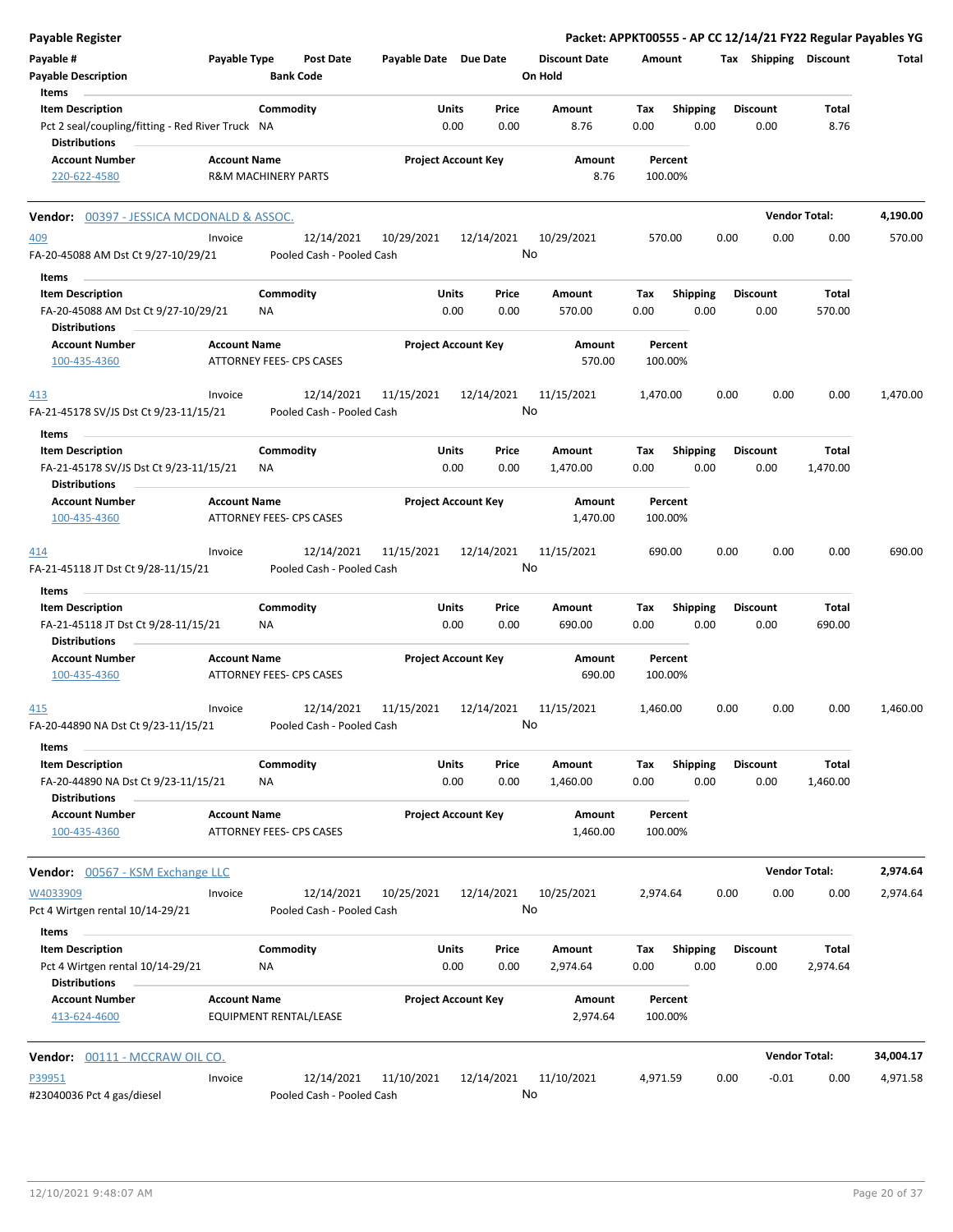## Payable Register

**Packet: APPKT00555 - AP CC 12/14/21 FY22 Regular Payables YG**

| Payable # | Payable Type | Post Date | Payable Date | Due Date | Discount Date | Amount | Tax | Shipping | Discount | Total |
|---|---|---|---|---|---|---|---|---|---|---|
| Payable Description | | Bank Code | | | On Hold | | | | | |

**Items**

| Item Description | Commodity | Units | Price | Amount | Tax | Shipping | Discount | Total |
|---|---|---|---|---|---|---|---|---|
| Pct 2 seal/coupling/fitting - Red River Truck | NA | 0.00 | 0.00 | 8.76 | 0.00 | 0.00 | 0.00 | 8.76 |

**Distributions**

| Account Number | Account Name | Project Account Key | Amount | Percent |
|---|---|---|---|---|
| 220-622-4580 | R&M MACHINERY PARTS | | 8.76 | 100.00% |

---

### Vendor: 00397 - JESSICA MCDONALD & ASSOC. — Vendor Total: 4,190.00

| Payable # | Payable Type | Post Date | Payable Date | Due Date | Discount Date | Amount | Tax | Shipping | Discount | Total |
|---|---|---|---|---|---|---|---|---|---|---|
| 409 | Invoice | 12/14/2021 | 10/29/2021 | 12/14/2021 | 10/29/2021 | 570.00 | 0.00 | 0.00 | 0.00 | 570.00 |
| FA-20-45088 AM Dst Ct 9/27-10/29/21 | | Pooled Cash - Pooled Cash | | | No | | | | | |

**Items**

| Item Description | Commodity | Units | Price | Amount | Tax | Shipping | Discount | Total |
|---|---|---|---|---|---|---|---|---|
| FA-20-45088 AM Dst Ct 9/27-10/29/21 | NA | 0.00 | 0.00 | 570.00 | 0.00 | 0.00 | 0.00 | 570.00 |

**Distributions**

| Account Number | Account Name | Project Account Key | Amount | Percent |
|---|---|---|---|---|
| 100-435-4360 | ATTORNEY FEES- CPS CASES | | 570.00 | 100.00% |

| Payable # | Payable Type | Post Date | Payable Date | Due Date | Discount Date | Amount | Tax | Shipping | Discount | Total |
|---|---|---|---|---|---|---|---|---|---|---|
| 413 | Invoice | 12/14/2021 | 11/15/2021 | 12/14/2021 | 11/15/2021 | 1,470.00 | 0.00 | 0.00 | 0.00 | 1,470.00 |
| FA-21-45178 SV/JS Dst Ct 9/23-11/15/21 | | Pooled Cash - Pooled Cash | | | No | | | | | |

**Items**

| Item Description | Commodity | Units | Price | Amount | Tax | Shipping | Discount | Total |
|---|---|---|---|---|---|---|---|---|
| FA-21-45178 SV/JS Dst Ct 9/23-11/15/21 | NA | 0.00 | 0.00 | 1,470.00 | 0.00 | 0.00 | 0.00 | 1,470.00 |

**Distributions**

| Account Number | Account Name | Project Account Key | Amount | Percent |
|---|---|---|---|---|
| 100-435-4360 | ATTORNEY FEES- CPS CASES | | 1,470.00 | 100.00% |

| Payable # | Payable Type | Post Date | Payable Date | Due Date | Discount Date | Amount | Tax | Shipping | Discount | Total |
|---|---|---|---|---|---|---|---|---|---|---|
| 414 | Invoice | 12/14/2021 | 11/15/2021 | 12/14/2021 | 11/15/2021 | 690.00 | 0.00 | 0.00 | 0.00 | 690.00 |
| FA-21-45118 JT Dst Ct 9/28-11/15/21 | | Pooled Cash - Pooled Cash | | | No | | | | | |

**Items**

| Item Description | Commodity | Units | Price | Amount | Tax | Shipping | Discount | Total |
|---|---|---|---|---|---|---|---|---|
| FA-21-45118 JT Dst Ct 9/28-11/15/21 | NA | 0.00 | 0.00 | 690.00 | 0.00 | 0.00 | 0.00 | 690.00 |

**Distributions**

| Account Number | Account Name | Project Account Key | Amount | Percent |
|---|---|---|---|---|
| 100-435-4360 | ATTORNEY FEES- CPS CASES | | 690.00 | 100.00% |

| Payable # | Payable Type | Post Date | Payable Date | Due Date | Discount Date | Amount | Tax | Shipping | Discount | Total |
|---|---|---|---|---|---|---|---|---|---|---|
| 415 | Invoice | 12/14/2021 | 11/15/2021 | 12/14/2021 | 11/15/2021 | 1,460.00 | 0.00 | 0.00 | 0.00 | 1,460.00 |
| FA-20-44890 NA Dst Ct 9/23-11/15/21 | | Pooled Cash - Pooled Cash | | | No | | | | | |

**Items**

| Item Description | Commodity | Units | Price | Amount | Tax | Shipping | Discount | Total |
|---|---|---|---|---|---|---|---|---|
| FA-20-44890 NA Dst Ct 9/23-11/15/21 | NA | 0.00 | 0.00 | 1,460.00 | 0.00 | 0.00 | 0.00 | 1,460.00 |

**Distributions**

| Account Number | Account Name | Project Account Key | Amount | Percent |
|---|---|---|---|---|
| 100-435-4360 | ATTORNEY FEES- CPS CASES | | 1,460.00 | 100.00% |

---

### Vendor: 00567 - KSM Exchange LLC — Vendor Total: 2,974.64

| Payable # | Payable Type | Post Date | Payable Date | Due Date | Discount Date | Amount | Tax | Shipping | Discount | Total |
|---|---|---|---|---|---|---|---|---|---|---|
| W4033909 | Invoice | 12/14/2021 | 10/25/2021 | 12/14/2021 | 10/25/2021 | 2,974.64 | 0.00 | 0.00 | 0.00 | 2,974.64 |
| Pct 4 Wirtgen rental 10/14-29/21 | | Pooled Cash - Pooled Cash | | | No | | | | | |

**Items**

| Item Description | Commodity | Units | Price | Amount | Tax | Shipping | Discount | Total |
|---|---|---|---|---|---|---|---|---|
| Pct 4 Wirtgen rental 10/14-29/21 | NA | 0.00 | 0.00 | 2,974.64 | 0.00 | 0.00 | 0.00 | 2,974.64 |

**Distributions**

| Account Number | Account Name | Project Account Key | Amount | Percent |
|---|---|---|---|---|
| 413-624-4600 | EQUIPMENT RENTAL/LEASE | | 2,974.64 | 100.00% |

---

### Vendor: 00111 - MCCRAW OIL CO. — Vendor Total: 34,004.17

| Payable # | Payable Type | Post Date | Payable Date | Due Date | Discount Date | Amount | Tax | Shipping | Discount | Total |
|---|---|---|---|---|---|---|---|---|---|---|
| P39951 | Invoice | 12/14/2021 | 11/10/2021 | 12/14/2021 | 11/10/2021 | 4,971.59 | 0.00 | -0.01 | 0.00 | 4,971.58 |
| #23040036 Pct 4 gas/diesel | | Pooled Cash - Pooled Cash | | | No | | | | | |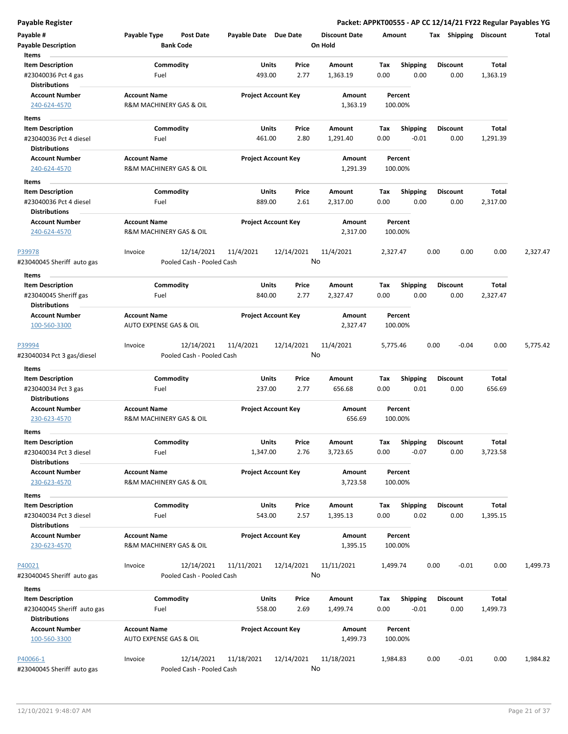**Payable Register** — **Packet: APPKT00555 - AP CC 12/14/21 FY22 Regular Payables YG**

| Payable # | Payable Type | Post Date | Payable Date | Due Date | Discount Date | Amount | Tax | Shipping | Discount | Total |
|---|---|---|---|---|---|---|---|---|---|---|
| **Payable Description** | | **Bank Code** | | | **On Hold** | | | | | |

**Items**

| Item Description | Commodity | Units | Price | Amount | Tax | Shipping | Discount | Total |
|---|---|---|---|---|---|---|---|---|
| #23040036 Pct 4 gas | Fuel | 493.00 | 2.77 | 1,363.19 | 0.00 | 0.00 | 0.00 | 1,363.19 |

**Distributions**

| Account Number | Account Name | Project Account Key | Amount | Percent |
|---|---|---|---|---|
| 240-624-4570 | R&M MACHINERY GAS & OIL | | 1,363.19 | 100.00% |

**Items**

| Item Description | Commodity | Units | Price | Amount | Tax | Shipping | Discount | Total |
|---|---|---|---|---|---|---|---|---|
| #23040036 Pct 4 diesel | Fuel | 461.00 | 2.80 | 1,291.40 | 0.00 | -0.01 | 0.00 | 1,291.39 |

**Distributions**

| Account Number | Account Name | Project Account Key | Amount | Percent |
|---|---|---|---|---|
| 240-624-4570 | R&M MACHINERY GAS & OIL | | 1,291.39 | 100.00% |

**Items**

| Item Description | Commodity | Units | Price | Amount | Tax | Shipping | Discount | Total |
|---|---|---|---|---|---|---|---|---|
| #23040036 Pct 4 diesel | Fuel | 889.00 | 2.61 | 2,317.00 | 0.00 | 0.00 | 0.00 | 2,317.00 |

**Distributions**

| Account Number | Account Name | Project Account Key | Amount | Percent |
|---|---|---|---|---|
| 240-624-4570 | R&M MACHINERY GAS & OIL | | 2,317.00 | 100.00% |

| Payable # | Payable Type | Post Date | Payable Date | Due Date | Discount Date | Amount | Tax | Shipping | Discount | Total |
|---|---|---|---|---|---|---|---|---|---|---|
| P39978 | Invoice | 12/14/2021 | 11/4/2021 | 12/14/2021 | 11/4/2021 | 2,327.47 | 0.00 | 0.00 | 0.00 | 2,327.47 |
| #23040045 Sheriff auto gas | | Pooled Cash - Pooled Cash | | | No | | | | | |

**Items**

| Item Description | Commodity | Units | Price | Amount | Tax | Shipping | Discount | Total |
|---|---|---|---|---|---|---|---|---|
| #23040045 Sheriff gas | Fuel | 840.00 | 2.77 | 2,327.47 | 0.00 | 0.00 | 0.00 | 2,327.47 |

**Distributions**

| Account Number | Account Name | Project Account Key | Amount | Percent |
|---|---|---|---|---|
| 100-560-3300 | AUTO EXPENSE GAS & OIL | | 2,327.47 | 100.00% |

| Payable # | Payable Type | Post Date | Payable Date | Due Date | Discount Date | Amount | Tax | Shipping | Discount | Total |
|---|---|---|---|---|---|---|---|---|---|---|
| P39994 | Invoice | 12/14/2021 | 11/4/2021 | 12/14/2021 | 11/4/2021 | 5,775.46 | 0.00 | -0.04 | 0.00 | 5,775.42 |
| #23040034 Pct 3 gas/diesel | | Pooled Cash - Pooled Cash | | | No | | | | | |

**Items**

| Item Description | Commodity | Units | Price | Amount | Tax | Shipping | Discount | Total |
|---|---|---|---|---|---|---|---|---|
| #23040034 Pct 3 gas | Fuel | 237.00 | 2.77 | 656.68 | 0.00 | 0.01 | 0.00 | 656.69 |

**Distributions**

| Account Number | Account Name | Project Account Key | Amount | Percent |
|---|---|---|---|---|
| 230-623-4570 | R&M MACHINERY GAS & OIL | | 656.69 | 100.00% |

**Items**

| Item Description | Commodity | Units | Price | Amount | Tax | Shipping | Discount | Total |
|---|---|---|---|---|---|---|---|---|
| #23040034 Pct 3 diesel | Fuel | 1,347.00 | 2.76 | 3,723.65 | 0.00 | -0.07 | 0.00 | 3,723.58 |

**Distributions**

| Account Number | Account Name | Project Account Key | Amount | Percent |
|---|---|---|---|---|
| 230-623-4570 | R&M MACHINERY GAS & OIL | | 3,723.58 | 100.00% |

**Items**

| Item Description | Commodity | Units | Price | Amount | Tax | Shipping | Discount | Total |
|---|---|---|---|---|---|---|---|---|
| #23040034 Pct 3 diesel | Fuel | 543.00 | 2.57 | 1,395.13 | 0.00 | 0.02 | 0.00 | 1,395.15 |

**Distributions**

| Account Number | Account Name | Project Account Key | Amount | Percent |
|---|---|---|---|---|
| 230-623-4570 | R&M MACHINERY GAS & OIL | | 1,395.15 | 100.00% |

| Payable # | Payable Type | Post Date | Payable Date | Due Date | Discount Date | Amount | Tax | Shipping | Discount | Total |
|---|---|---|---|---|---|---|---|---|---|---|
| P40021 | Invoice | 12/14/2021 | 11/11/2021 | 12/14/2021 | 11/11/2021 | 1,499.74 | 0.00 | -0.01 | 0.00 | 1,499.73 |
| #23040045 Sheriff auto gas | | Pooled Cash - Pooled Cash | | | No | | | | | |

**Items**

| Item Description | Commodity | Units | Price | Amount | Tax | Shipping | Discount | Total |
|---|---|---|---|---|---|---|---|---|
| #23040045 Sheriff auto gas | Fuel | 558.00 | 2.69 | 1,499.74 | 0.00 | -0.01 | 0.00 | 1,499.73 |

**Distributions**

| Account Number | Account Name | Project Account Key | Amount | Percent |
|---|---|---|---|---|
| 100-560-3300 | AUTO EXPENSE GAS & OIL | | 1,499.73 | 100.00% |

| Payable # | Payable Type | Post Date | Payable Date | Due Date | Discount Date | Amount | Tax | Shipping | Discount | Total |
|---|---|---|---|---|---|---|---|---|---|---|
| P40066-1 | Invoice | 12/14/2021 | 11/18/2021 | 12/14/2021 | 11/18/2021 | 1,984.83 | 0.00 | -0.01 | 0.00 | 1,984.82 |
| #23040045 Sheriff auto gas | | Pooled Cash - Pooled Cash | | | No | | | | | |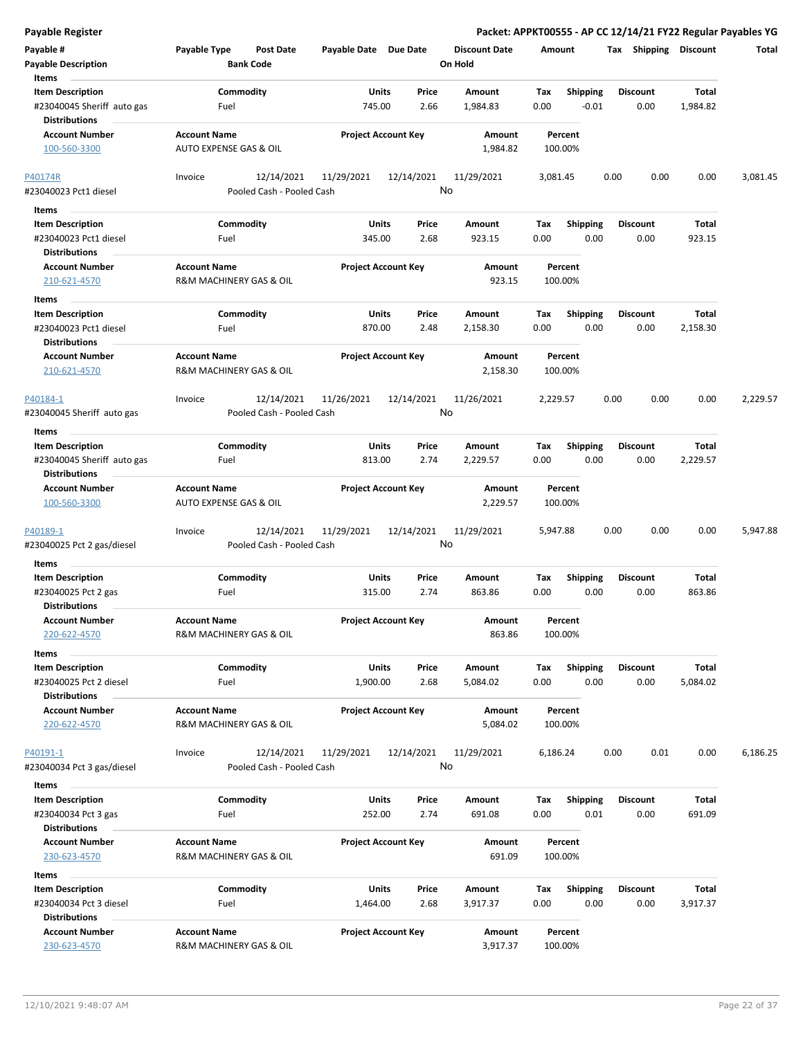**Payable Register** — **Packet: APPKT00555 - AP CC 12/14/21 FY22 Regular Payables YG**

| Payable # | Payable Type | Post Date | Payable Date | Due Date | Discount Date | Amount | Tax | Shipping | Discount | Total |
|---|---|---|---|---|---|---|---|---|---|---|
| Payable Description | | Bank Code | | | On Hold | | | | | |

**Items**

| Item Description | Commodity | Units | Price | Amount | Tax | Shipping | Discount | Total |
|---|---|---|---|---|---|---|---|---|
| #23040045 Sheriff auto gas | Fuel | 745.00 | 2.66 | 1,984.83 | 0.00 | -0.01 | 0.00 | 1,984.82 |

**Distributions**

| Account Number | Account Name | Project Account Key | Amount | Percent |
|---|---|---|---|---|
| 100-560-3300 | AUTO EXPENSE GAS & OIL | | 1,984.82 | 100.00% |

| Payable # | Payable Type | Post Date | Payable Date | Due Date | Discount Date | Amount | Tax | Shipping | Discount | Total |
|---|---|---|---|---|---|---|---|---|---|---|
| P40174R | Invoice | 12/14/2021 | 11/29/2021 | 12/14/2021 | 11/29/2021 | 3,081.45 | 0.00 | 0.00 | 0.00 | 3,081.45 |
| #23040023 Pct1 diesel | | Pooled Cash - Pooled Cash | | | No | | | | | |

**Items**

| Item Description | Commodity | Units | Price | Amount | Tax | Shipping | Discount | Total |
|---|---|---|---|---|---|---|---|---|
| #23040023 Pct1 diesel | Fuel | 345.00 | 2.68 | 923.15 | 0.00 | 0.00 | 0.00 | 923.15 |

**Distributions**

| Account Number | Account Name | Project Account Key | Amount | Percent |
|---|---|---|---|---|
| 210-621-4570 | R&M MACHINERY GAS & OIL | | 923.15 | 100.00% |

**Items**

| Item Description | Commodity | Units | Price | Amount | Tax | Shipping | Discount | Total |
|---|---|---|---|---|---|---|---|---|
| #23040023 Pct1 diesel | Fuel | 870.00 | 2.48 | 2,158.30 | 0.00 | 0.00 | 0.00 | 2,158.30 |

**Distributions**

| Account Number | Account Name | Project Account Key | Amount | Percent |
|---|---|---|---|---|
| 210-621-4570 | R&M MACHINERY GAS & OIL | | 2,158.30 | 100.00% |

| Payable # | Payable Type | Post Date | Payable Date | Due Date | Discount Date | Amount | Tax | Shipping | Discount | Total |
|---|---|---|---|---|---|---|---|---|---|---|
| P40184-1 | Invoice | 12/14/2021 | 11/26/2021 | 12/14/2021 | 11/26/2021 | 2,229.57 | 0.00 | 0.00 | 0.00 | 2,229.57 |
| #23040045 Sheriff auto gas | | Pooled Cash - Pooled Cash | | | No | | | | | |

**Items**

| Item Description | Commodity | Units | Price | Amount | Tax | Shipping | Discount | Total |
|---|---|---|---|---|---|---|---|---|
| #23040045 Sheriff auto gas | Fuel | 813.00 | 2.74 | 2,229.57 | 0.00 | 0.00 | 0.00 | 2,229.57 |

**Distributions**

| Account Number | Account Name | Project Account Key | Amount | Percent |
|---|---|---|---|---|
| 100-560-3300 | AUTO EXPENSE GAS & OIL | | 2,229.57 | 100.00% |

| Payable # | Payable Type | Post Date | Payable Date | Due Date | Discount Date | Amount | Tax | Shipping | Discount | Total |
|---|---|---|---|---|---|---|---|---|---|---|
| P40189-1 | Invoice | 12/14/2021 | 11/29/2021 | 12/14/2021 | 11/29/2021 | 5,947.88 | 0.00 | 0.00 | 0.00 | 5,947.88 |
| #23040025 Pct 2 gas/diesel | | Pooled Cash - Pooled Cash | | | No | | | | | |

**Items**

| Item Description | Commodity | Units | Price | Amount | Tax | Shipping | Discount | Total |
|---|---|---|---|---|---|---|---|---|
| #23040025 Pct 2 gas | Fuel | 315.00 | 2.74 | 863.86 | 0.00 | 0.00 | 0.00 | 863.86 |

**Distributions**

| Account Number | Account Name | Project Account Key | Amount | Percent |
|---|---|---|---|---|
| 220-622-4570 | R&M MACHINERY GAS & OIL | | 863.86 | 100.00% |

**Items**

| Item Description | Commodity | Units | Price | Amount | Tax | Shipping | Discount | Total |
|---|---|---|---|---|---|---|---|---|
| #23040025 Pct 2 diesel | Fuel | 1,900.00 | 2.68 | 5,084.02 | 0.00 | 0.00 | 0.00 | 5,084.02 |

**Distributions**

| Account Number | Account Name | Project Account Key | Amount | Percent |
|---|---|---|---|---|
| 220-622-4570 | R&M MACHINERY GAS & OIL | | 5,084.02 | 100.00% |

| Payable # | Payable Type | Post Date | Payable Date | Due Date | Discount Date | Amount | Tax | Shipping | Discount | Total |
|---|---|---|---|---|---|---|---|---|---|---|
| P40191-1 | Invoice | 12/14/2021 | 11/29/2021 | 12/14/2021 | 11/29/2021 | 6,186.24 | 0.00 | 0.01 | 0.00 | 6,186.25 |
| #23040034 Pct 3 gas/diesel | | Pooled Cash - Pooled Cash | | | No | | | | | |

**Items**

| Item Description | Commodity | Units | Price | Amount | Tax | Shipping | Discount | Total |
|---|---|---|---|---|---|---|---|---|
| #23040034 Pct 3 gas | Fuel | 252.00 | 2.74 | 691.08 | 0.00 | 0.01 | 0.00 | 691.09 |

**Distributions**

| Account Number | Account Name | Project Account Key | Amount | Percent |
|---|---|---|---|---|
| 230-623-4570 | R&M MACHINERY GAS & OIL | | 691.09 | 100.00% |

**Items**

| Item Description | Commodity | Units | Price | Amount | Tax | Shipping | Discount | Total |
|---|---|---|---|---|---|---|---|---|
| #23040034 Pct 3 diesel | Fuel | 1,464.00 | 2.68 | 3,917.37 | 0.00 | 0.00 | 0.00 | 3,917.37 |

**Distributions**

| Account Number | Account Name | Project Account Key | Amount | Percent |
|---|---|---|---|---|
| 230-623-4570 | R&M MACHINERY GAS & OIL | | 3,917.37 | 100.00% |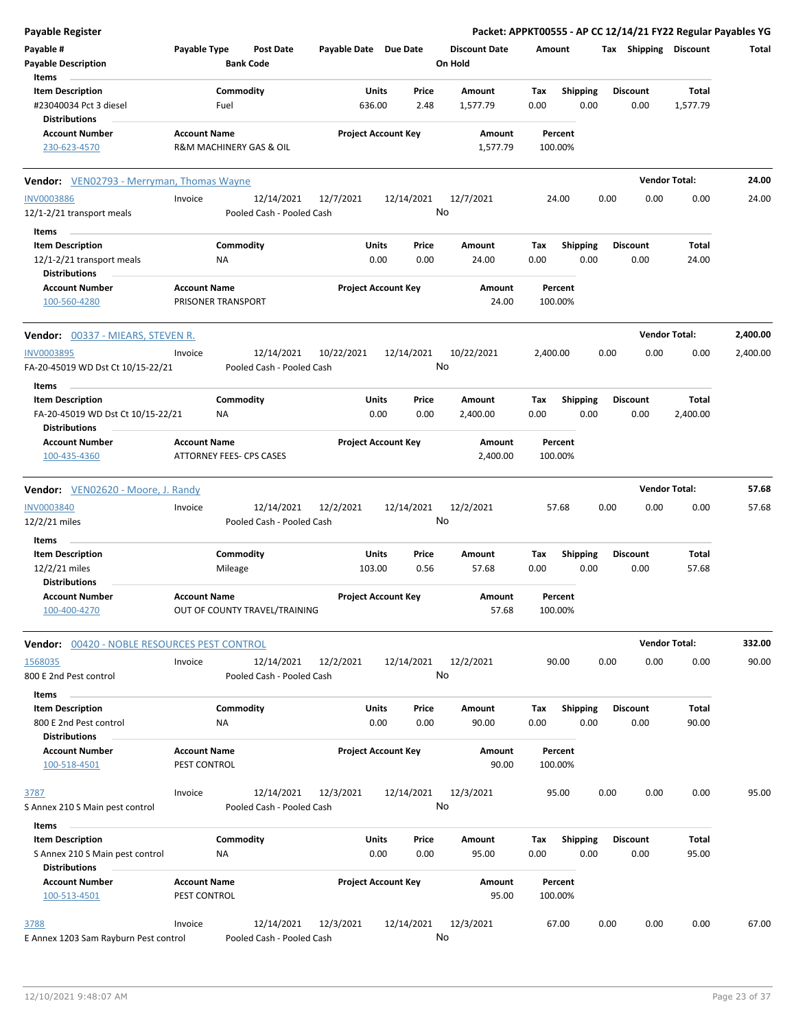Payable Register

Packet: APPKT00555 - AP CC 12/14/21 FY22 Regular Payables YG

| Payable # | Payable Type | Post Date | Payable Date | Due Date | Discount Date | Amount | Tax | Shipping | Discount | Total |
|---|---|---|---|---|---|---|---|---|---|---|
| Payable Description | | Bank Code | | | On Hold | | | | | |

**Items**

| Item Description | Commodity | Units | Price | Amount | Tax | Shipping | Discount | Total |
|---|---|---|---|---|---|---|---|---|
| #23040034 Pct 3 diesel | Fuel | 636.00 | 2.48 | 1,577.79 | 0.00 | 0.00 | 0.00 | 1,577.79 |

**Distributions**

| Account Number | Account Name | Project Account Key | Amount | Percent |
|---|---|---|---|---|
| 230-623-4570 | R&M MACHINERY GAS & OIL | | 1,577.79 | 100.00% |

---

**Vendor:** VEN02793 - Merryman, Thomas Wayne — **Vendor Total:** 24.00

| Payable # | Payable Type | Post Date | Payable Date | Due Date | Discount Date | Amount | Tax | Shipping | Discount | Total |
|---|---|---|---|---|---|---|---|---|---|---|
| INV0003886 | Invoice | 12/14/2021 | 12/7/2021 | 12/14/2021 | 12/7/2021 | 24.00 | 0.00 | 0.00 | 0.00 | 24.00 |
| 12/1-2/21 transport meals | | Pooled Cash - Pooled Cash | | | No | | | | | |

**Items**

| Item Description | Commodity | Units | Price | Amount | Tax | Shipping | Discount | Total |
|---|---|---|---|---|---|---|---|---|
| 12/1-2/21 transport meals | NA | 0.00 | 0.00 | 24.00 | 0.00 | 0.00 | 0.00 | 24.00 |

**Distributions**

| Account Number | Account Name | Project Account Key | Amount | Percent |
|---|---|---|---|---|
| 100-560-4280 | PRISONER TRANSPORT | | 24.00 | 100.00% |

---

**Vendor:** 00337 - MIEARS, STEVEN R. — **Vendor Total:** 2,400.00

| Payable # | Payable Type | Post Date | Payable Date | Due Date | Discount Date | Amount | Tax | Shipping | Discount | Total |
|---|---|---|---|---|---|---|---|---|---|---|
| INV0003895 | Invoice | 12/14/2021 | 10/22/2021 | 12/14/2021 | 10/22/2021 | 2,400.00 | 0.00 | 0.00 | 0.00 | 2,400.00 |
| FA-20-45019 WD Dst Ct 10/15-22/21 | | Pooled Cash - Pooled Cash | | | No | | | | | |

**Items**

| Item Description | Commodity | Units | Price | Amount | Tax | Shipping | Discount | Total |
|---|---|---|---|---|---|---|---|---|
| FA-20-45019 WD Dst Ct 10/15-22/21 | NA | 0.00 | 0.00 | 2,400.00 | 0.00 | 0.00 | 0.00 | 2,400.00 |

**Distributions**

| Account Number | Account Name | Project Account Key | Amount | Percent |
|---|---|---|---|---|
| 100-435-4360 | ATTORNEY FEES- CPS CASES | | 2,400.00 | 100.00% |

---

**Vendor:** VEN02620 - Moore, J. Randy — **Vendor Total:** 57.68

| Payable # | Payable Type | Post Date | Payable Date | Due Date | Discount Date | Amount | Tax | Shipping | Discount | Total |
|---|---|---|---|---|---|---|---|---|---|---|
| INV0003840 | Invoice | 12/14/2021 | 12/2/2021 | 12/14/2021 | 12/2/2021 | 57.68 | 0.00 | 0.00 | 0.00 | 57.68 |
| 12/2/21 miles | | Pooled Cash - Pooled Cash | | | No | | | | | |

**Items**

| Item Description | Commodity | Units | Price | Amount | Tax | Shipping | Discount | Total |
|---|---|---|---|---|---|---|---|---|
| 12/2/21 miles | Mileage | 103.00 | 0.56 | 57.68 | 0.00 | 0.00 | 0.00 | 57.68 |

**Distributions**

| Account Number | Account Name | Project Account Key | Amount | Percent |
|---|---|---|---|---|
| 100-400-4270 | OUT OF COUNTY TRAVEL/TRAINING | | 57.68 | 100.00% |

---

**Vendor:** 00420 - NOBLE RESOURCES PEST CONTROL — **Vendor Total:** 332.00

| Payable # | Payable Type | Post Date | Payable Date | Due Date | Discount Date | Amount | Tax | Shipping | Discount | Total |
|---|---|---|---|---|---|---|---|---|---|---|
| 1568035 | Invoice | 12/14/2021 | 12/2/2021 | 12/14/2021 | 12/2/2021 | 90.00 | 0.00 | 0.00 | 0.00 | 90.00 |
| 800 E 2nd Pest control | | Pooled Cash - Pooled Cash | | | No | | | | | |

**Items**

| Item Description | Commodity | Units | Price | Amount | Tax | Shipping | Discount | Total |
|---|---|---|---|---|---|---|---|---|
| 800 E 2nd Pest control | NA | 0.00 | 0.00 | 90.00 | 0.00 | 0.00 | 0.00 | 90.00 |

**Distributions**

| Account Number | Account Name | Project Account Key | Amount | Percent |
|---|---|---|---|---|
| 100-518-4501 | PEST CONTROL | | 90.00 | 100.00% |

| Payable # | Payable Type | Post Date | Payable Date | Due Date | Discount Date | Amount | Tax | Shipping | Discount | Total |
|---|---|---|---|---|---|---|---|---|---|---|
| 3787 | Invoice | 12/14/2021 | 12/3/2021 | 12/14/2021 | 12/3/2021 | 95.00 | 0.00 | 0.00 | 0.00 | 95.00 |
| S Annex 210 S Main pest control | | Pooled Cash - Pooled Cash | | | No | | | | | |

**Items**

| Item Description | Commodity | Units | Price | Amount | Tax | Shipping | Discount | Total |
|---|---|---|---|---|---|---|---|---|
| S Annex 210 S Main pest control | NA | 0.00 | 0.00 | 95.00 | 0.00 | 0.00 | 0.00 | 95.00 |

**Distributions**

| Account Number | Account Name | Project Account Key | Amount | Percent |
|---|---|---|---|---|
| 100-513-4501 | PEST CONTROL | | 95.00 | 100.00% |

| Payable # | Payable Type | Post Date | Payable Date | Due Date | Discount Date | Amount | Tax | Shipping | Discount | Total |
|---|---|---|---|---|---|---|---|---|---|---|
| 3788 | Invoice | 12/14/2021 | 12/3/2021 | 12/14/2021 | 12/3/2021 | 67.00 | 0.00 | 0.00 | 0.00 | 67.00 |
| E Annex 1203 Sam Rayburn Pest control | | Pooled Cash - Pooled Cash | | | No | | | | | |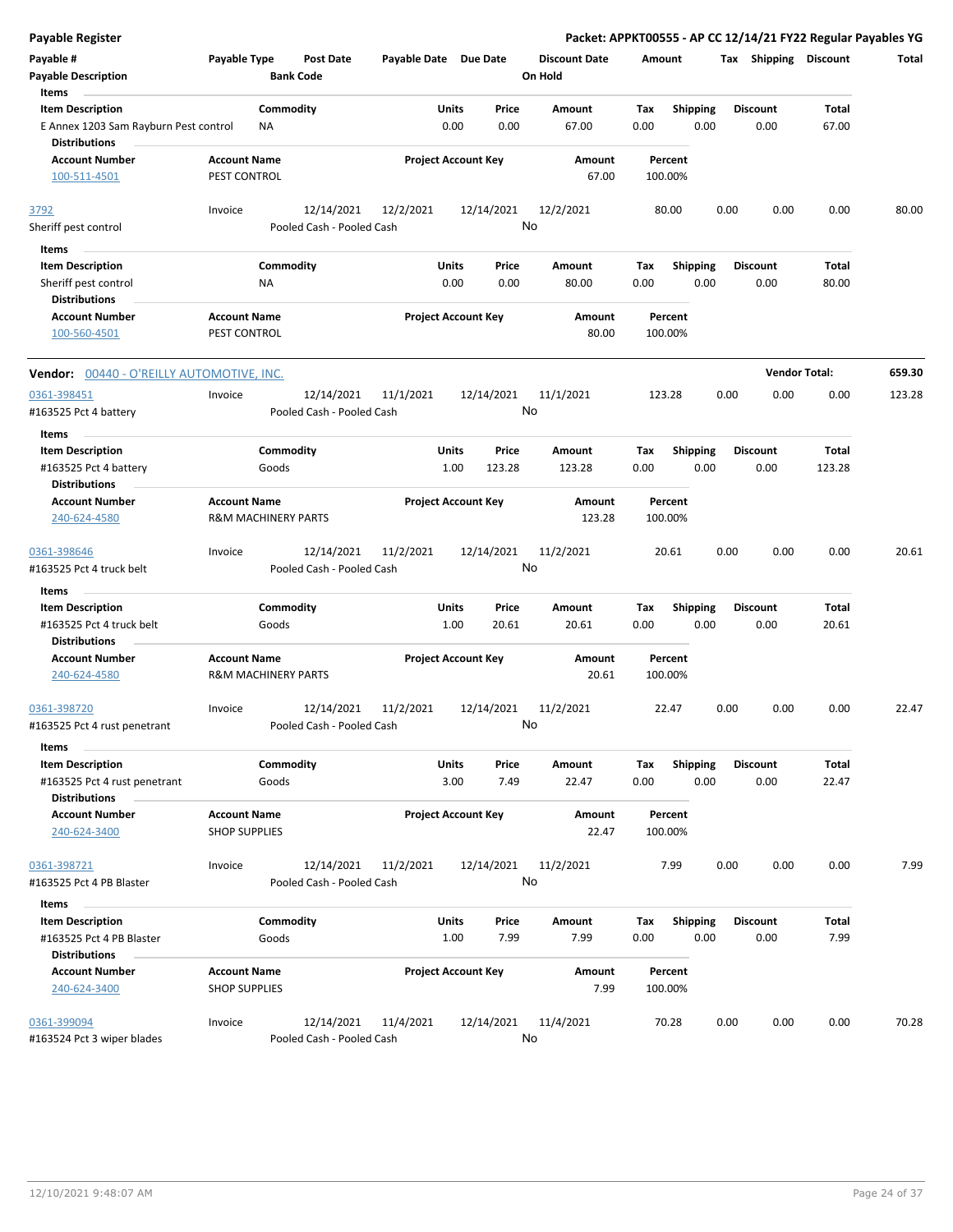**Payable Register** — Packet: APPKT00555 - AP CC 12/14/21 FY22 Regular Payables YG

| Payable # | Payable Type | Post Date | Payable Date | Due Date | Discount Date | Amount | Tax | Shipping | Discount | Total |
|---|---|---|---|---|---|---|---|---|---|---|
| **Payable Description** | | **Bank Code** | | | **On Hold** | | | | | |

**Items**

| Item Description | Commodity | Units | Price | Amount | Tax | Shipping | Discount | Total |
|---|---|---|---|---|---|---|---|---|
| E Annex 1203 Sam Rayburn Pest control | NA | 0.00 | 0.00 | 67.00 | 0.00 | 0.00 | 0.00 | 67.00 |

**Distributions**

| Account Number | Account Name | Project Account Key | Amount | Percent |
|---|---|---|---|---|
| 100-511-4501 | PEST CONTROL | | 67.00 | 100.00% |

| Payable # | Payable Type | Post Date | Payable Date | Due Date | Discount Date | Amount | Tax | Shipping | Discount | Total |
|---|---|---|---|---|---|---|---|---|---|---|
| 3792 | Invoice | 12/14/2021 | 12/2/2021 | 12/14/2021 | 12/2/2021 | 80.00 | 0.00 | 0.00 | 0.00 | 80.00 |
| Sheriff pest control | | Pooled Cash - Pooled Cash | | | No | | | | | |

**Items**

| Item Description | Commodity | Units | Price | Amount | Tax | Shipping | Discount | Total |
|---|---|---|---|---|---|---|---|---|
| Sheriff pest control | NA | 0.00 | 0.00 | 80.00 | 0.00 | 0.00 | 0.00 | 80.00 |

**Distributions**

| Account Number | Account Name | Project Account Key | Amount | Percent |
|---|---|---|---|---|
| 100-560-4501 | PEST CONTROL | | 80.00 | 100.00% |

**Vendor:** 00440 - O'REILLY AUTOMOTIVE, INC. — **Vendor Total:** 659.30

| Payable # | Payable Type | Post Date | Payable Date | Due Date | Discount Date | Amount | Tax | Shipping | Discount | Total |
|---|---|---|---|---|---|---|---|---|---|---|
| 0361-398451 | Invoice | 12/14/2021 | 11/1/2021 | 12/14/2021 | 11/1/2021 | 123.28 | 0.00 | 0.00 | 0.00 | 123.28 |
| #163525 Pct 4 battery | | Pooled Cash - Pooled Cash | | | No | | | | | |

**Items**

| Item Description | Commodity | Units | Price | Amount | Tax | Shipping | Discount | Total |
|---|---|---|---|---|---|---|---|---|
| #163525 Pct 4 battery | Goods | 1.00 | 123.28 | 123.28 | 0.00 | 0.00 | 0.00 | 123.28 |

**Distributions**

| Account Number | Account Name | Project Account Key | Amount | Percent |
|---|---|---|---|---|
| 240-624-4580 | R&M MACHINERY PARTS | | 123.28 | 100.00% |

| Payable # | Payable Type | Post Date | Payable Date | Due Date | Discount Date | Amount | Tax | Shipping | Discount | Total |
|---|---|---|---|---|---|---|---|---|---|---|
| 0361-398646 | Invoice | 12/14/2021 | 11/2/2021 | 12/14/2021 | 11/2/2021 | 20.61 | 0.00 | 0.00 | 0.00 | 20.61 |
| #163525 Pct 4 truck belt | | Pooled Cash - Pooled Cash | | | No | | | | | |

**Items**

| Item Description | Commodity | Units | Price | Amount | Tax | Shipping | Discount | Total |
|---|---|---|---|---|---|---|---|---|
| #163525 Pct 4 truck belt | Goods | 1.00 | 20.61 | 20.61 | 0.00 | 0.00 | 0.00 | 20.61 |

**Distributions**

| Account Number | Account Name | Project Account Key | Amount | Percent |
|---|---|---|---|---|
| 240-624-4580 | R&M MACHINERY PARTS | | 20.61 | 100.00% |

| Payable # | Payable Type | Post Date | Payable Date | Due Date | Discount Date | Amount | Tax | Shipping | Discount | Total |
|---|---|---|---|---|---|---|---|---|---|---|
| 0361-398720 | Invoice | 12/14/2021 | 11/2/2021 | 12/14/2021 | 11/2/2021 | 22.47 | 0.00 | 0.00 | 0.00 | 22.47 |
| #163525 Pct 4 rust penetrant | | Pooled Cash - Pooled Cash | | | No | | | | | |

**Items**

| Item Description | Commodity | Units | Price | Amount | Tax | Shipping | Discount | Total |
|---|---|---|---|---|---|---|---|---|
| #163525 Pct 4 rust penetrant | Goods | 3.00 | 7.49 | 22.47 | 0.00 | 0.00 | 0.00 | 22.47 |

**Distributions**

| Account Number | Account Name | Project Account Key | Amount | Percent |
|---|---|---|---|---|
| 240-624-3400 | SHOP SUPPLIES | | 22.47 | 100.00% |

| Payable # | Payable Type | Post Date | Payable Date | Due Date | Discount Date | Amount | Tax | Shipping | Discount | Total |
|---|---|---|---|---|---|---|---|---|---|---|
| 0361-398721 | Invoice | 12/14/2021 | 11/2/2021 | 12/14/2021 | 11/2/2021 | 7.99 | 0.00 | 0.00 | 0.00 | 7.99 |
| #163525 Pct 4 PB Blaster | | Pooled Cash - Pooled Cash | | | No | | | | | |

**Items**

| Item Description | Commodity | Units | Price | Amount | Tax | Shipping | Discount | Total |
|---|---|---|---|---|---|---|---|---|
| #163525 Pct 4 PB Blaster | Goods | 1.00 | 7.99 | 7.99 | 0.00 | 0.00 | 0.00 | 7.99 |

**Distributions**

| Account Number | Account Name | Project Account Key | Amount | Percent |
|---|---|---|---|---|
| 240-624-3400 | SHOP SUPPLIES | | 7.99 | 100.00% |

| Payable # | Payable Type | Post Date | Payable Date | Due Date | Discount Date | Amount | Tax | Shipping | Discount | Total |
|---|---|---|---|---|---|---|---|---|---|---|
| 0361-399094 | Invoice | 12/14/2021 | 11/4/2021 | 12/14/2021 | 11/4/2021 | 70.28 | 0.00 | 0.00 | 0.00 | 70.28 |
| #163524 Pct 3 wiper blades | | Pooled Cash - Pooled Cash | | | No | | | | | |

12/10/2021 9:48:07 AM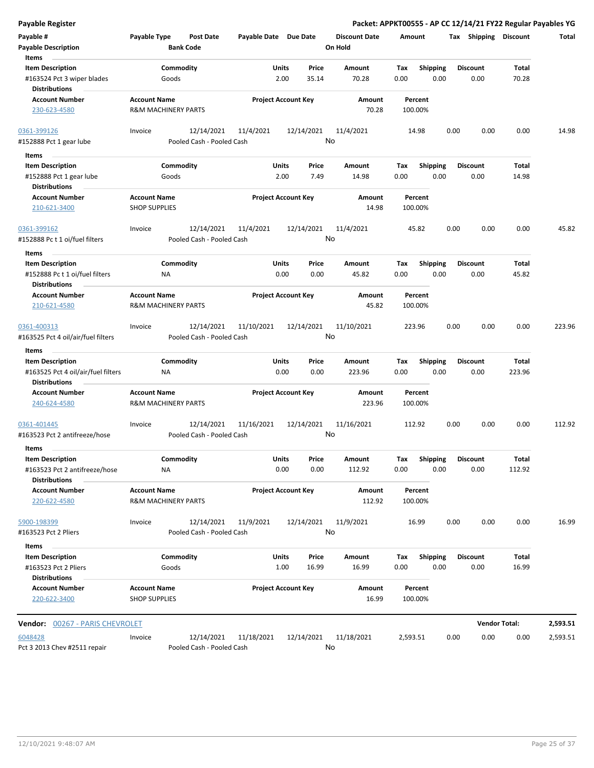**Payable Register** — **Packet: APPKT00555 - AP CC 12/14/21 FY22 Regular Payables YG**

| Payable # | Payable Type | Post Date | Payable Date | Due Date | Discount Date | Amount | Tax | Shipping | Discount | Total |
|---|---|---|---|---|---|---|---|---|---|---|
| **Payable Description** | | **Bank Code** | | | **On Hold** | | | | | |

**Items**

| Item Description | Commodity | Units | Price | Amount | Tax | Shipping | Discount | Total |
|---|---|---|---|---|---|---|---|---|
| #163524 Pct 3 wiper blades | Goods | 2.00 | 35.14 | 70.28 | 0.00 | 0.00 | 0.00 | 70.28 |

**Distributions**

| Account Number | Account Name | Project Account Key | Amount | Percent |
|---|---|---|---|---|
| 230-623-4580 | R&M MACHINERY PARTS | | 70.28 | 100.00% |

| Payable # | Payable Type | Post Date | Payable Date | Due Date | Discount Date | Amount | Tax | Shipping | Discount | Total |
|---|---|---|---|---|---|---|---|---|---|---|
| 0361-399126 | Invoice | 12/14/2021 | 11/4/2021 | 12/14/2021 | 11/4/2021 | 14.98 | 0.00 | 0.00 | 0.00 | 14.98 |
| #152888 Pct 1 gear lube | | Pooled Cash - Pooled Cash | | | No | | | | | |

**Items**

| Item Description | Commodity | Units | Price | Amount | Tax | Shipping | Discount | Total |
|---|---|---|---|---|---|---|---|---|
| #152888 Pct 1 gear lube | Goods | 2.00 | 7.49 | 14.98 | 0.00 | 0.00 | 0.00 | 14.98 |

**Distributions**

| Account Number | Account Name | Project Account Key | Amount | Percent |
|---|---|---|---|---|
| 210-621-3400 | SHOP SUPPLIES | | 14.98 | 100.00% |

| Payable # | Payable Type | Post Date | Payable Date | Due Date | Discount Date | Amount | Tax | Shipping | Discount | Total |
|---|---|---|---|---|---|---|---|---|---|---|
| 0361-399162 | Invoice | 12/14/2021 | 11/4/2021 | 12/14/2021 | 11/4/2021 | 45.82 | 0.00 | 0.00 | 0.00 | 45.82 |
| #152888 Pc t 1 oi/fuel filters | | Pooled Cash - Pooled Cash | | | No | | | | | |

**Items**

| Item Description | Commodity | Units | Price | Amount | Tax | Shipping | Discount | Total |
|---|---|---|---|---|---|---|---|---|
| #152888 Pc t 1 oi/fuel filters | NA | 0.00 | 0.00 | 45.82 | 0.00 | 0.00 | 0.00 | 45.82 |

**Distributions**

| Account Number | Account Name | Project Account Key | Amount | Percent |
|---|---|---|---|---|
| 210-621-4580 | R&M MACHINERY PARTS | | 45.82 | 100.00% |

| Payable # | Payable Type | Post Date | Payable Date | Due Date | Discount Date | Amount | Tax | Shipping | Discount | Total |
|---|---|---|---|---|---|---|---|---|---|---|
| 0361-400313 | Invoice | 12/14/2021 | 11/10/2021 | 12/14/2021 | 11/10/2021 | 223.96 | 0.00 | 0.00 | 0.00 | 223.96 |
| #163525 Pct 4 oil/air/fuel filters | | Pooled Cash - Pooled Cash | | | No | | | | | |

**Items**

| Item Description | Commodity | Units | Price | Amount | Tax | Shipping | Discount | Total |
|---|---|---|---|---|---|---|---|---|
| #163525 Pct 4 oil/air/fuel filters | NA | 0.00 | 0.00 | 223.96 | 0.00 | 0.00 | 0.00 | 223.96 |

**Distributions**

| Account Number | Account Name | Project Account Key | Amount | Percent |
|---|---|---|---|---|
| 240-624-4580 | R&M MACHINERY PARTS | | 223.96 | 100.00% |

| Payable # | Payable Type | Post Date | Payable Date | Due Date | Discount Date | Amount | Tax | Shipping | Discount | Total |
|---|---|---|---|---|---|---|---|---|---|---|
| 0361-401445 | Invoice | 12/14/2021 | 11/16/2021 | 12/14/2021 | 11/16/2021 | 112.92 | 0.00 | 0.00 | 0.00 | 112.92 |
| #163523 Pct 2 antifreeze/hose | | Pooled Cash - Pooled Cash | | | No | | | | | |

**Items**

| Item Description | Commodity | Units | Price | Amount | Tax | Shipping | Discount | Total |
|---|---|---|---|---|---|---|---|---|
| #163523 Pct 2 antifreeze/hose | NA | 0.00 | 0.00 | 112.92 | 0.00 | 0.00 | 0.00 | 112.92 |

**Distributions**

| Account Number | Account Name | Project Account Key | Amount | Percent |
|---|---|---|---|---|
| 220-622-4580 | R&M MACHINERY PARTS | | 112.92 | 100.00% |

| Payable # | Payable Type | Post Date | Payable Date | Due Date | Discount Date | Amount | Tax | Shipping | Discount | Total |
|---|---|---|---|---|---|---|---|---|---|---|
| 5900-198399 | Invoice | 12/14/2021 | 11/9/2021 | 12/14/2021 | 11/9/2021 | 16.99 | 0.00 | 0.00 | 0.00 | 16.99 |
| #163523 Pct 2 Pliers | | Pooled Cash - Pooled Cash | | | No | | | | | |

**Items**

| Item Description | Commodity | Units | Price | Amount | Tax | Shipping | Discount | Total |
|---|---|---|---|---|---|---|---|---|
| #163523 Pct 2 Pliers | Goods | 1.00 | 16.99 | 16.99 | 0.00 | 0.00 | 0.00 | 16.99 |

**Distributions**

| Account Number | Account Name | Project Account Key | Amount | Percent |
|---|---|---|---|---|
| 220-622-3400 | SHOP SUPPLIES | | 16.99 | 100.00% |

**Vendor:** 00267 - PARIS CHEVROLET — **Vendor Total:** **2,593.51**

| Payable # | Payable Type | Post Date | Payable Date | Due Date | Discount Date | Amount | Tax | Shipping | Discount | Total |
|---|---|---|---|---|---|---|---|---|---|---|
| 6048428 | Invoice | 12/14/2021 | 11/18/2021 | 12/14/2021 | 11/18/2021 | 2,593.51 | 0.00 | 0.00 | 0.00 | 2,593.51 |
| Pct 3 2013 Chev #2511 repair | | Pooled Cash - Pooled Cash | | | No | | | | | |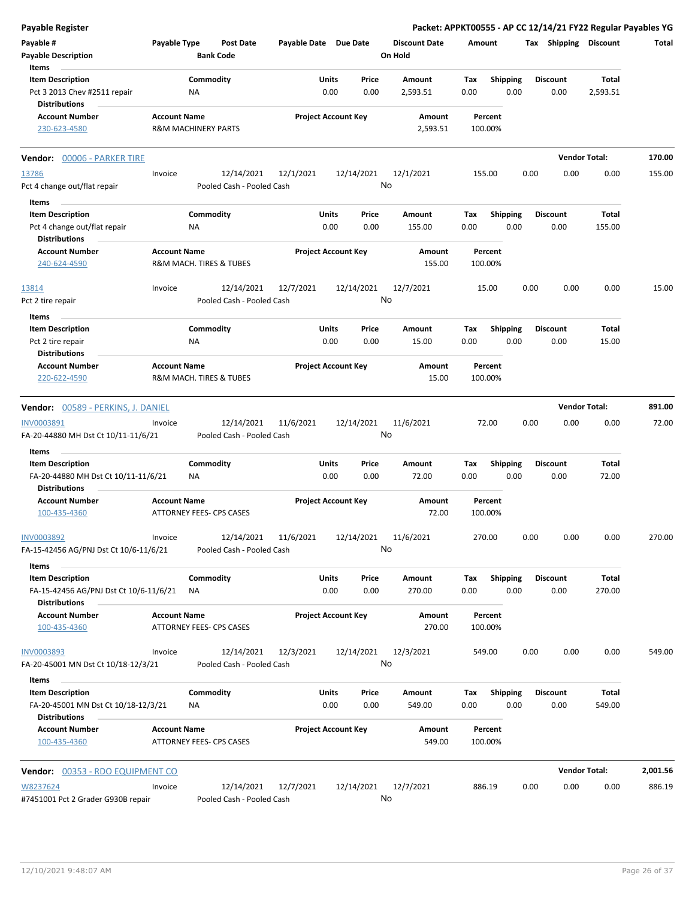**Payable Register**

**Packet: APPKT00555 - AP CC 12/14/21 FY22 Regular Payables YG**

| Payable # | Payable Type | Post Date | Payable Date | Due Date | Discount Date | Amount | Tax | Shipping | Discount | Total |
|---|---|---|---|---|---|---|---|---|---|---|
| **Payable Description** | | **Bank Code** | | | **On Hold** | | | | | |

**Items**

| Item Description | Commodity | Units | Price | Amount | Tax | Shipping | Discount | Total |
|---|---|---|---|---|---|---|---|---|
| Pct 3 2013 Chev #2511 repair | NA | 0.00 | 0.00 | 2,593.51 | 0.00 | 0.00 | 0.00 | 2,593.51 |

**Distributions**

| Account Number | Account Name | Project Account Key | Amount | Percent |
|---|---|---|---|---|
| 230-623-4580 | R&M MACHINERY PARTS | | 2,593.51 | 100.00% |

---

**Vendor: 00006 - PARKER TIRE** — **Vendor Total: 170.00**

| Payable # | Payable Type | Post Date | Payable Date | Due Date | Discount Date | Amount | Tax | Shipping | Discount | Total |
|---|---|---|---|---|---|---|---|---|---|---|
| 13786 | Invoice | 12/14/2021 | 12/1/2021 | 12/14/2021 | 12/1/2021 | 155.00 | 0.00 | 0.00 | 0.00 | 155.00 |
| Pct 4 change out/flat repair | | Pooled Cash - Pooled Cash | | | No | | | | | |

**Items**

| Item Description | Commodity | Units | Price | Amount | Tax | Shipping | Discount | Total |
|---|---|---|---|---|---|---|---|---|
| Pct 4 change out/flat repair | NA | 0.00 | 0.00 | 155.00 | 0.00 | 0.00 | 0.00 | 155.00 |

**Distributions**

| Account Number | Account Name | Project Account Key | Amount | Percent |
|---|---|---|---|---|
| 240-624-4590 | R&M MACH. TIRES & TUBES | | 155.00 | 100.00% |

| Payable # | Payable Type | Post Date | Payable Date | Due Date | Discount Date | Amount | Tax | Shipping | Discount | Total |
|---|---|---|---|---|---|---|---|---|---|---|
| 13814 | Invoice | 12/14/2021 | 12/7/2021 | 12/14/2021 | 12/7/2021 | 15.00 | 0.00 | 0.00 | 0.00 | 15.00 |
| Pct 2 tire repair | | Pooled Cash - Pooled Cash | | | No | | | | | |

**Items**

| Item Description | Commodity | Units | Price | Amount | Tax | Shipping | Discount | Total |
|---|---|---|---|---|---|---|---|---|
| Pct 2 tire repair | NA | 0.00 | 0.00 | 15.00 | 0.00 | 0.00 | 0.00 | 15.00 |

**Distributions**

| Account Number | Account Name | Project Account Key | Amount | Percent |
|---|---|---|---|---|
| 220-622-4590 | R&M MACH. TIRES & TUBES | | 15.00 | 100.00% |

---

**Vendor: 00589 - PERKINS, J. DANIEL** — **Vendor Total: 891.00**

| Payable # | Payable Type | Post Date | Payable Date | Due Date | Discount Date | Amount | Tax | Shipping | Discount | Total |
|---|---|---|---|---|---|---|---|---|---|---|
| INV0003891 | Invoice | 12/14/2021 | 11/6/2021 | 12/14/2021 | 11/6/2021 | 72.00 | 0.00 | 0.00 | 0.00 | 72.00 |
| FA-20-44880 MH Dst Ct 10/11-11/6/21 | | Pooled Cash - Pooled Cash | | | No | | | | | |

**Items**

| Item Description | Commodity | Units | Price | Amount | Tax | Shipping | Discount | Total |
|---|---|---|---|---|---|---|---|---|
| FA-20-44880 MH Dst Ct 10/11-11/6/21 | NA | 0.00 | 0.00 | 72.00 | 0.00 | 0.00 | 0.00 | 72.00 |

**Distributions**

| Account Number | Account Name | Project Account Key | Amount | Percent |
|---|---|---|---|---|
| 100-435-4360 | ATTORNEY FEES- CPS CASES | | 72.00 | 100.00% |

| Payable # | Payable Type | Post Date | Payable Date | Due Date | Discount Date | Amount | Tax | Shipping | Discount | Total |
|---|---|---|---|---|---|---|---|---|---|---|
| INV0003892 | Invoice | 12/14/2021 | 11/6/2021 | 12/14/2021 | 11/6/2021 | 270.00 | 0.00 | 0.00 | 0.00 | 270.00 |
| FA-15-42456 AG/PNJ Dst Ct 10/6-11/6/21 | | Pooled Cash - Pooled Cash | | | No | | | | | |

**Items**

| Item Description | Commodity | Units | Price | Amount | Tax | Shipping | Discount | Total |
|---|---|---|---|---|---|---|---|---|
| FA-15-42456 AG/PNJ Dst Ct 10/6-11/6/21 | NA | 0.00 | 0.00 | 270.00 | 0.00 | 0.00 | 0.00 | 270.00 |

**Distributions**

| Account Number | Account Name | Project Account Key | Amount | Percent |
|---|---|---|---|---|
| 100-435-4360 | ATTORNEY FEES- CPS CASES | | 270.00 | 100.00% |

| Payable # | Payable Type | Post Date | Payable Date | Due Date | Discount Date | Amount | Tax | Shipping | Discount | Total |
|---|---|---|---|---|---|---|---|---|---|---|
| INV0003893 | Invoice | 12/14/2021 | 12/3/2021 | 12/14/2021 | 12/3/2021 | 549.00 | 0.00 | 0.00 | 0.00 | 549.00 |
| FA-20-45001 MN Dst Ct 10/18-12/3/21 | | Pooled Cash - Pooled Cash | | | No | | | | | |

**Items**

| Item Description | Commodity | Units | Price | Amount | Tax | Shipping | Discount | Total |
|---|---|---|---|---|---|---|---|---|
| FA-20-45001 MN Dst Ct 10/18-12/3/21 | NA | 0.00 | 0.00 | 549.00 | 0.00 | 0.00 | 0.00 | 549.00 |

**Distributions**

| Account Number | Account Name | Project Account Key | Amount | Percent |
|---|---|---|---|---|
| 100-435-4360 | ATTORNEY FEES- CPS CASES | | 549.00 | 100.00% |

---

**Vendor: 00353 - RDO EQUIPMENT CO** — **Vendor Total: 2,001.56**

| Payable # | Payable Type | Post Date | Payable Date | Due Date | Discount Date | Amount | Tax | Shipping | Discount | Total |
|---|---|---|---|---|---|---|---|---|---|---|
| W8237624 | Invoice | 12/14/2021 | 12/7/2021 | 12/14/2021 | 12/7/2021 | 886.19 | 0.00 | 0.00 | 0.00 | 886.19 |
| #7451001 Pct 2 Grader G930B repair | | Pooled Cash - Pooled Cash | | | No | | | | | |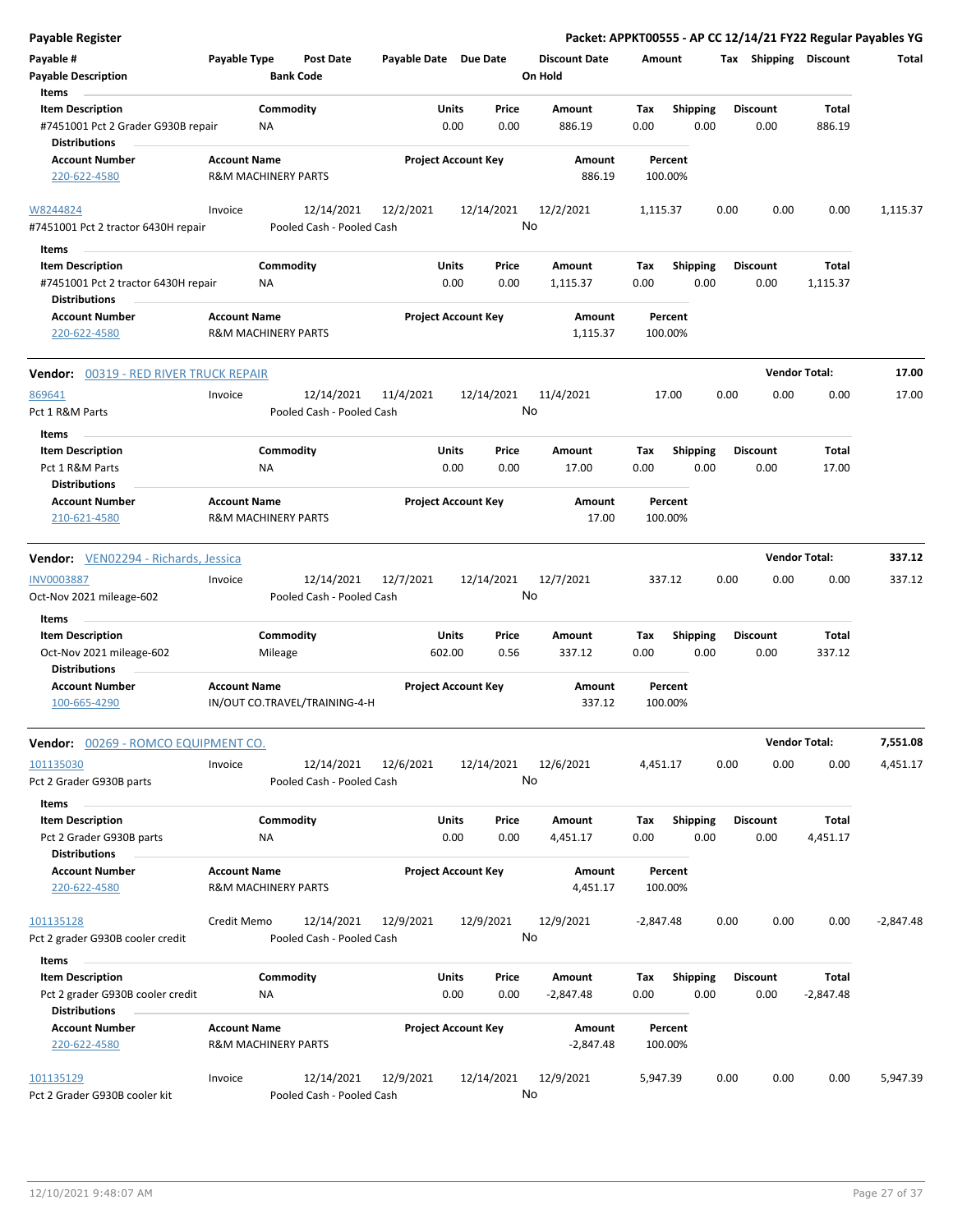**Payable Register** — **Packet: APPKT00555 - AP CC 12/14/21 FY22 Regular Payables YG**

| Payable # | Payable Type | Post Date | Payable Date | Due Date | Discount Date | Amount | Tax | Shipping | Discount | Total |
|---|---|---|---|---|---|---|---|---|---|---|
| Payable Description | | Bank Code | | | On Hold | | | | | |

Items

| Item Description | Commodity | Units | Price | Amount | Tax | Shipping | Discount | Total |
|---|---|---|---|---|---|---|---|---|
| #7451001 Pct 2 Grader G930B repair | NA | 0.00 | 0.00 | 886.19 | 0.00 | 0.00 | 0.00 | 886.19 |

Distributions

| Account Number | Account Name | Project Account Key | Amount | Percent |
|---|---|---|---|---|
| 220-622-4580 | R&M MACHINERY PARTS | | 886.19 | 100.00% |

| Payable # | Payable Type | Post Date | Payable Date | Due Date | Discount Date | Amount | Tax | Shipping | Discount | Total |
|---|---|---|---|---|---|---|---|---|---|---|
| W8244824 | Invoice | 12/14/2021 | 12/2/2021 | 12/14/2021 | 12/2/2021 | 1,115.37 | 0.00 | 0.00 | 0.00 | 1,115.37 |
| #7451001 Pct 2 tractor 6430H repair | | Pooled Cash - Pooled Cash | | | No | | | | | |

Items

| Item Description | Commodity | Units | Price | Amount | Tax | Shipping | Discount | Total |
|---|---|---|---|---|---|---|---|---|
| #7451001 Pct 2 tractor 6430H repair | NA | 0.00 | 0.00 | 1,115.37 | 0.00 | 0.00 | 0.00 | 1,115.37 |

Distributions

| Account Number | Account Name | Project Account Key | Amount | Percent |
|---|---|---|---|---|
| 220-622-4580 | R&M MACHINERY PARTS | | 1,115.37 | 100.00% |

**Vendor:** 00319 - RED RIVER TRUCK REPAIR — **Vendor Total: 17.00**

| Payable # | Payable Type | Post Date | Payable Date | Due Date | Discount Date | Amount | Tax | Shipping | Discount | Total |
|---|---|---|---|---|---|---|---|---|---|---|
| 869641 | Invoice | 12/14/2021 | 11/4/2021 | 12/14/2021 | 11/4/2021 | 17.00 | 0.00 | 0.00 | 0.00 | 17.00 |
| Pct 1 R&M Parts | | Pooled Cash - Pooled Cash | | | No | | | | | |

Items

| Item Description | Commodity | Units | Price | Amount | Tax | Shipping | Discount | Total |
|---|---|---|---|---|---|---|---|---|
| Pct 1 R&M Parts | NA | 0.00 | 0.00 | 17.00 | 0.00 | 0.00 | 0.00 | 17.00 |

Distributions

| Account Number | Account Name | Project Account Key | Amount | Percent |
|---|---|---|---|---|
| 210-621-4580 | R&M MACHINERY PARTS | | 17.00 | 100.00% |

**Vendor:** VEN02294 - Richards, Jessica — **Vendor Total: 337.12**

| Payable # | Payable Type | Post Date | Payable Date | Due Date | Discount Date | Amount | Tax | Shipping | Discount | Total |
|---|---|---|---|---|---|---|---|---|---|---|
| INV0003887 | Invoice | 12/14/2021 | 12/7/2021 | 12/14/2021 | 12/7/2021 | 337.12 | 0.00 | 0.00 | 0.00 | 337.12 |
| Oct-Nov 2021 mileage-602 | | Pooled Cash - Pooled Cash | | | No | | | | | |

Items

| Item Description | Commodity | Units | Price | Amount | Tax | Shipping | Discount | Total |
|---|---|---|---|---|---|---|---|---|
| Oct-Nov 2021 mileage-602 | Mileage | 602.00 | 0.56 | 337.12 | 0.00 | 0.00 | 0.00 | 337.12 |

Distributions

| Account Number | Account Name | Project Account Key | Amount | Percent |
|---|---|---|---|---|
| 100-665-4290 | IN/OUT CO.TRAVEL/TRAINING-4-H | | 337.12 | 100.00% |

**Vendor:** 00269 - ROMCO EQUIPMENT CO. — **Vendor Total: 7,551.08**

| Payable # | Payable Type | Post Date | Payable Date | Due Date | Discount Date | Amount | Tax | Shipping | Discount | Total |
|---|---|---|---|---|---|---|---|---|---|---|
| 101135030 | Invoice | 12/14/2021 | 12/6/2021 | 12/14/2021 | 12/6/2021 | 4,451.17 | 0.00 | 0.00 | 0.00 | 4,451.17 |
| Pct 2 Grader G930B parts | | Pooled Cash - Pooled Cash | | | No | | | | | |

Items

| Item Description | Commodity | Units | Price | Amount | Tax | Shipping | Discount | Total |
|---|---|---|---|---|---|---|---|---|
| Pct 2 Grader G930B parts | NA | 0.00 | 0.00 | 4,451.17 | 0.00 | 0.00 | 0.00 | 4,451.17 |

Distributions

| Account Number | Account Name | Project Account Key | Amount | Percent |
|---|---|---|---|---|
| 220-622-4580 | R&M MACHINERY PARTS | | 4,451.17 | 100.00% |

| Payable # | Payable Type | Post Date | Payable Date | Due Date | Discount Date | Amount | Tax | Shipping | Discount | Total |
|---|---|---|---|---|---|---|---|---|---|---|
| 101135128 | Credit Memo | 12/14/2021 | 12/9/2021 | 12/9/2021 | 12/9/2021 | -2,847.48 | 0.00 | 0.00 | 0.00 | -2,847.48 |
| Pct 2 grader G930B cooler credit | | Pooled Cash - Pooled Cash | | | No | | | | | |

Items

| Item Description | Commodity | Units | Price | Amount | Tax | Shipping | Discount | Total |
|---|---|---|---|---|---|---|---|---|
| Pct 2 grader G930B cooler credit | NA | 0.00 | 0.00 | -2,847.48 | 0.00 | 0.00 | 0.00 | -2,847.48 |

Distributions

| Account Number | Account Name | Project Account Key | Amount | Percent |
|---|---|---|---|---|
| 220-622-4580 | R&M MACHINERY PARTS | | -2,847.48 | 100.00% |

| Payable # | Payable Type | Post Date | Payable Date | Due Date | Discount Date | Amount | Tax | Shipping | Discount | Total |
|---|---|---|---|---|---|---|---|---|---|---|
| 101135129 | Invoice | 12/14/2021 | 12/9/2021 | 12/14/2021 | 12/9/2021 | 5,947.39 | 0.00 | 0.00 | 0.00 | 5,947.39 |
| Pct 2 Grader G930B cooler kit | | Pooled Cash - Pooled Cash | | | No | | | | | |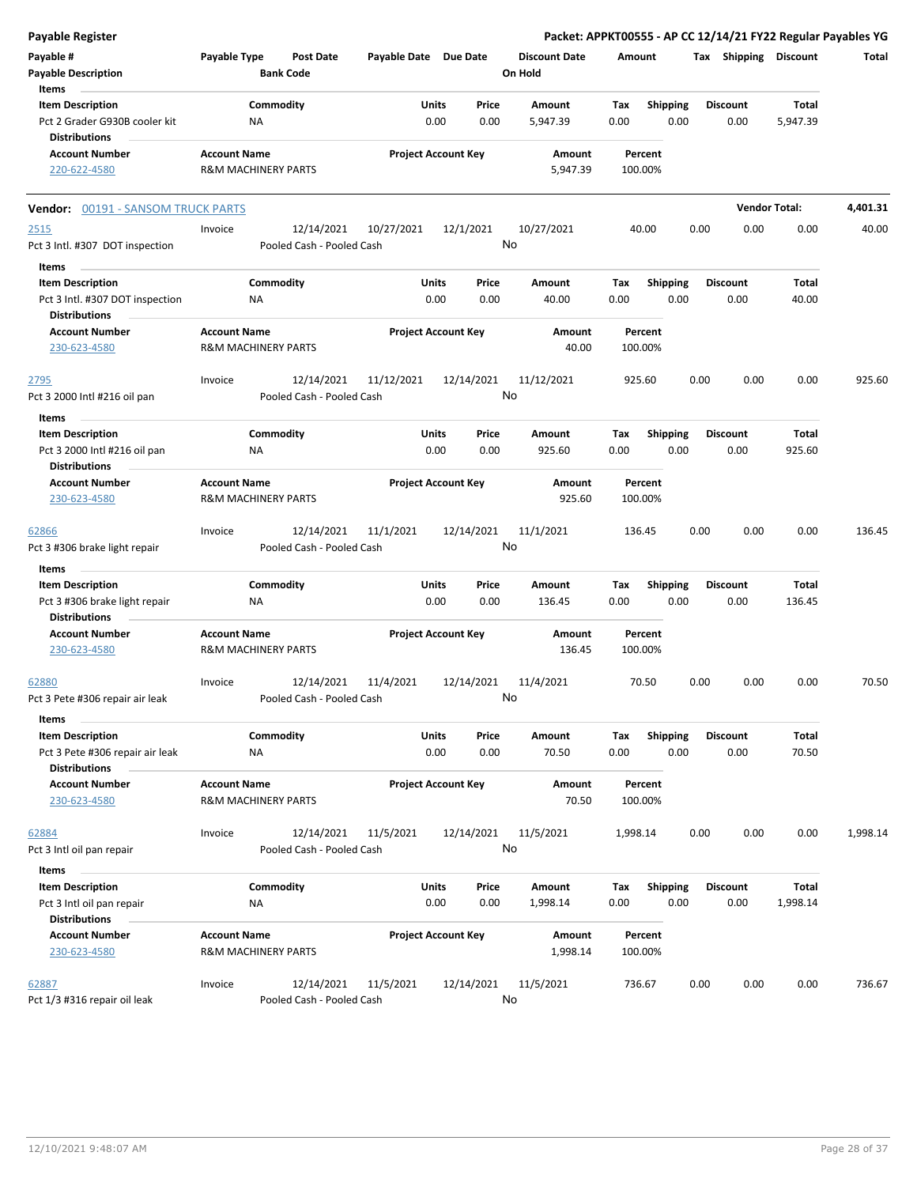**Payable Register** — Packet: APPKT00555 - AP CC 12/14/21 FY22 Regular Payables YG

| Payable # | Payable Type | Post Date | Payable Date | Due Date | Discount Date | Amount | Tax | Shipping | Discount | Total |
|---|---|---|---|---|---|---|---|---|---|---|
| Payable Description | | Bank Code | | | On Hold | | | | | |

**Items**

| Item Description | Commodity | Units | Price | Amount | Tax | Shipping | Discount | Total |
|---|---|---|---|---|---|---|---|---|
| Pct 2 Grader G930B cooler kit | NA | 0.00 | 0.00 | 5,947.39 | 0.00 | 0.00 | 0.00 | 5,947.39 |

**Distributions**

| Account Number | Account Name | Project Account Key | Amount | Percent |
|---|---|---|---|---|
| 220-622-4580 | R&M MACHINERY PARTS | | 5,947.39 | 100.00% |

---

**Vendor: 00191 - SANSOM TRUCK PARTS** — Vendor Total: 4,401.31

| Payable # | Payable Type | Post Date | Payable Date | Due Date | Discount Date | Amount | Tax | Shipping | Discount | Total |
|---|---|---|---|---|---|---|---|---|---|---|
| 2515 | Invoice | 12/14/2021 | 10/27/2021 | 12/1/2021 | 10/27/2021 | 40.00 | 0.00 | 0.00 | 0.00 | 40.00 |
| Pct 3 Intl. #307 DOT inspection | | Pooled Cash - Pooled Cash | | | No | | | | | |

**Items**

| Item Description | Commodity | Units | Price | Amount | Tax | Shipping | Discount | Total |
|---|---|---|---|---|---|---|---|---|
| Pct 3 Intl. #307 DOT inspection | NA | 0.00 | 0.00 | 40.00 | 0.00 | 0.00 | 0.00 | 40.00 |

**Distributions**

| Account Number | Account Name | Project Account Key | Amount | Percent |
|---|---|---|---|---|
| 230-623-4580 | R&M MACHINERY PARTS | | 40.00 | 100.00% |

| Payable # | Payable Type | Post Date | Payable Date | Due Date | Discount Date | Amount | Tax | Shipping | Discount | Total |
|---|---|---|---|---|---|---|---|---|---|---|
| 2795 | Invoice | 12/14/2021 | 11/12/2021 | 12/14/2021 | 11/12/2021 | 925.60 | 0.00 | 0.00 | 0.00 | 925.60 |
| Pct 3 2000 Intl #216 oil pan | | Pooled Cash - Pooled Cash | | | No | | | | | |

**Items**

| Item Description | Commodity | Units | Price | Amount | Tax | Shipping | Discount | Total |
|---|---|---|---|---|---|---|---|---|
| Pct 3 2000 Intl #216 oil pan | NA | 0.00 | 0.00 | 925.60 | 0.00 | 0.00 | 0.00 | 925.60 |

**Distributions**

| Account Number | Account Name | Project Account Key | Amount | Percent |
|---|---|---|---|---|
| 230-623-4580 | R&M MACHINERY PARTS | | 925.60 | 100.00% |

| Payable # | Payable Type | Post Date | Payable Date | Due Date | Discount Date | Amount | Tax | Shipping | Discount | Total |
|---|---|---|---|---|---|---|---|---|---|---|
| 62866 | Invoice | 12/14/2021 | 11/1/2021 | 12/14/2021 | 11/1/2021 | 136.45 | 0.00 | 0.00 | 0.00 | 136.45 |
| Pct 3 #306 brake light repair | | Pooled Cash - Pooled Cash | | | No | | | | | |

**Items**

| Item Description | Commodity | Units | Price | Amount | Tax | Shipping | Discount | Total |
|---|---|---|---|---|---|---|---|---|
| Pct 3 #306 brake light repair | NA | 0.00 | 0.00 | 136.45 | 0.00 | 0.00 | 0.00 | 136.45 |

**Distributions**

| Account Number | Account Name | Project Account Key | Amount | Percent |
|---|---|---|---|---|
| 230-623-4580 | R&M MACHINERY PARTS | | 136.45 | 100.00% |

| Payable # | Payable Type | Post Date | Payable Date | Due Date | Discount Date | Amount | Tax | Shipping | Discount | Total |
|---|---|---|---|---|---|---|---|---|---|---|
| 62880 | Invoice | 12/14/2021 | 11/4/2021 | 12/14/2021 | 11/4/2021 | 70.50 | 0.00 | 0.00 | 0.00 | 70.50 |
| Pct 3 Pete #306 repair air leak | | Pooled Cash - Pooled Cash | | | No | | | | | |

**Items**

| Item Description | Commodity | Units | Price | Amount | Tax | Shipping | Discount | Total |
|---|---|---|---|---|---|---|---|---|
| Pct 3 Pete #306 repair air leak | NA | 0.00 | 0.00 | 70.50 | 0.00 | 0.00 | 0.00 | 70.50 |

**Distributions**

| Account Number | Account Name | Project Account Key | Amount | Percent |
|---|---|---|---|---|
| 230-623-4580 | R&M MACHINERY PARTS | | 70.50 | 100.00% |

| Payable # | Payable Type | Post Date | Payable Date | Due Date | Discount Date | Amount | Tax | Shipping | Discount | Total |
|---|---|---|---|---|---|---|---|---|---|---|
| 62884 | Invoice | 12/14/2021 | 11/5/2021 | 12/14/2021 | 11/5/2021 | 1,998.14 | 0.00 | 0.00 | 0.00 | 1,998.14 |
| Pct 3 Intl oil pan repair | | Pooled Cash - Pooled Cash | | | No | | | | | |

**Items**

| Item Description | Commodity | Units | Price | Amount | Tax | Shipping | Discount | Total |
|---|---|---|---|---|---|---|---|---|
| Pct 3 Intl oil pan repair | NA | 0.00 | 0.00 | 1,998.14 | 0.00 | 0.00 | 0.00 | 1,998.14 |

**Distributions**

| Account Number | Account Name | Project Account Key | Amount | Percent |
|---|---|---|---|---|
| 230-623-4580 | R&M MACHINERY PARTS | | 1,998.14 | 100.00% |

| Payable # | Payable Type | Post Date | Payable Date | Due Date | Discount Date | Amount | Tax | Shipping | Discount | Total |
|---|---|---|---|---|---|---|---|---|---|---|
| 62887 | Invoice | 12/14/2021 | 11/5/2021 | 12/14/2021 | 11/5/2021 | 736.67 | 0.00 | 0.00 | 0.00 | 736.67 |
| Pct 1/3 #316 repair oil leak | | Pooled Cash - Pooled Cash | | | No | | | | | |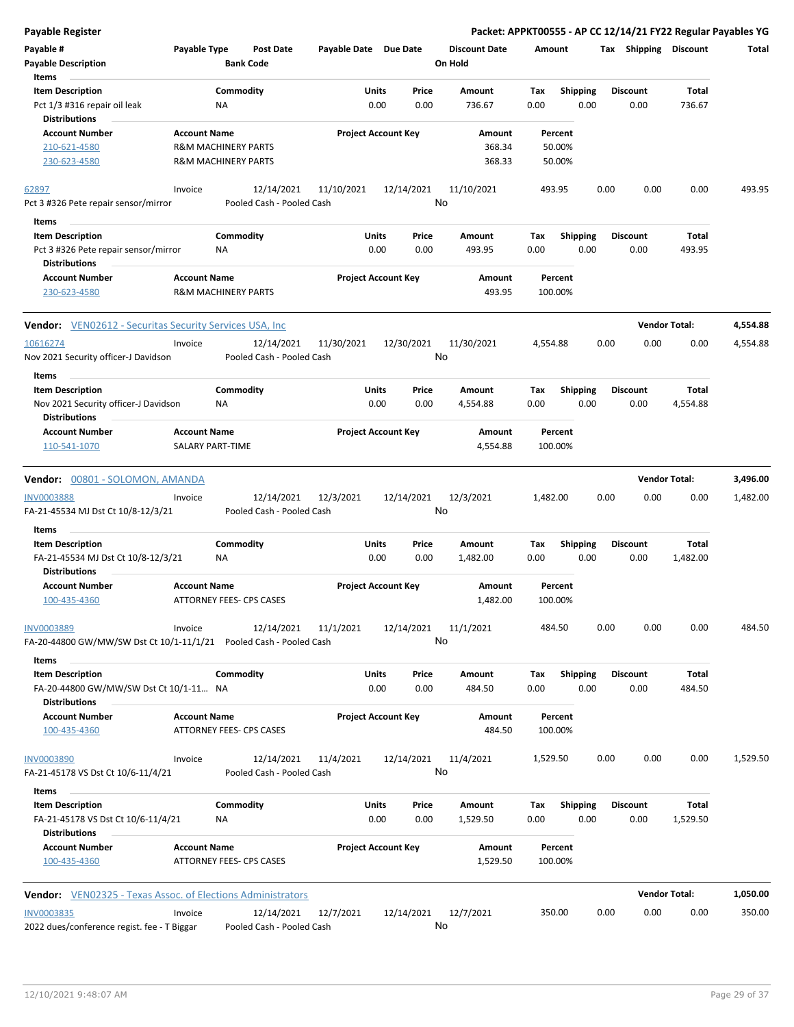**Payable Register** — Packet: APPKT00555 - AP CC 12/14/21 FY22 Regular Payables YG

| Payable # | Payable Type | Post Date | Payable Date | Due Date | Discount Date | Amount | Tax | Shipping | Discount | Total |
|---|---|---|---|---|---|---|---|---|---|---|
| Payable Description | | Bank Code | | | On Hold | | | | | |

**Items**

| Item Description | Commodity | Units | Price | Amount | Tax | Shipping | Discount | Total |
|---|---|---|---|---|---|---|---|---|
| Pct 1/3 #316 repair oil leak | NA | 0.00 | 0.00 | 736.67 | 0.00 | 0.00 | 0.00 | 736.67 |

**Distributions**

| Account Number | Account Name | Project Account Key | Amount | Percent |
|---|---|---|---|---|
| 210-621-4580 | R&M MACHINERY PARTS | | 368.34 | 50.00% |
| 230-623-4580 | R&M MACHINERY PARTS | | 368.33 | 50.00% |

| Payable # | Payable Type | Post Date | Payable Date | Due Date | Discount Date | Amount | Tax | Shipping | Discount | Total |
|---|---|---|---|---|---|---|---|---|---|---|
| 62897 | Invoice | 12/14/2021 | 11/10/2021 | 12/14/2021 | 11/10/2021 | 493.95 | 0.00 | 0.00 | 0.00 | 493.95 |
| Pct 3 #326 Pete repair sensor/mirror | | Pooled Cash - Pooled Cash | | | No | | | | | |

**Items**

| Item Description | Commodity | Units | Price | Amount | Tax | Shipping | Discount | Total |
|---|---|---|---|---|---|---|---|---|
| Pct 3 #326 Pete repair sensor/mirror | NA | 0.00 | 0.00 | 493.95 | 0.00 | 0.00 | 0.00 | 493.95 |

**Distributions**

| Account Number | Account Name | Project Account Key | Amount | Percent |
|---|---|---|---|---|
| 230-623-4580 | R&M MACHINERY PARTS | | 493.95 | 100.00% |

**Vendor:** VEN02612 - Securitas Security Services USA, Inc — **Vendor Total:** 4,554.88

| Payable # | Payable Type | Post Date | Payable Date | Due Date | Discount Date | Amount | Tax | Shipping | Discount | Total |
|---|---|---|---|---|---|---|---|---|---|---|
| 10616274 | Invoice | 12/14/2021 | 11/30/2021 | 12/30/2021 | 11/30/2021 | 4,554.88 | 0.00 | 0.00 | 0.00 | 4,554.88 |
| Nov 2021 Security officer-J Davidson | | Pooled Cash - Pooled Cash | | | No | | | | | |

**Items**

| Item Description | Commodity | Units | Price | Amount | Tax | Shipping | Discount | Total |
|---|---|---|---|---|---|---|---|---|
| Nov 2021 Security officer-J Davidson | NA | 0.00 | 0.00 | 4,554.88 | 0.00 | 0.00 | 0.00 | 4,554.88 |

**Distributions**

| Account Number | Account Name | Project Account Key | Amount | Percent |
|---|---|---|---|---|
| 110-541-1070 | SALARY PART-TIME | | 4,554.88 | 100.00% |

**Vendor:** 00801 - SOLOMON, AMANDA — **Vendor Total:** 3,496.00

| Payable # | Payable Type | Post Date | Payable Date | Due Date | Discount Date | Amount | Tax | Shipping | Discount | Total |
|---|---|---|---|---|---|---|---|---|---|---|
| INV0003888 | Invoice | 12/14/2021 | 12/3/2021 | 12/14/2021 | 12/3/2021 | 1,482.00 | 0.00 | 0.00 | 0.00 | 1,482.00 |
| FA-21-45534 MJ Dst Ct 10/8-12/3/21 | | Pooled Cash - Pooled Cash | | | No | | | | | |

**Items**

| Item Description | Commodity | Units | Price | Amount | Tax | Shipping | Discount | Total |
|---|---|---|---|---|---|---|---|---|
| FA-21-45534 MJ Dst Ct 10/8-12/3/21 | NA | 0.00 | 0.00 | 1,482.00 | 0.00 | 0.00 | 0.00 | 1,482.00 |

**Distributions**

| Account Number | Account Name | Project Account Key | Amount | Percent |
|---|---|---|---|---|
| 100-435-4360 | ATTORNEY FEES- CPS CASES | | 1,482.00 | 100.00% |

| Payable # | Payable Type | Post Date | Payable Date | Due Date | Discount Date | Amount | Tax | Shipping | Discount | Total |
|---|---|---|---|---|---|---|---|---|---|---|
| INV0003889 | Invoice | 12/14/2021 | 11/1/2021 | 12/14/2021 | 11/1/2021 | 484.50 | 0.00 | 0.00 | 0.00 | 484.50 |
| FA-20-44800 GW/MW/SW Dst Ct 10/1-11/1/21 | | Pooled Cash - Pooled Cash | | | No | | | | | |

**Items**

| Item Description | Commodity | Units | Price | Amount | Tax | Shipping | Discount | Total |
|---|---|---|---|---|---|---|---|---|
| FA-20-44800 GW/MW/SW Dst Ct 10/1-11... | NA | 0.00 | 0.00 | 484.50 | 0.00 | 0.00 | 0.00 | 484.50 |

**Distributions**

| Account Number | Account Name | Project Account Key | Amount | Percent |
|---|---|---|---|---|
| 100-435-4360 | ATTORNEY FEES- CPS CASES | | 484.50 | 100.00% |

| Payable # | Payable Type | Post Date | Payable Date | Due Date | Discount Date | Amount | Tax | Shipping | Discount | Total |
|---|---|---|---|---|---|---|---|---|---|---|
| INV0003890 | Invoice | 12/14/2021 | 11/4/2021 | 12/14/2021 | 11/4/2021 | 1,529.50 | 0.00 | 0.00 | 0.00 | 1,529.50 |
| FA-21-45178 VS Dst Ct 10/6-11/4/21 | | Pooled Cash - Pooled Cash | | | No | | | | | |

**Items**

| Item Description | Commodity | Units | Price | Amount | Tax | Shipping | Discount | Total |
|---|---|---|---|---|---|---|---|---|
| FA-21-45178 VS Dst Ct 10/6-11/4/21 | NA | 0.00 | 0.00 | 1,529.50 | 0.00 | 0.00 | 0.00 | 1,529.50 |

**Distributions**

| Account Number | Account Name | Project Account Key | Amount | Percent |
|---|---|---|---|---|
| 100-435-4360 | ATTORNEY FEES- CPS CASES | | 1,529.50 | 100.00% |

**Vendor:** VEN02325 - Texas Assoc. of Elections Administrators — **Vendor Total:** 1,050.00

| Payable # | Payable Type | Post Date | Payable Date | Due Date | Discount Date | Amount | Tax | Shipping | Discount | Total |
|---|---|---|---|---|---|---|---|---|---|---|
| INV0003835 | Invoice | 12/14/2021 | 12/7/2021 | 12/14/2021 | 12/7/2021 | 350.00 | 0.00 | 0.00 | 0.00 | 350.00 |
| 2022 dues/conference regist. fee - T Biggar | | Pooled Cash - Pooled Cash | | | No | | | | | |

12/10/2021 9:48:07 AM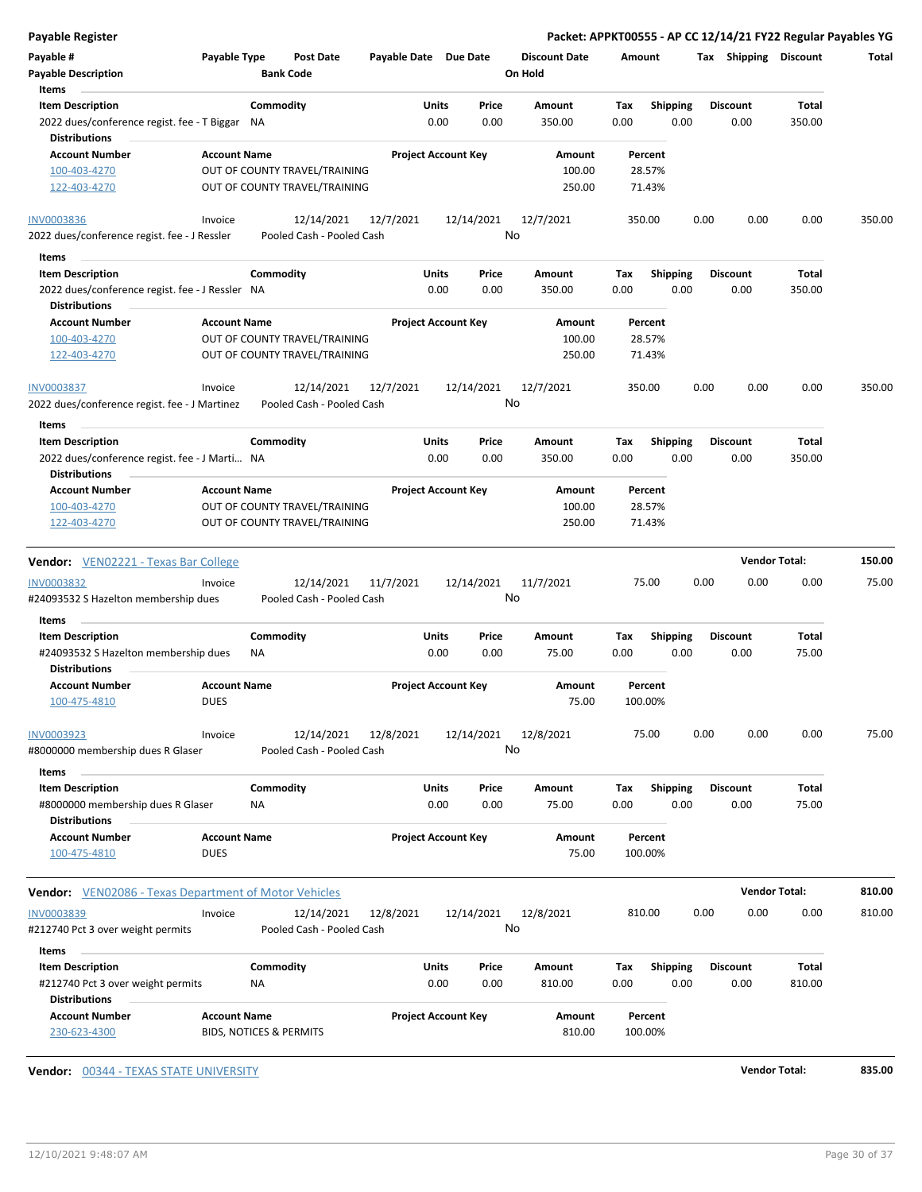**Payable Register** — **Packet: APPKT00555 - AP CC 12/14/21 FY22 Regular Payables YG**

| Payable # | Payable Type | Post Date | Payable Date | Due Date | Discount Date | Amount | Tax | Shipping | Discount | Total |
|---|---|---|---|---|---|---|---|---|---|---|
| Payable Description | | Bank Code | | | On Hold | | | | | |

Items

| Item Description | Commodity | Units | Price | Amount | Tax | Shipping | Discount | Total |
|---|---|---|---|---|---|---|---|---|
| 2022 dues/conference regist. fee - T Biggar | NA | 0.00 | 0.00 | 350.00 | 0.00 | 0.00 | 0.00 | 350.00 |

Distributions

| Account Number | Account Name | Project Account Key | Amount | Percent |
|---|---|---|---|---|
| 100-403-4270 | OUT OF COUNTY TRAVEL/TRAINING | | 100.00 | 28.57% |
| 122-403-4270 | OUT OF COUNTY TRAVEL/TRAINING | | 250.00 | 71.43% |

| Payable # | Payable Type | Post Date | Payable Date | Due Date | Discount Date | Amount | Tax | Shipping | Discount | Total |
|---|---|---|---|---|---|---|---|---|---|---|
| INV0003836 | Invoice | 12/14/2021 | 12/7/2021 | 12/14/2021 | 12/7/2021 | 350.00 | 0.00 | 0.00 | 0.00 | 350.00 |
| 2022 dues/conference regist. fee - J Ressler | | Pooled Cash - Pooled Cash | | | No | | | | | |

Items

| Item Description | Commodity | Units | Price | Amount | Tax | Shipping | Discount | Total |
|---|---|---|---|---|---|---|---|---|
| 2022 dues/conference regist. fee - J Ressler | NA | 0.00 | 0.00 | 350.00 | 0.00 | 0.00 | 0.00 | 350.00 |

Distributions

| Account Number | Account Name | Project Account Key | Amount | Percent |
|---|---|---|---|---|
| 100-403-4270 | OUT OF COUNTY TRAVEL/TRAINING | | 100.00 | 28.57% |
| 122-403-4270 | OUT OF COUNTY TRAVEL/TRAINING | | 250.00 | 71.43% |

| Payable # | Payable Type | Post Date | Payable Date | Due Date | Discount Date | Amount | Tax | Shipping | Discount | Total |
|---|---|---|---|---|---|---|---|---|---|---|
| INV0003837 | Invoice | 12/14/2021 | 12/7/2021 | 12/14/2021 | 12/7/2021 | 350.00 | 0.00 | 0.00 | 0.00 | 350.00 |
| 2022 dues/conference regist. fee - J Martinez | | Pooled Cash - Pooled Cash | | | No | | | | | |

Items

| Item Description | Commodity | Units | Price | Amount | Tax | Shipping | Discount | Total |
|---|---|---|---|---|---|---|---|---|
| 2022 dues/conference regist. fee - J Marti... | NA | 0.00 | 0.00 | 350.00 | 0.00 | 0.00 | 0.00 | 350.00 |

Distributions

| Account Number | Account Name | Project Account Key | Amount | Percent |
|---|---|---|---|---|
| 100-403-4270 | OUT OF COUNTY TRAVEL/TRAINING | | 100.00 | 28.57% |
| 122-403-4270 | OUT OF COUNTY TRAVEL/TRAINING | | 250.00 | 71.43% |

**Vendor:** VEN02221 - Texas Bar College — **Vendor Total: 150.00**

| Payable # | Payable Type | Post Date | Payable Date | Due Date | Discount Date | Amount | Tax | Shipping | Discount | Total |
|---|---|---|---|---|---|---|---|---|---|---|
| INV0003832 | Invoice | 12/14/2021 | 11/7/2021 | 12/14/2021 | 11/7/2021 | 75.00 | 0.00 | 0.00 | 0.00 | 75.00 |
| #24093532 S Hazelton membership dues | | Pooled Cash - Pooled Cash | | | No | | | | | |

Items

| Item Description | Commodity | Units | Price | Amount | Tax | Shipping | Discount | Total |
|---|---|---|---|---|---|---|---|---|
| #24093532 S Hazelton membership dues | NA | 0.00 | 0.00 | 75.00 | 0.00 | 0.00 | 0.00 | 75.00 |

Distributions

| Account Number | Account Name | Project Account Key | Amount | Percent |
|---|---|---|---|---|
| 100-475-4810 | DUES | | 75.00 | 100.00% |

| Payable # | Payable Type | Post Date | Payable Date | Due Date | Discount Date | Amount | Tax | Shipping | Discount | Total |
|---|---|---|---|---|---|---|---|---|---|---|
| INV0003923 | Invoice | 12/14/2021 | 12/8/2021 | 12/14/2021 | 12/8/2021 | 75.00 | 0.00 | 0.00 | 0.00 | 75.00 |
| #8000000 membership dues R Glaser | | Pooled Cash - Pooled Cash | | | No | | | | | |

Items

| Item Description | Commodity | Units | Price | Amount | Tax | Shipping | Discount | Total |
|---|---|---|---|---|---|---|---|---|
| #8000000 membership dues R Glaser | NA | 0.00 | 0.00 | 75.00 | 0.00 | 0.00 | 0.00 | 75.00 |

Distributions

| Account Number | Account Name | Project Account Key | Amount | Percent |
|---|---|---|---|---|
| 100-475-4810 | DUES | | 75.00 | 100.00% |

**Vendor:** VEN02086 - Texas Department of Motor Vehicles — **Vendor Total: 810.00**

| Payable # | Payable Type | Post Date | Payable Date | Due Date | Discount Date | Amount | Tax | Shipping | Discount | Total |
|---|---|---|---|---|---|---|---|---|---|---|
| INV0003839 | Invoice | 12/14/2021 | 12/8/2021 | 12/14/2021 | 12/8/2021 | 810.00 | 0.00 | 0.00 | 0.00 | 810.00 |
| #212740 Pct 3 over weight permits | | Pooled Cash - Pooled Cash | | | No | | | | | |

Items

| Item Description | Commodity | Units | Price | Amount | Tax | Shipping | Discount | Total |
|---|---|---|---|---|---|---|---|---|
| #212740 Pct 3 over weight permits | NA | 0.00 | 0.00 | 810.00 | 0.00 | 0.00 | 0.00 | 810.00 |

Distributions

| Account Number | Account Name | Project Account Key | Amount | Percent |
|---|---|---|---|---|
| 230-623-4300 | BIDS, NOTICES & PERMITS | | 810.00 | 100.00% |

**Vendor:** 00344 - TEXAS STATE UNIVERSITY — **Vendor Total: 835.00**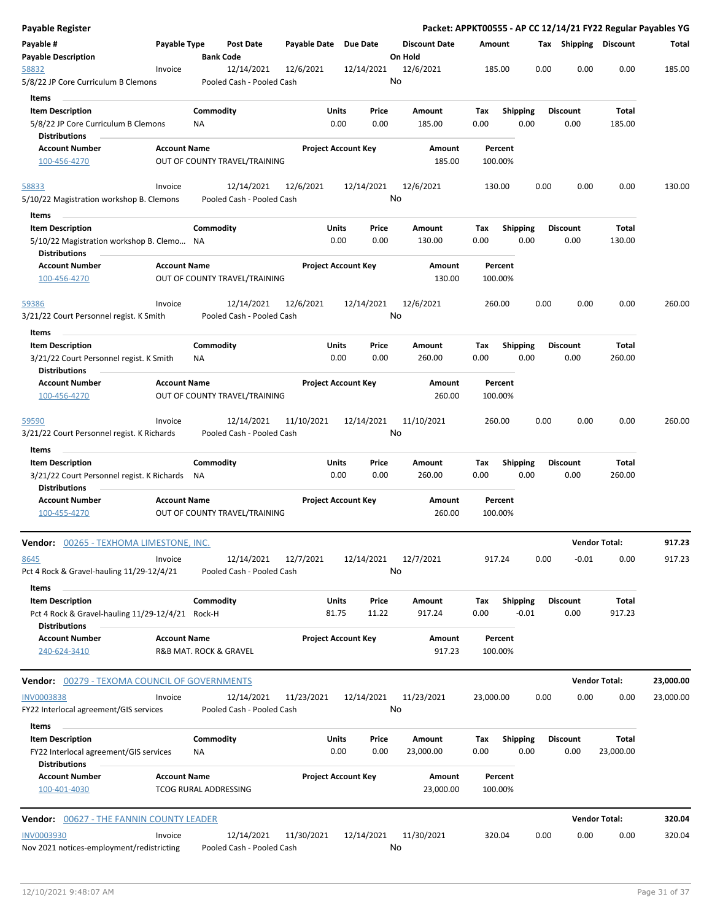| Payable # | Payable Type | Post Date | Payable Date | Due Date | Discount Date | Amount | Tax | Shipping | Discount | Total |
|---|---|---|---|---|---|---|---|---|---|---|
| **Payable Description** | | **Bank Code** | | | **On Hold** | | | | | |
| 58832 | Invoice | 12/14/2021 | 12/6/2021 | 12/14/2021 | 12/6/2021 | 185.00 | 0.00 | 0.00 | 0.00 | 185.00 |
| 5/8/22 JP Core Curriculum B Clemons | | Pooled Cash - Pooled Cash | | | No | | | | | |

**Items**

| Item Description | Commodity | Units | Price | Amount | Tax | Shipping | Discount | Total |
|---|---|---|---|---|---|---|---|---|
| 5/8/22 JP Core Curriculum B Clemons | NA | 0.00 | 0.00 | 185.00 | 0.00 | 0.00 | 0.00 | 185.00 |

**Distributions**

| Account Number | Account Name | Project Account Key | Amount | Percent |
|---|---|---|---|---|
| 100-456-4270 | OUT OF COUNTY TRAVEL/TRAINING | | 185.00 | 100.00% |

| Payable # | Payable Type | Post Date | Payable Date | Due Date | Discount Date | Amount | Tax | Shipping | Discount | Total |
|---|---|---|---|---|---|---|---|---|---|---|
| 58833 | Invoice | 12/14/2021 | 12/6/2021 | 12/14/2021 | 12/6/2021 | 130.00 | 0.00 | 0.00 | 0.00 | 130.00 |
| 5/10/22 Magistration workshop B. Clemons | | Pooled Cash - Pooled Cash | | | No | | | | | |

**Items**

| Item Description | Commodity | Units | Price | Amount | Tax | Shipping | Discount | Total |
|---|---|---|---|---|---|---|---|---|
| 5/10/22 Magistration workshop B. Clemo... | NA | 0.00 | 0.00 | 130.00 | 0.00 | 0.00 | 0.00 | 130.00 |

**Distributions**

| Account Number | Account Name | Project Account Key | Amount | Percent |
|---|---|---|---|---|
| 100-456-4270 | OUT OF COUNTY TRAVEL/TRAINING | | 130.00 | 100.00% |

| Payable # | Payable Type | Post Date | Payable Date | Due Date | Discount Date | Amount | Tax | Shipping | Discount | Total |
|---|---|---|---|---|---|---|---|---|---|---|
| 59386 | Invoice | 12/14/2021 | 12/6/2021 | 12/14/2021 | 12/6/2021 | 260.00 | 0.00 | 0.00 | 0.00 | 260.00 |
| 3/21/22 Court Personnel regist. K Smith | | Pooled Cash - Pooled Cash | | | No | | | | | |

**Items**

| Item Description | Commodity | Units | Price | Amount | Tax | Shipping | Discount | Total |
|---|---|---|---|---|---|---|---|---|
| 3/21/22 Court Personnel regist. K Smith | NA | 0.00 | 0.00 | 260.00 | 0.00 | 0.00 | 0.00 | 260.00 |

**Distributions**

| Account Number | Account Name | Project Account Key | Amount | Percent |
|---|---|---|---|---|
| 100-456-4270 | OUT OF COUNTY TRAVEL/TRAINING | | 260.00 | 100.00% |

| Payable # | Payable Type | Post Date | Payable Date | Due Date | Discount Date | Amount | Tax | Shipping | Discount | Total |
|---|---|---|---|---|---|---|---|---|---|---|
| 59590 | Invoice | 12/14/2021 | 11/10/2021 | 12/14/2021 | 11/10/2021 | 260.00 | 0.00 | 0.00 | 0.00 | 260.00 |
| 3/21/22 Court Personnel regist. K Richards | | Pooled Cash - Pooled Cash | | | No | | | | | |

**Items**

| Item Description | Commodity | Units | Price | Amount | Tax | Shipping | Discount | Total |
|---|---|---|---|---|---|---|---|---|
| 3/21/22 Court Personnel regist. K Richards | NA | 0.00 | 0.00 | 260.00 | 0.00 | 0.00 | 0.00 | 260.00 |

**Distributions**

| Account Number | Account Name | Project Account Key | Amount | Percent |
|---|---|---|---|---|
| 100-455-4270 | OUT OF COUNTY TRAVEL/TRAINING | | 260.00 | 100.00% |

**Vendor:** 00265 - TEXHOMA LIMESTONE, INC. — **Vendor Total: 917.23**

| Payable # | Payable Type | Post Date | Payable Date | Due Date | Discount Date | Amount | Tax | Shipping | Discount | Total |
|---|---|---|---|---|---|---|---|---|---|---|
| 8645 | Invoice | 12/14/2021 | 12/7/2021 | 12/14/2021 | 12/7/2021 | 917.24 | 0.00 | -0.01 | 0.00 | 917.23 |
| Pct 4 Rock & Gravel-hauling 11/29-12/4/21 | | Pooled Cash - Pooled Cash | | | No | | | | | |

**Items**

| Item Description | Commodity | Units | Price | Amount | Tax | Shipping | Discount | Total |
|---|---|---|---|---|---|---|---|---|
| Pct 4 Rock & Gravel-hauling 11/29-12/4/21 | Rock-H | 81.75 | 11.22 | 917.24 | 0.00 | -0.01 | 0.00 | 917.23 |

**Distributions**

| Account Number | Account Name | Project Account Key | Amount | Percent |
|---|---|---|---|---|
| 240-624-3410 | R&B MAT. ROCK & GRAVEL | | 917.23 | 100.00% |

**Vendor:** 00279 - TEXOMA COUNCIL OF GOVERNMENTS — **Vendor Total: 23,000.00**

| Payable # | Payable Type | Post Date | Payable Date | Due Date | Discount Date | Amount | Tax | Shipping | Discount | Total |
|---|---|---|---|---|---|---|---|---|---|---|
| INV0003838 | Invoice | 12/14/2021 | 11/23/2021 | 12/14/2021 | 11/23/2021 | 23,000.00 | 0.00 | 0.00 | 0.00 | 23,000.00 |
| FY22 Interlocal agreement/GIS services | | Pooled Cash - Pooled Cash | | | No | | | | | |

**Items**

| Item Description | Commodity | Units | Price | Amount | Tax | Shipping | Discount | Total |
|---|---|---|---|---|---|---|---|---|
| FY22 Interlocal agreement/GIS services | NA | 0.00 | 0.00 | 23,000.00 | 0.00 | 0.00 | 0.00 | 23,000.00 |

**Distributions**

| Account Number | Account Name | Project Account Key | Amount | Percent |
|---|---|---|---|---|
| 100-401-4030 | TCOG RURAL ADDRESSING | | 23,000.00 | 100.00% |

**Vendor:** 00627 - THE FANNIN COUNTY LEADER — **Vendor Total: 320.04**

| Payable # | Payable Type | Post Date | Payable Date | Due Date | Discount Date | Amount | Tax | Shipping | Discount | Total |
|---|---|---|---|---|---|---|---|---|---|---|
| INV0003930 | Invoice | 12/14/2021 | 11/30/2021 | 12/14/2021 | 11/30/2021 | 320.04 | 0.00 | 0.00 | 0.00 | 320.04 |
| Nov 2021 notices-employment/redistricting | | Pooled Cash - Pooled Cash | | | No | | | | | |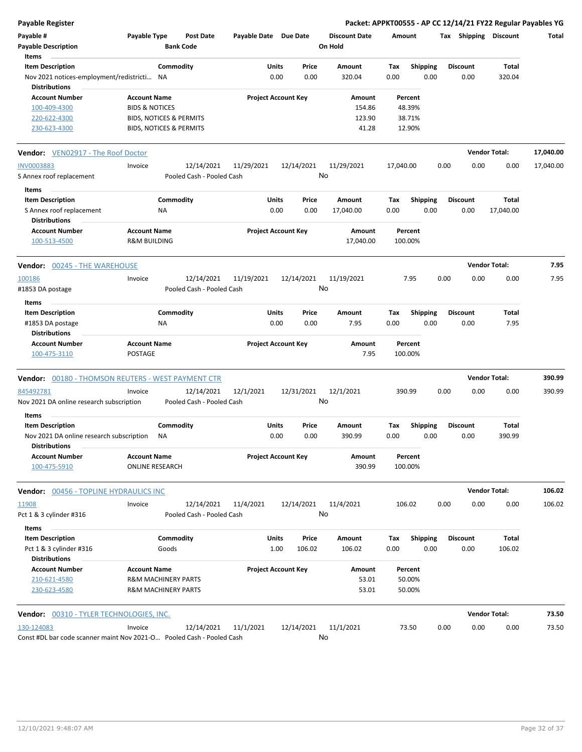**Payable Register** — Packet: APPKT00555 - AP CC 12/14/21 FY22 Regular Payables YG

| Payable # | Payable Type | Post Date | Payable Date | Due Date | Discount Date | Amount | Tax | Shipping | Discount | Total |
|---|---|---|---|---|---|---|---|---|---|---|
| Payable Description | | Bank Code | | | On Hold | | | | | |

**Items**

| Item Description | Commodity | Units | Price | Amount | Tax | Shipping | Discount | Total |
|---|---|---|---|---|---|---|---|---|
| Nov 2021 notices-employment/redistricti... | NA | 0.00 | 0.00 | 320.04 | 0.00 | 0.00 | 0.00 | 320.04 |

**Distributions**

| Account Number | Account Name | Project Account Key | Amount | Percent |
|---|---|---|---|---|
| 100-409-4300 | BIDS & NOTICES | | 154.86 | 48.39% |
| 220-622-4300 | BIDS, NOTICES & PERMITS | | 123.90 | 38.71% |
| 230-623-4300 | BIDS, NOTICES & PERMITS | | 41.28 | 12.90% |

**Vendor: VEN02917 - The Roof Doctor** — Vendor Total: 17,040.00

| Payable # | Payable Type | Post Date | Payable Date | Due Date | Discount Date | Amount | Tax | Shipping | Discount | Total |
|---|---|---|---|---|---|---|---|---|---|---|
| INV0003883 | Invoice | 12/14/2021 | 11/29/2021 | 12/14/2021 | 11/29/2021 | 17,040.00 | 0.00 | 0.00 | 0.00 | 17,040.00 |
| S Annex roof replacement | | Pooled Cash - Pooled Cash | | | No | | | | | |

**Items**

| Item Description | Commodity | Units | Price | Amount | Tax | Shipping | Discount | Total |
|---|---|---|---|---|---|---|---|---|
| S Annex roof replacement | NA | 0.00 | 0.00 | 17,040.00 | 0.00 | 0.00 | 0.00 | 17,040.00 |

**Distributions**

| Account Number | Account Name | Project Account Key | Amount | Percent |
|---|---|---|---|---|
| 100-513-4500 | R&M BUILDING | | 17,040.00 | 100.00% |

**Vendor: 00245 - THE WAREHOUSE** — Vendor Total: 7.95

| Payable # | Payable Type | Post Date | Payable Date | Due Date | Discount Date | Amount | Tax | Shipping | Discount | Total |
|---|---|---|---|---|---|---|---|---|---|---|
| 100186 | Invoice | 12/14/2021 | 11/19/2021 | 12/14/2021 | 11/19/2021 | 7.95 | 0.00 | 0.00 | 0.00 | 7.95 |
| #1853 DA postage | | Pooled Cash - Pooled Cash | | | No | | | | | |

**Items**

| Item Description | Commodity | Units | Price | Amount | Tax | Shipping | Discount | Total |
|---|---|---|---|---|---|---|---|---|
| #1853 DA postage | NA | 0.00 | 0.00 | 7.95 | 0.00 | 0.00 | 0.00 | 7.95 |

**Distributions**

| Account Number | Account Name | Project Account Key | Amount | Percent |
|---|---|---|---|---|
| 100-475-3110 | POSTAGE | | 7.95 | 100.00% |

**Vendor: 00180 - THOMSON REUTERS - WEST PAYMENT CTR** — Vendor Total: 390.99

| Payable # | Payable Type | Post Date | Payable Date | Due Date | Discount Date | Amount | Tax | Shipping | Discount | Total |
|---|---|---|---|---|---|---|---|---|---|---|
| 845492781 | Invoice | 12/14/2021 | 12/1/2021 | 12/31/2021 | 12/1/2021 | 390.99 | 0.00 | 0.00 | 0.00 | 390.99 |
| Nov 2021 DA online research subscription | | Pooled Cash - Pooled Cash | | | No | | | | | |

**Items**

| Item Description | Commodity | Units | Price | Amount | Tax | Shipping | Discount | Total |
|---|---|---|---|---|---|---|---|---|
| Nov 2021 DA online research subscription | NA | 0.00 | 0.00 | 390.99 | 0.00 | 0.00 | 0.00 | 390.99 |

**Distributions**

| Account Number | Account Name | Project Account Key | Amount | Percent |
|---|---|---|---|---|
| 100-475-5910 | ONLINE RESEARCH | | 390.99 | 100.00% |

**Vendor: 00456 - TOPLINE HYDRAULICS INC** — Vendor Total: 106.02

| Payable # | Payable Type | Post Date | Payable Date | Due Date | Discount Date | Amount | Tax | Shipping | Discount | Total |
|---|---|---|---|---|---|---|---|---|---|---|
| 11908 | Invoice | 12/14/2021 | 11/4/2021 | 12/14/2021 | 11/4/2021 | 106.02 | 0.00 | 0.00 | 0.00 | 106.02 |
| Pct 1 & 3 cylinder #316 | | Pooled Cash - Pooled Cash | | | No | | | | | |

**Items**

| Item Description | Commodity | Units | Price | Amount | Tax | Shipping | Discount | Total |
|---|---|---|---|---|---|---|---|---|
| Pct 1 & 3 cylinder #316 | Goods | 1.00 | 106.02 | 106.02 | 0.00 | 0.00 | 0.00 | 106.02 |

**Distributions**

| Account Number | Account Name | Project Account Key | Amount | Percent |
|---|---|---|---|---|
| 210-621-4580 | R&M MACHINERY PARTS | | 53.01 | 50.00% |
| 230-623-4580 | R&M MACHINERY PARTS | | 53.01 | 50.00% |

**Vendor: 00310 - TYLER TECHNOLOGIES, INC.** — Vendor Total: 73.50

| Payable # | Payable Type | Post Date | Payable Date | Due Date | Discount Date | Amount | Tax | Shipping | Discount | Total |
|---|---|---|---|---|---|---|---|---|---|---|
| 130-124083 | Invoice | 12/14/2021 | 11/1/2021 | 12/14/2021 | 11/1/2021 | 73.50 | 0.00 | 0.00 | 0.00 | 73.50 |
| Const #DL bar code scanner maint Nov 2021-O... | | Pooled Cash - Pooled Cash | | | No | | | | | |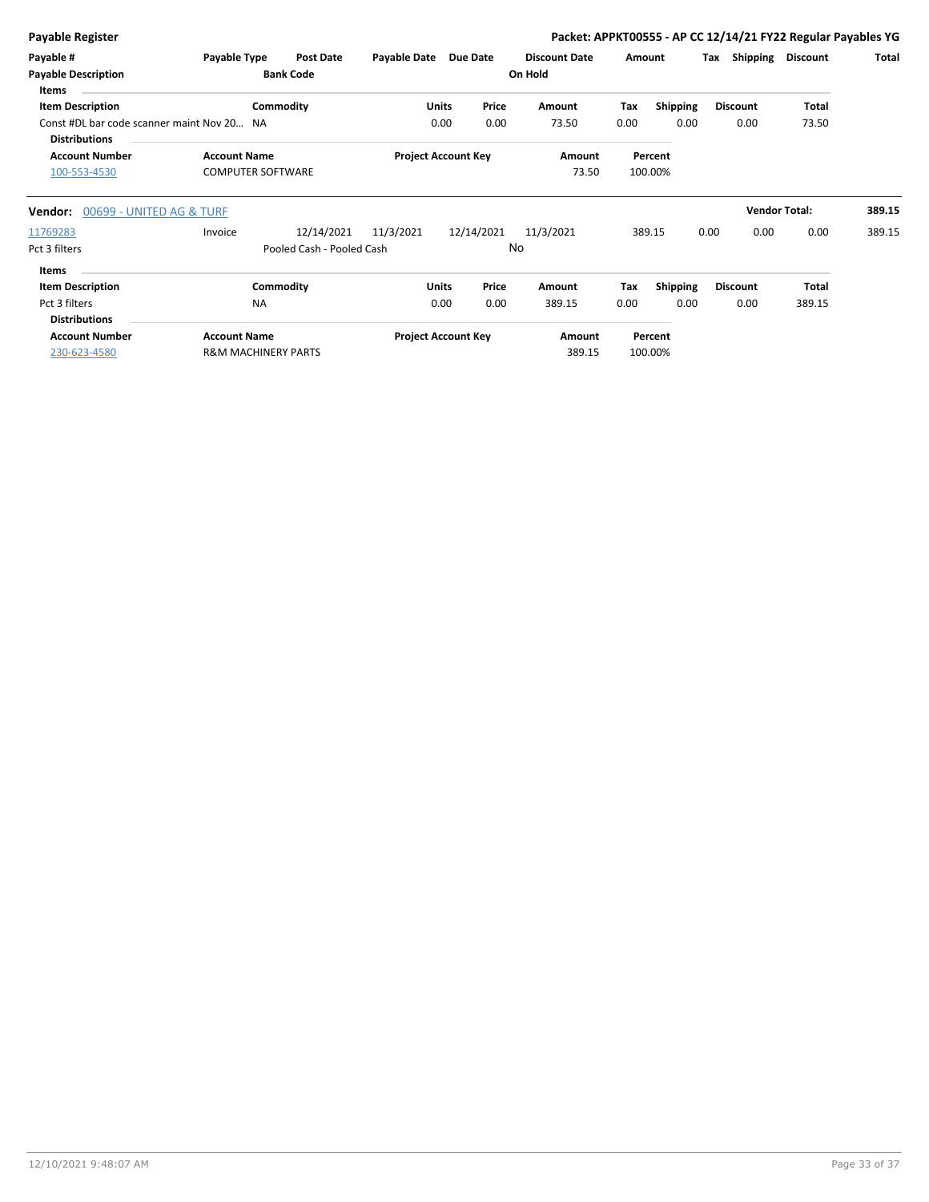**Packet: APPKT00555 - AP CC 12/14/21 FY22 Regular Payables YG**

| Payable # | Payable Type | Post Date | Payable Date | Due Date | Discount Date | Amount | Tax | Shipping | Discount | Total |
|---|---|---|---|---|---|---|---|---|---|---|
| **Payable Description** | | **Bank Code** | | | **On Hold** | | | | | |

**Items**

| Item Description | Commodity | Units | Price | Amount | Tax | Shipping | Discount | Total |
|---|---|---|---|---|---|---|---|---|
| Const #DL bar code scanner maint Nov 20… | NA | 0.00 | 0.00 | 73.50 | 0.00 | 0.00 | 0.00 | 73.50 |

**Distributions**

| Account Number | Account Name | Project Account Key | Amount | Percent |
|---|---|---|---|---|
| 100-553-4530 | COMPUTER SOFTWARE | | 73.50 | 100.00% |

**Vendor:** 00699 - UNITED AG & TURF — **Vendor Total:** 389.15

| Payable # | Payable Type | Post Date | Payable Date | Due Date | Discount Date | Amount | Tax | Shipping | Discount | Total |
|---|---|---|---|---|---|---|---|---|---|---|
| 11769283 | Invoice | 12/14/2021 | 11/3/2021 | 12/14/2021 | 11/3/2021 | 389.15 | 0.00 | 0.00 | 0.00 | 389.15 |
| Pct 3 filters | | Pooled Cash - Pooled Cash | | | No | | | | | |

**Items**

| Item Description | Commodity | Units | Price | Amount | Tax | Shipping | Discount | Total |
|---|---|---|---|---|---|---|---|---|
| Pct 3 filters | NA | 0.00 | 0.00 | 389.15 | 0.00 | 0.00 | 0.00 | 389.15 |

**Distributions**

| Account Number | Account Name | Project Account Key | Amount | Percent |
|---|---|---|---|---|
| 230-623-4580 | R&M MACHINERY PARTS | | 389.15 | 100.00% |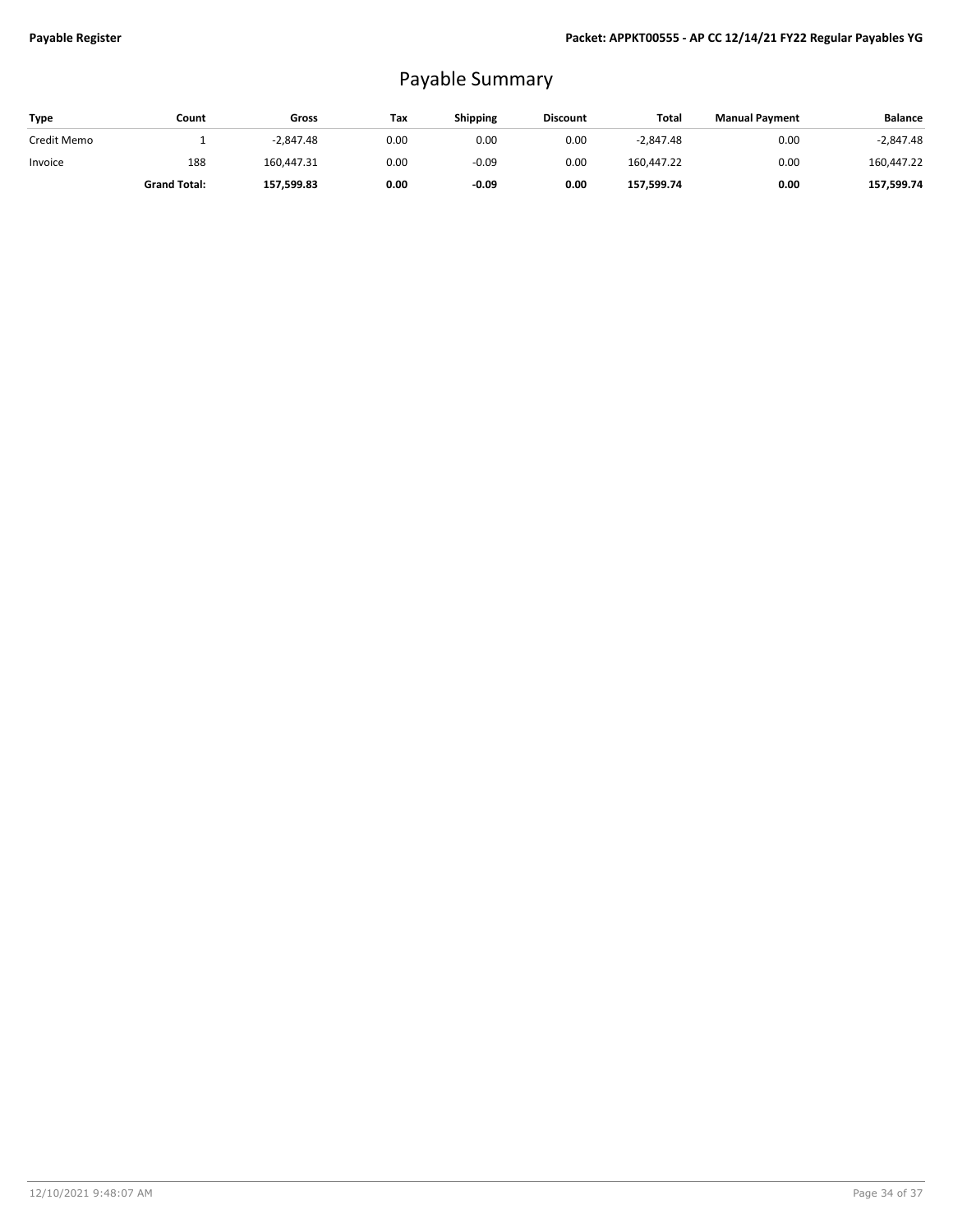# Payable Summary

| Type | Count | Gross | Tax | Shipping | Discount | Total | Manual Payment | Balance |
|---|---|---|---|---|---|---|---|---|
| Credit Memo | 1 | -2,847.48 | 0.00 | 0.00 | 0.00 | -2,847.48 | 0.00 | -2,847.48 |
| Invoice | 188 | 160,447.31 | 0.00 | -0.09 | 0.00 | 160,447.22 | 0.00 | 160,447.22 |
| | **Grand Total:** | **157,599.83** | **0.00** | **-0.09** | **0.00** | **157,599.74** | **0.00** | **157,599.74** |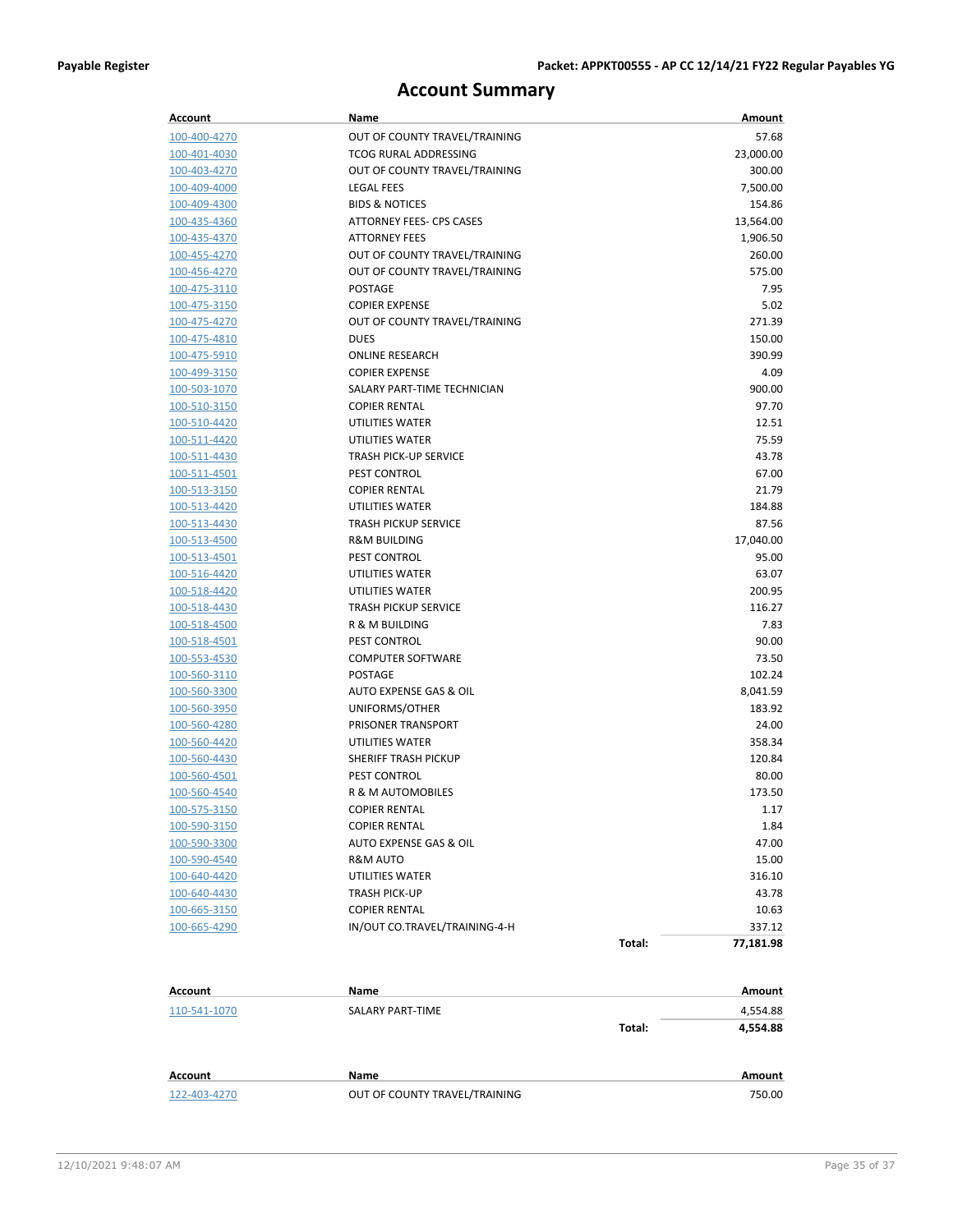# Account Summary

| Account | Name | | Amount |
|---|---|---|---|
| 100-400-4270 | OUT OF COUNTY TRAVEL/TRAINING | | 57.68 |
| 100-401-4030 | TCOG RURAL ADDRESSING | | 23,000.00 |
| 100-403-4270 | OUT OF COUNTY TRAVEL/TRAINING | | 300.00 |
| 100-409-4000 | LEGAL FEES | | 7,500.00 |
| 100-409-4300 | BIDS & NOTICES | | 154.86 |
| 100-435-4360 | ATTORNEY FEES- CPS CASES | | 13,564.00 |
| 100-435-4370 | ATTORNEY FEES | | 1,906.50 |
| 100-455-4270 | OUT OF COUNTY TRAVEL/TRAINING | | 260.00 |
| 100-456-4270 | OUT OF COUNTY TRAVEL/TRAINING | | 575.00 |
| 100-475-3110 | POSTAGE | | 7.95 |
| 100-475-3150 | COPIER EXPENSE | | 5.02 |
| 100-475-4270 | OUT OF COUNTY TRAVEL/TRAINING | | 271.39 |
| 100-475-4810 | DUES | | 150.00 |
| 100-475-5910 | ONLINE RESEARCH | | 390.99 |
| 100-499-3150 | COPIER EXPENSE | | 4.09 |
| 100-503-1070 | SALARY PART-TIME TECHNICIAN | | 900.00 |
| 100-510-3150 | COPIER RENTAL | | 97.70 |
| 100-510-4420 | UTILITIES WATER | | 12.51 |
| 100-511-4420 | UTILITIES WATER | | 75.59 |
| 100-511-4430 | TRASH PICK-UP SERVICE | | 43.78 |
| 100-511-4501 | PEST CONTROL | | 67.00 |
| 100-513-3150 | COPIER RENTAL | | 21.79 |
| 100-513-4420 | UTILITIES WATER | | 184.88 |
| 100-513-4430 | TRASH PICKUP SERVICE | | 87.56 |
| 100-513-4500 | R&M BUILDING | | 17,040.00 |
| 100-513-4501 | PEST CONTROL | | 95.00 |
| 100-516-4420 | UTILITIES WATER | | 63.07 |
| 100-518-4420 | UTILITIES WATER | | 200.95 |
| 100-518-4430 | TRASH PICKUP SERVICE | | 116.27 |
| 100-518-4500 | R & M BUILDING | | 7.83 |
| 100-518-4501 | PEST CONTROL | | 90.00 |
| 100-553-4530 | COMPUTER SOFTWARE | | 73.50 |
| 100-560-3110 | POSTAGE | | 102.24 |
| 100-560-3300 | AUTO EXPENSE GAS & OIL | | 8,041.59 |
| 100-560-3950 | UNIFORMS/OTHER | | 183.92 |
| 100-560-4280 | PRISONER TRANSPORT | | 24.00 |
| 100-560-4420 | UTILITIES WATER | | 358.34 |
| 100-560-4430 | SHERIFF TRASH PICKUP | | 120.84 |
| 100-560-4501 | PEST CONTROL | | 80.00 |
| 100-560-4540 | R & M AUTOMOBILES | | 173.50 |
| 100-575-3150 | COPIER RENTAL | | 1.17 |
| 100-590-3150 | COPIER RENTAL | | 1.84 |
| 100-590-3300 | AUTO EXPENSE GAS & OIL | | 47.00 |
| 100-590-4540 | R&M AUTO | | 15.00 |
| 100-640-4420 | UTILITIES WATER | | 316.10 |
| 100-640-4430 | TRASH PICK-UP | | 43.78 |
| 100-665-3150 | COPIER RENTAL | | 10.63 |
| 100-665-4290 | IN/OUT CO.TRAVEL/TRAINING-4-H | | 337.12 |
| | | **Total:** | **77,181.98** |

| Account | Name | | Amount |
|---|---|---|---|
| 110-541-1070 | SALARY PART-TIME | | 4,554.88 |
| | | **Total:** | **4,554.88** |

| Account | Name | | Amount |
|---|---|---|---|
| 122-403-4270 | OUT OF COUNTY TRAVEL/TRAINING | | 750.00 |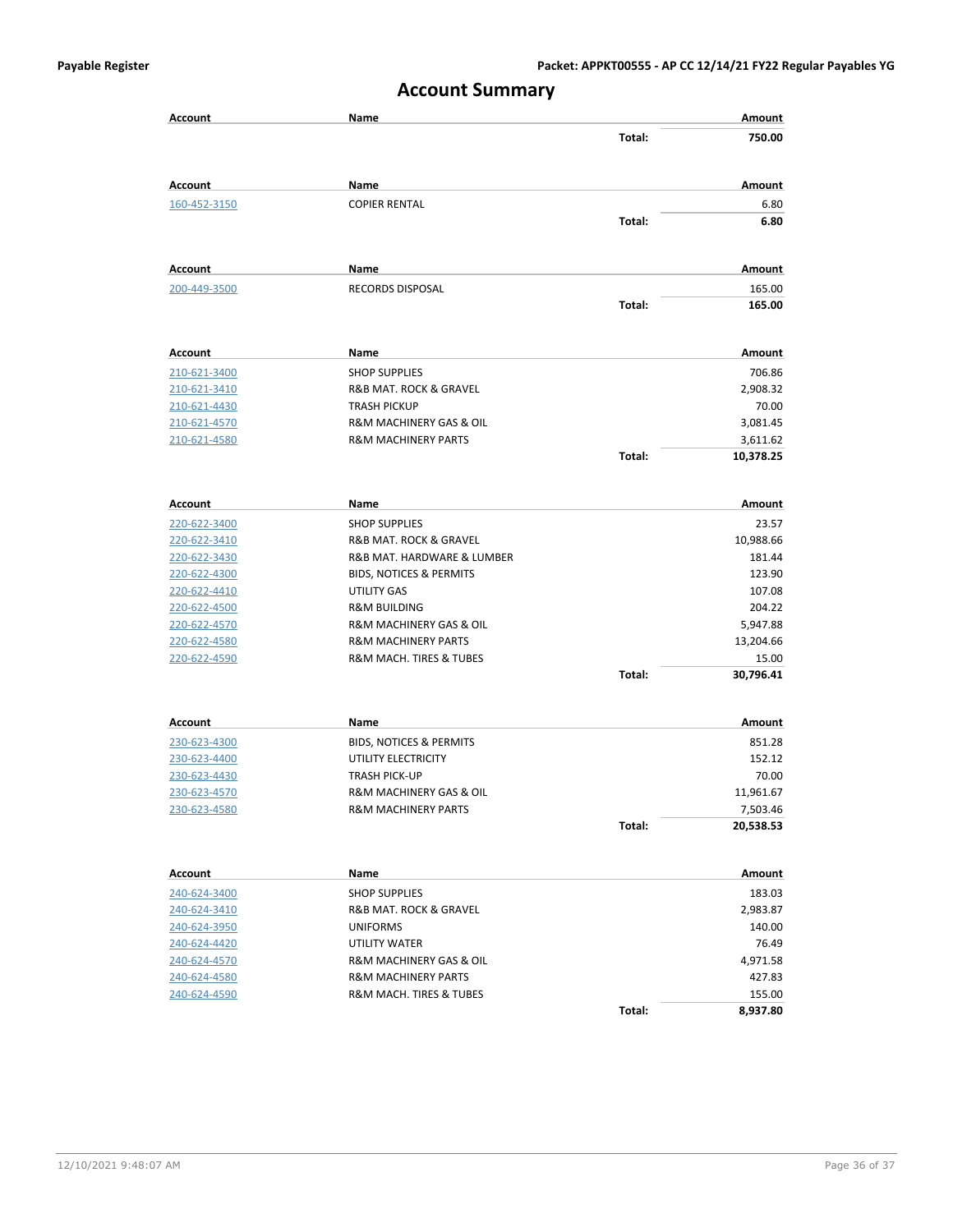# Account Summary

| Account | Name | | Amount |
|---|---|---|---|
| | | Total: | 750.00 |

| Account | Name | | Amount |
|---|---|---|---|
| 160-452-3150 | COPIER RENTAL | | 6.80 |
| | | Total: | 6.80 |

| Account | Name | | Amount |
|---|---|---|---|
| 200-449-3500 | RECORDS DISPOSAL | | 165.00 |
| | | Total: | 165.00 |

| Account | Name | | Amount |
|---|---|---|---|
| 210-621-3400 | SHOP SUPPLIES | | 706.86 |
| 210-621-3410 | R&B MAT. ROCK & GRAVEL | | 2,908.32 |
| 210-621-4430 | TRASH PICKUP | | 70.00 |
| 210-621-4570 | R&M MACHINERY GAS & OIL | | 3,081.45 |
| 210-621-4580 | R&M MACHINERY PARTS | | 3,611.62 |
| | | Total: | 10,378.25 |

| Account | Name | | Amount |
|---|---|---|---|
| 220-622-3400 | SHOP SUPPLIES | | 23.57 |
| 220-622-3410 | R&B MAT. ROCK & GRAVEL | | 10,988.66 |
| 220-622-3430 | R&B MAT. HARDWARE & LUMBER | | 181.44 |
| 220-622-4300 | BIDS, NOTICES & PERMITS | | 123.90 |
| 220-622-4410 | UTILITY GAS | | 107.08 |
| 220-622-4500 | R&M BUILDING | | 204.22 |
| 220-622-4570 | R&M MACHINERY GAS & OIL | | 5,947.88 |
| 220-622-4580 | R&M MACHINERY PARTS | | 13,204.66 |
| 220-622-4590 | R&M MACH. TIRES & TUBES | | 15.00 |
| | | Total: | 30,796.41 |

| Account | Name | | Amount |
|---|---|---|---|
| 230-623-4300 | BIDS, NOTICES & PERMITS | | 851.28 |
| 230-623-4400 | UTILITY ELECTRICITY | | 152.12 |
| 230-623-4430 | TRASH PICK-UP | | 70.00 |
| 230-623-4570 | R&M MACHINERY GAS & OIL | | 11,961.67 |
| 230-623-4580 | R&M MACHINERY PARTS | | 7,503.46 |
| | | Total: | 20,538.53 |

| Account | Name | | Amount |
|---|---|---|---|
| 240-624-3400 | SHOP SUPPLIES | | 183.03 |
| 240-624-3410 | R&B MAT. ROCK & GRAVEL | | 2,983.87 |
| 240-624-3950 | UNIFORMS | | 140.00 |
| 240-624-4420 | UTILITY WATER | | 76.49 |
| 240-624-4570 | R&M MACHINERY GAS & OIL | | 4,971.58 |
| 240-624-4580 | R&M MACHINERY PARTS | | 427.83 |
| 240-624-4590 | R&M MACH. TIRES & TUBES | | 155.00 |
| | | Total: | 8,937.80 |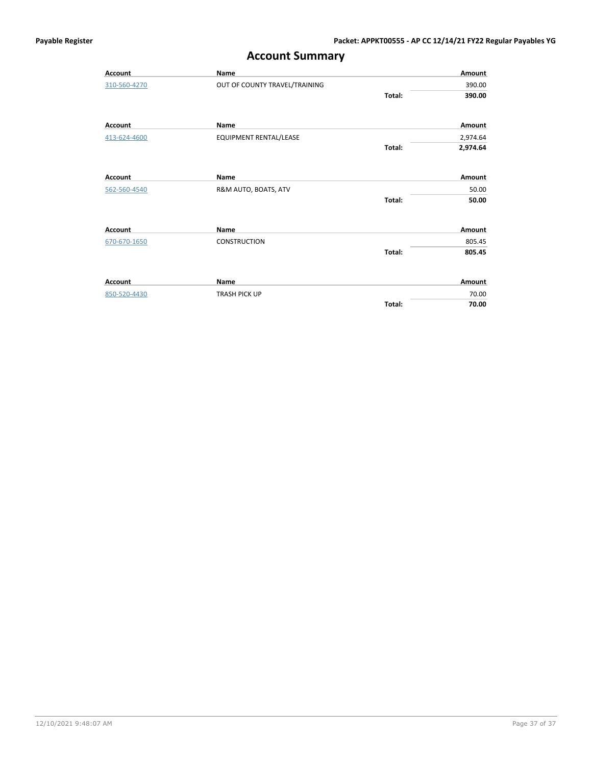# Account Summary

| Account | Name | | Amount |
| --- | --- | --- | --- |
| 310-560-4270 | OUT OF COUNTY TRAVEL/TRAINING | | 390.00 |
| | | **Total:** | **390.00** |

| Account | Name | | Amount |
| --- | --- | --- | --- |
| 413-624-4600 | EQUIPMENT RENTAL/LEASE | | 2,974.64 |
| | | **Total:** | **2,974.64** |

| Account | Name | | Amount |
| --- | --- | --- | --- |
| 562-560-4540 | R&M AUTO, BOATS, ATV | | 50.00 |
| | | **Total:** | **50.00** |

| Account | Name | | Amount |
| --- | --- | --- | --- |
| 670-670-1650 | CONSTRUCTION | | 805.45 |
| | | **Total:** | **805.45** |

| Account | Name | | Amount |
| --- | --- | --- | --- |
| 850-520-4430 | TRASH PICK UP | | 70.00 |
| | | **Total:** | **70.00** |